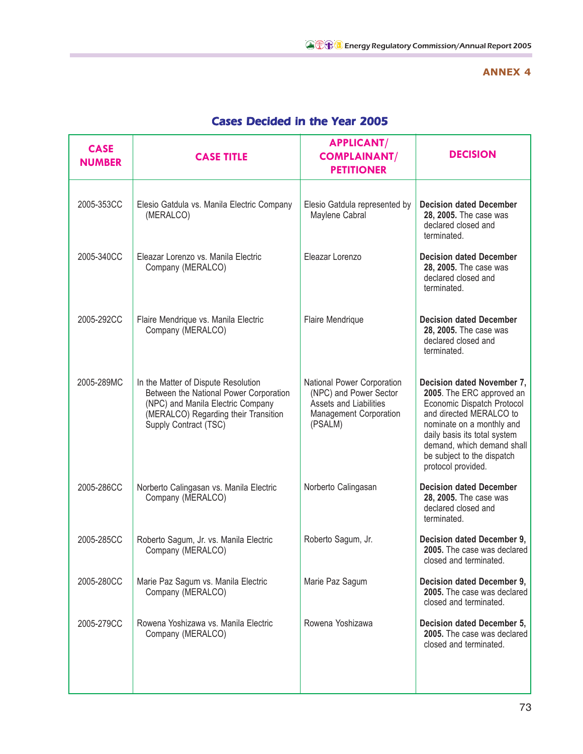ANNEX 4

## Cases Decided in the Year 2005

| CASE NUMBER | CASE TITLE | APPLICANT/ COMPLAINANT/ PETITIONER | DECISION |
|---|---|---|---|
| 2005-353CC | Elesio Gatdula vs. Manila Electric Company (MERALCO) | Elesio Gatdula represented by Maylene Cabral | **Decision dated December 28, 2005.** The case was declared closed and terminated. |
| 2005-340CC | Eleazar Lorenzo vs. Manila Electric Company (MERALCO) | Eleazar Lorenzo | **Decision dated December 28, 2005.** The case was declared closed and terminated. |
| 2005-292CC | Flaire Mendrique vs. Manila Electric Company (MERALCO) | Flaire Mendrique | **Decision dated December 28, 2005.** The case was declared closed and terminated. |
| 2005-289MC | In the Matter of Dispute Resolution Between the National Power Corporation (NPC) and Manila Electric Company (MERALCO) Regarding their Transition Supply Contract (TSC) | National Power Corporation (NPC) and Power Sector Assets and Liabilities Management Corporation (PSALM) | **Decision dated November 7, 2005**. The ERC approved an Economic Dispatch Protocol and directed MERALCO to nominate on a monthly and daily basis its total system demand, which demand shall be subject to the dispatch protocol provided. |
| 2005-286CC | Norberto Calingasan vs. Manila Electric Company (MERALCO) | Norberto Calingasan | **Decision dated December 28, 2005.** The case was declared closed and terminated. |
| 2005-285CC | Roberto Sagum, Jr. vs. Manila Electric Company (MERALCO) | Roberto Sagum, Jr. | **Decision dated December 9, 2005.** The case was declared closed and terminated. |
| 2005-280CC | Marie Paz Sagum vs. Manila Electric Company (MERALCO) | Marie Paz Sagum | **Decision dated December 9, 2005.** The case was declared closed and terminated. |
| 2005-279CC | Rowena Yoshizawa vs. Manila Electric Company (MERALCO) | Rowena Yoshizawa | **Decision dated December 5, 2005.** The case was declared closed and terminated. |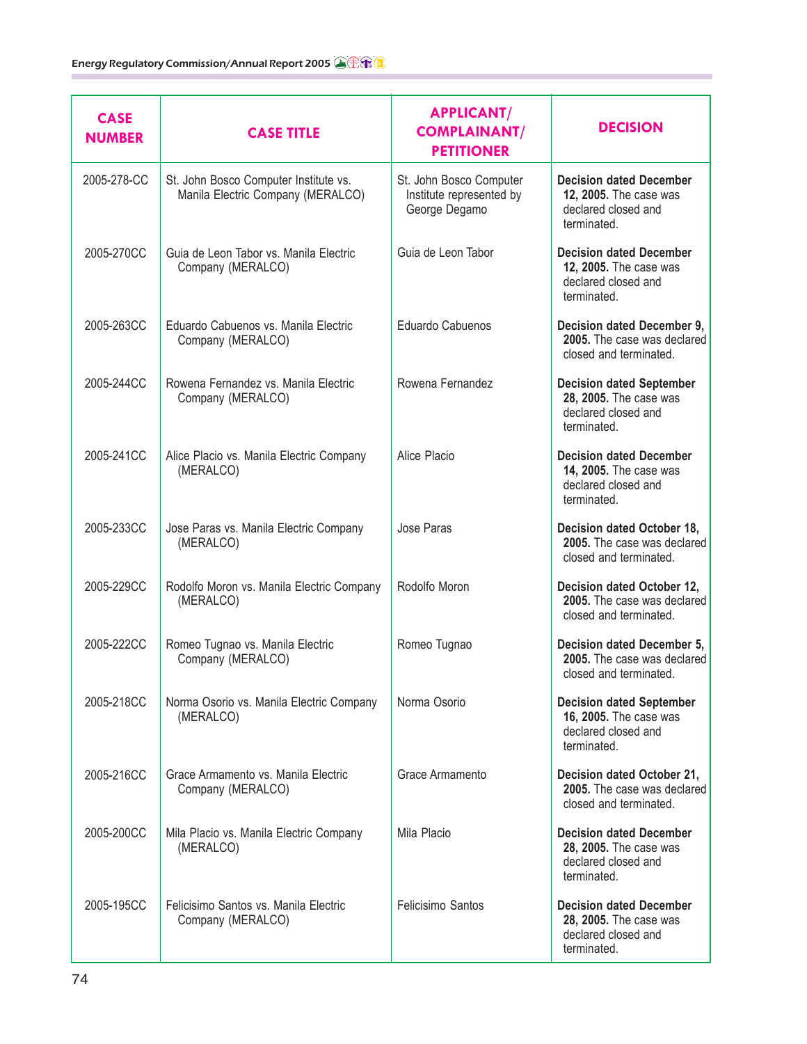| CASE NUMBER | CASE TITLE | APPLICANT/ COMPLAINANT/ PETITIONER | DECISION |
|---|---|---|---|
| 2005-278-CC | St. John Bosco Computer Institute vs. Manila Electric Company (MERALCO) | St. John Bosco Computer Institute represented by George Degamo | **Decision dated December 12, 2005.** The case was declared closed and terminated. |
| 2005-270CC | Guia de Leon Tabor vs. Manila Electric Company (MERALCO) | Guia de Leon Tabor | **Decision dated December 12, 2005.** The case was declared closed and terminated. |
| 2005-263CC | Eduardo Cabuenos vs. Manila Electric Company (MERALCO) | Eduardo Cabuenos | **Decision dated December 9, 2005.** The case was declared closed and terminated. |
| 2005-244CC | Rowena Fernandez vs. Manila Electric Company (MERALCO) | Rowena Fernandez | **Decision dated September 28, 2005.** The case was declared closed and terminated. |
| 2005-241CC | Alice Placio vs. Manila Electric Company (MERALCO) | Alice Placio | **Decision dated December 14, 2005.** The case was declared closed and terminated. |
| 2005-233CC | Jose Paras vs. Manila Electric Company (MERALCO) | Jose Paras | **Decision dated October 18, 2005.** The case was declared closed and terminated. |
| 2005-229CC | Rodolfo Moron vs. Manila Electric Company (MERALCO) | Rodolfo Moron | **Decision dated October 12, 2005.** The case was declared closed and terminated. |
| 2005-222CC | Romeo Tugnao vs. Manila Electric Company (MERALCO) | Romeo Tugnao | **Decision dated December 5, 2005.** The case was declared closed and terminated. |
| 2005-218CC | Norma Osorio vs. Manila Electric Company (MERALCO) | Norma Osorio | **Decision dated September 16, 2005.** The case was declared closed and terminated. |
| 2005-216CC | Grace Armamento vs. Manila Electric Company (MERALCO) | Grace Armamento | **Decision dated October 21, 2005.** The case was declared closed and terminated. |
| 2005-200CC | Mila Placio vs. Manila Electric Company (MERALCO) | Mila Placio | **Decision dated December 28, 2005.** The case was declared closed and terminated. |
| 2005-195CC | Felicisimo Santos vs. Manila Electric Company (MERALCO) | Felicisimo Santos | **Decision dated December 28, 2005.** The case was declared closed and terminated. |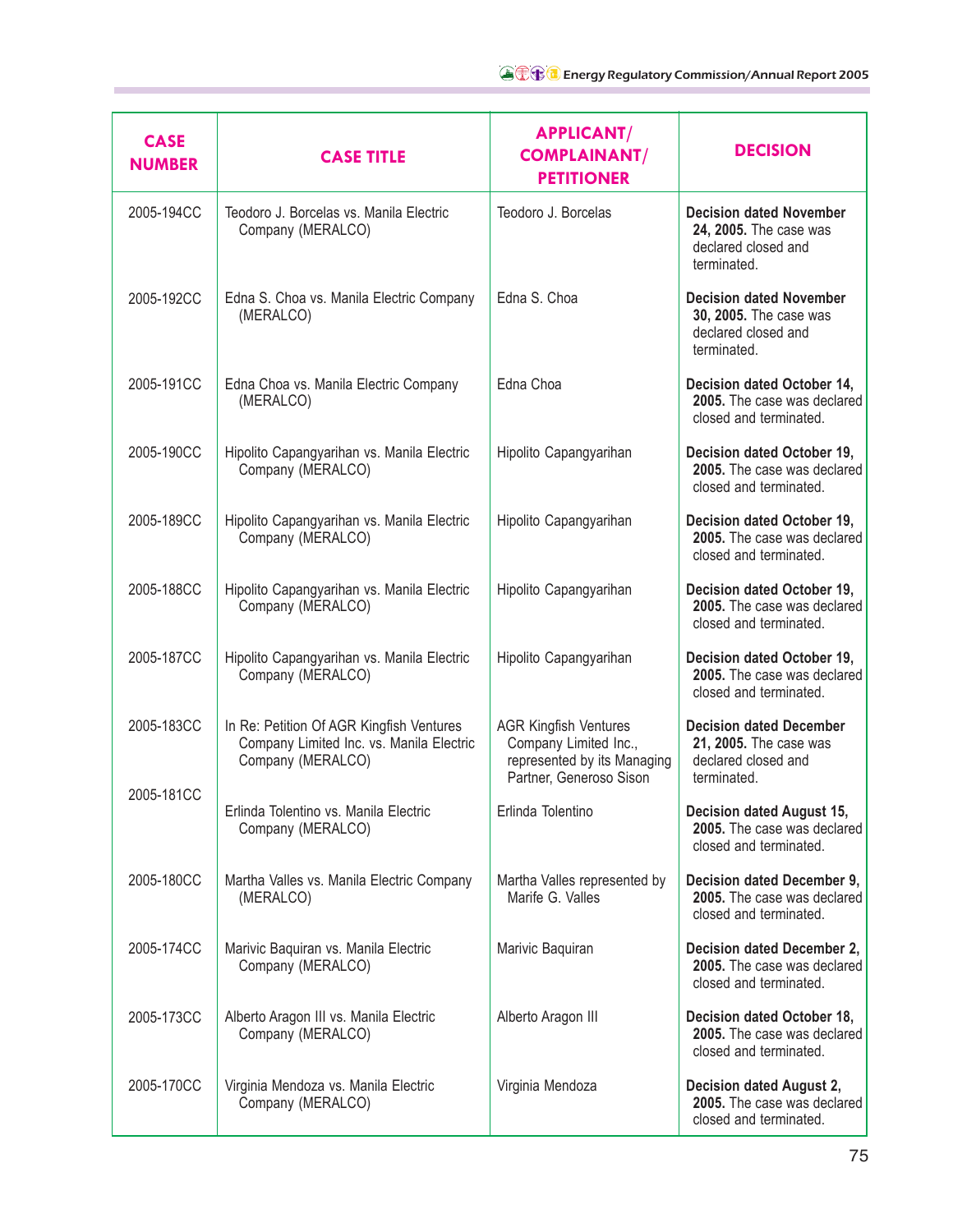| CASE NUMBER | CASE TITLE | APPLICANT/ COMPLAINANT/ PETITIONER | DECISION |
|---|---|---|---|
| 2005-194CC | Teodoro J. Borcelas vs. Manila Electric Company (MERALCO) | Teodoro J. Borcelas | **Decision dated November 24, 2005.** The case was declared closed and terminated. |
| 2005-192CC | Edna S. Choa vs. Manila Electric Company (MERALCO) | Edna S. Choa | **Decision dated November 30, 2005.** The case was declared closed and terminated. |
| 2005-191CC | Edna Choa vs. Manila Electric Company (MERALCO) | Edna Choa | **Decision dated October 14, 2005.** The case was declared closed and terminated. |
| 2005-190CC | Hipolito Capangyarihan vs. Manila Electric Company (MERALCO) | Hipolito Capangyarihan | **Decision dated October 19, 2005.** The case was declared closed and terminated. |
| 2005-189CC | Hipolito Capangyarihan vs. Manila Electric Company (MERALCO) | Hipolito Capangyarihan | **Decision dated October 19, 2005.** The case was declared closed and terminated. |
| 2005-188CC | Hipolito Capangyarihan vs. Manila Electric Company (MERALCO) | Hipolito Capangyarihan | **Decision dated October 19, 2005.** The case was declared closed and terminated. |
| 2005-187CC | Hipolito Capangyarihan vs. Manila Electric Company (MERALCO) | Hipolito Capangyarihan | **Decision dated October 19, 2005.** The case was declared closed and terminated. |
| 2005-183CC | In Re: Petition Of AGR Kingfish Ventures Company Limited Inc. vs. Manila Electric Company (MERALCO) | AGR Kingfish Ventures Company Limited Inc., represented by its Managing Partner, Generoso Sison | **Decision dated December 21, 2005.** The case was declared closed and terminated. |
| 2005-181CC | Erlinda Tolentino vs. Manila Electric Company (MERALCO) | Erlinda Tolentino | **Decision dated August 15, 2005.** The case was declared closed and terminated. |
| 2005-180CC | Martha Valles vs. Manila Electric Company (MERALCO) | Martha Valles represented by Marife G. Valles | **Decision dated December 9, 2005.** The case was declared closed and terminated. |
| 2005-174CC | Marivic Baquiran vs. Manila Electric Company (MERALCO) | Marivic Baquiran | **Decision dated December 2, 2005.** The case was declared closed and terminated. |
| 2005-173CC | Alberto Aragon III vs. Manila Electric Company (MERALCO) | Alberto Aragon III | **Decision dated October 18, 2005.** The case was declared closed and terminated. |
| 2005-170CC | Virginia Mendoza vs. Manila Electric Company (MERALCO) | Virginia Mendoza | **Decision dated August 2, 2005.** The case was declared closed and terminated. |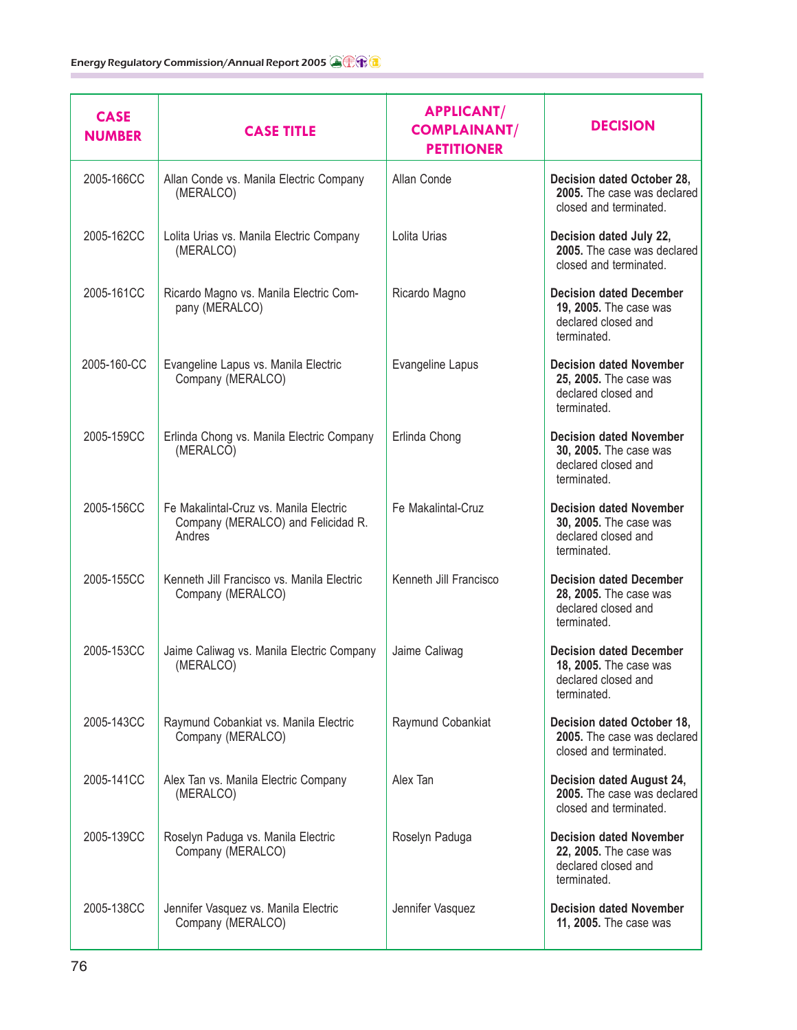| CASE NUMBER | CASE TITLE | APPLICANT/ COMPLAINANT/ PETITIONER | DECISION |
|---|---|---|---|
| 2005-166CC | Allan Conde vs. Manila Electric Company (MERALCO) | Allan Conde | **Decision dated October 28, 2005.** The case was declared closed and terminated. |
| 2005-162CC | Lolita Urias vs. Manila Electric Company (MERALCO) | Lolita Urias | **Decision dated July 22, 2005.** The case was declared closed and terminated. |
| 2005-161CC | Ricardo Magno vs. Manila Electric Company (MERALCO) | Ricardo Magno | **Decision dated December 19, 2005.** The case was declared closed and terminated. |
| 2005-160-CC | Evangeline Lapus vs. Manila Electric Company (MERALCO) | Evangeline Lapus | **Decision dated November 25, 2005.** The case was declared closed and terminated. |
| 2005-159CC | Erlinda Chong vs. Manila Electric Company (MERALCO) | Erlinda Chong | **Decision dated November 30, 2005.** The case was declared closed and terminated. |
| 2005-156CC | Fe Makalintal-Cruz vs. Manila Electric Company (MERALCO) and Felicidad R. Andres | Fe Makalintal-Cruz | **Decision dated November 30, 2005.** The case was declared closed and terminated. |
| 2005-155CC | Kenneth Jill Francisco vs. Manila Electric Company (MERALCO) | Kenneth Jill Francisco | **Decision dated December 28, 2005.** The case was declared closed and terminated. |
| 2005-153CC | Jaime Caliwag vs. Manila Electric Company (MERALCO) | Jaime Caliwag | **Decision dated December 18, 2005.** The case was declared closed and terminated. |
| 2005-143CC | Raymund Cobankiat vs. Manila Electric Company (MERALCO) | Raymund Cobankiat | **Decision dated October 18, 2005.** The case was declared closed and terminated. |
| 2005-141CC | Alex Tan vs. Manila Electric Company (MERALCO) | Alex Tan | **Decision dated August 24, 2005.** The case was declared closed and terminated. |
| 2005-139CC | Roselyn Paduga vs. Manila Electric Company (MERALCO) | Roselyn Paduga | **Decision dated November 22, 2005.** The case was declared closed and terminated. |
| 2005-138CC | Jennifer Vasquez vs. Manila Electric Company (MERALCO) | Jennifer Vasquez | **Decision dated November 11, 2005.** The case was |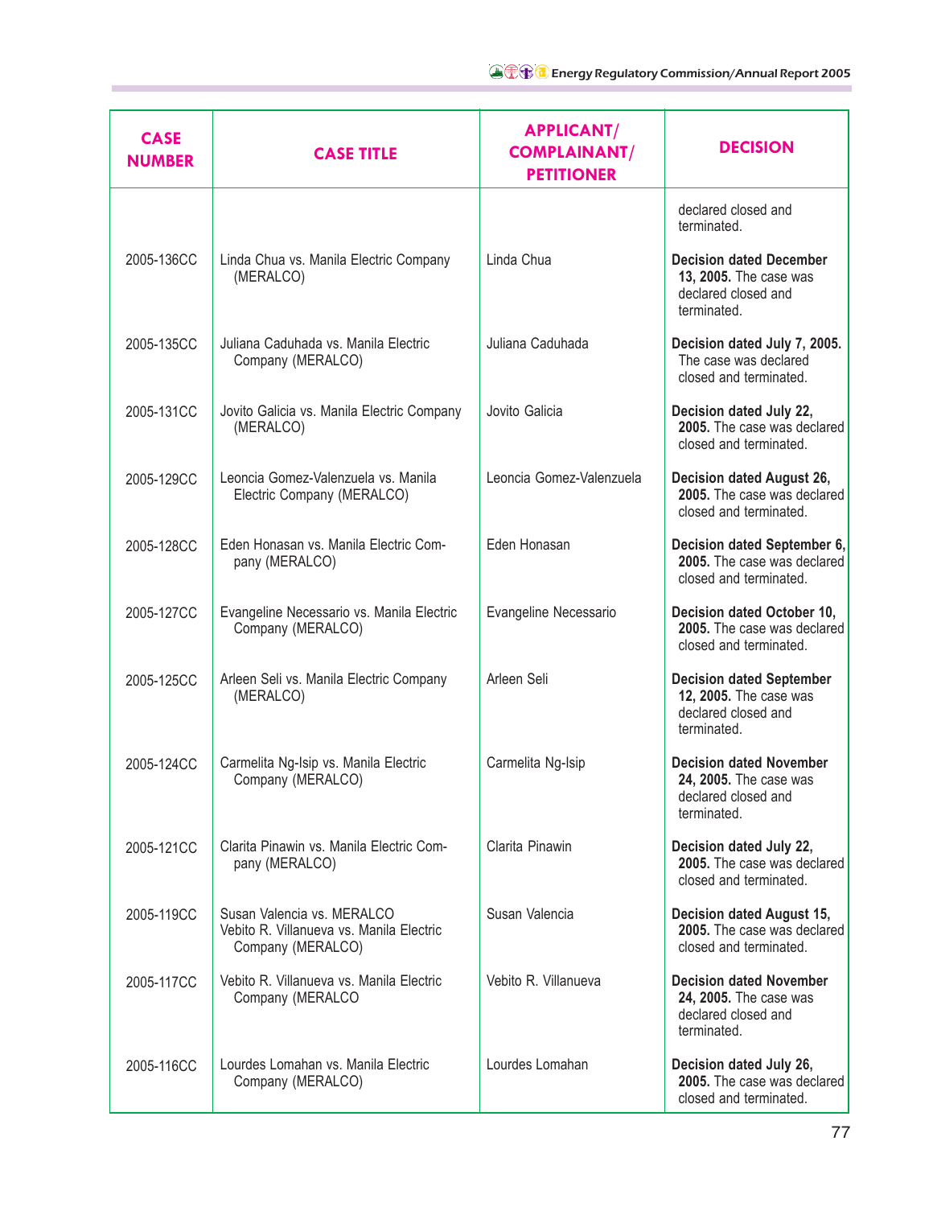| CASE NUMBER | CASE TITLE | APPLICANT/ COMPLAINANT/ PETITIONER | DECISION |
|---|---|---|---|
| | | | declared closed and terminated. |
| 2005-136CC | Linda Chua vs. Manila Electric Company (MERALCO) | Linda Chua | **Decision dated December 13, 2005.** The case was declared closed and terminated. |
| 2005-135CC | Juliana Caduhada vs. Manila Electric Company (MERALCO) | Juliana Caduhada | **Decision dated July 7, 2005.** The case was declared closed and terminated. |
| 2005-131CC | Jovito Galicia vs. Manila Electric Company (MERALCO) | Jovito Galicia | **Decision dated July 22, 2005.** The case was declared closed and terminated. |
| 2005-129CC | Leoncia Gomez-Valenzuela vs. Manila Electric Company (MERALCO) | Leoncia Gomez-Valenzuela | **Decision dated August 26, 2005.** The case was declared closed and terminated. |
| 2005-128CC | Eden Honasan vs. Manila Electric Company (MERALCO) | Eden Honasan | **Decision dated September 6, 2005.** The case was declared closed and terminated. |
| 2005-127CC | Evangeline Necessario vs. Manila Electric Company (MERALCO) | Evangeline Necessario | **Decision dated October 10, 2005.** The case was declared closed and terminated. |
| 2005-125CC | Arleen Seli vs. Manila Electric Company (MERALCO) | Arleen Seli | **Decision dated September 12, 2005.** The case was declared closed and terminated. |
| 2005-124CC | Carmelita Ng-Isip vs. Manila Electric Company (MERALCO) | Carmelita Ng-Isip | **Decision dated November 24, 2005.** The case was declared closed and terminated. |
| 2005-121CC | Clarita Pinawin vs. Manila Electric Company (MERALCO) | Clarita Pinawin | **Decision dated July 22, 2005.** The case was declared closed and terminated. |
| 2005-119CC | Susan Valencia vs. MERALCO Vebito R. Villanueva vs. Manila Electric Company (MERALCO) | Susan Valencia | **Decision dated August 15, 2005.** The case was declared closed and terminated. |
| 2005-117CC | Vebito R. Villanueva vs. Manila Electric Company (MERALCO | Vebito R. Villanueva | **Decision dated November 24, 2005.** The case was declared closed and terminated. |
| 2005-116CC | Lourdes Lomahan vs. Manila Electric Company (MERALCO) | Lourdes Lomahan | **Decision dated July 26, 2005.** The case was declared closed and terminated. |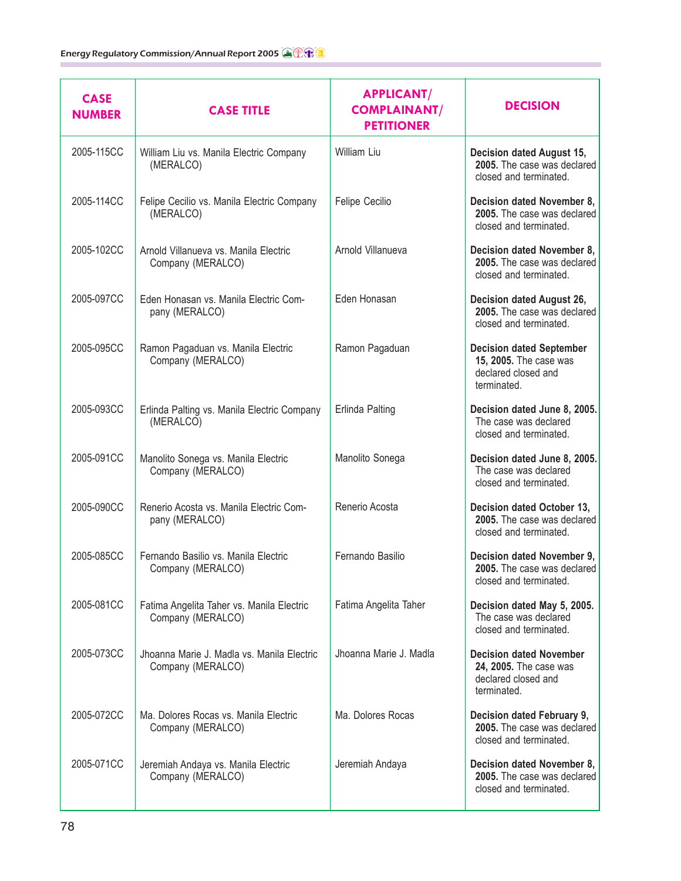| CASE NUMBER | CASE TITLE | APPLICANT/ COMPLAINANT/ PETITIONER | DECISION |
|---|---|---|---|
| 2005-115CC | William Liu vs. Manila Electric Company (MERALCO) | William Liu | **Decision dated August 15, 2005.** The case was declared closed and terminated. |
| 2005-114CC | Felipe Cecilio vs. Manila Electric Company (MERALCO) | Felipe Cecilio | **Decision dated November 8, 2005.** The case was declared closed and terminated. |
| 2005-102CC | Arnold Villanueva vs. Manila Electric Company (MERALCO) | Arnold Villanueva | **Decision dated November 8, 2005.** The case was declared closed and terminated. |
| 2005-097CC | Eden Honasan vs. Manila Electric Company (MERALCO) | Eden Honasan | **Decision dated August 26, 2005.** The case was declared closed and terminated. |
| 2005-095CC | Ramon Pagaduan vs. Manila Electric Company (MERALCO) | Ramon Pagaduan | **Decision dated September 15, 2005.** The case was declared closed and terminated. |
| 2005-093CC | Erlinda Palting vs. Manila Electric Company (MERALCO) | Erlinda Palting | **Decision dated June 8, 2005.** The case was declared closed and terminated. |
| 2005-091CC | Manolito Sonega vs. Manila Electric Company (MERALCO) | Manolito Sonega | **Decision dated June 8, 2005.** The case was declared closed and terminated. |
| 2005-090CC | Renerio Acosta vs. Manila Electric Company (MERALCO) | Renerio Acosta | **Decision dated October 13, 2005.** The case was declared closed and terminated. |
| 2005-085CC | Fernando Basilio vs. Manila Electric Company (MERALCO) | Fernando Basilio | **Decision dated November 9, 2005.** The case was declared closed and terminated. |
| 2005-081CC | Fatima Angelita Taher vs. Manila Electric Company (MERALCO) | Fatima Angelita Taher | **Decision dated May 5, 2005.** The case was declared closed and terminated. |
| 2005-073CC | Jhoanna Marie J. Madla vs. Manila Electric Company (MERALCO) | Jhoanna Marie J. Madla | **Decision dated November 24, 2005.** The case was declared closed and terminated. |
| 2005-072CC | Ma. Dolores Rocas vs. Manila Electric Company (MERALCO) | Ma. Dolores Rocas | **Decision dated February 9, 2005.** The case was declared closed and terminated. |
| 2005-071CC | Jeremiah Andaya vs. Manila Electric Company (MERALCO) | Jeremiah Andaya | **Decision dated November 8, 2005.** The case was declared closed and terminated. |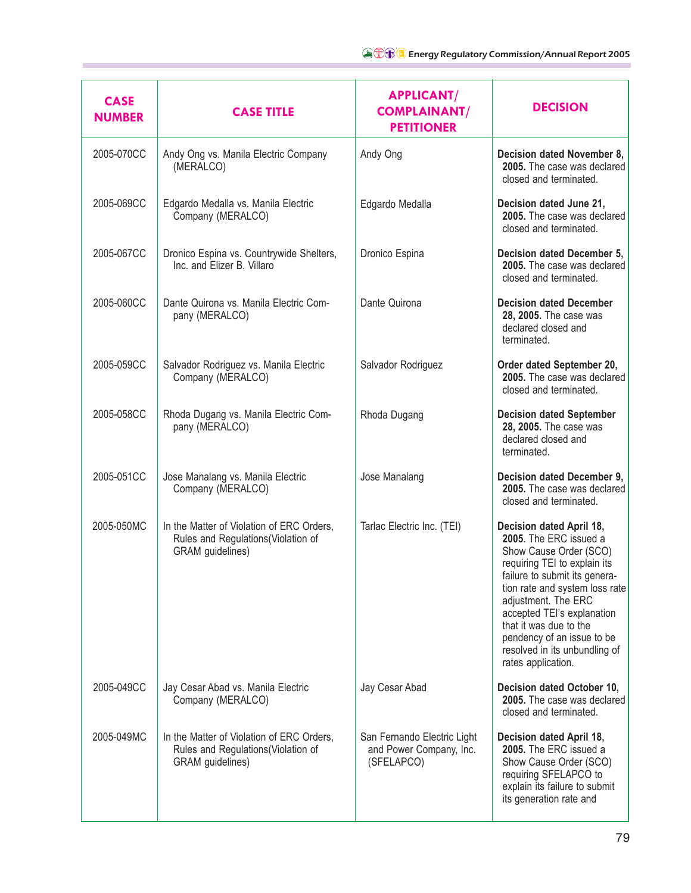| CASE NUMBER | CASE TITLE | APPLICANT/ COMPLAINANT/ PETITIONER | DECISION |
|---|---|---|---|
| 2005-070CC | Andy Ong vs. Manila Electric Company (MERALCO) | Andy Ong | **Decision dated November 8, 2005.** The case was declared closed and terminated. |
| 2005-069CC | Edgardo Medalla vs. Manila Electric Company (MERALCO) | Edgardo Medalla | **Decision dated June 21, 2005.** The case was declared closed and terminated. |
| 2005-067CC | Dronico Espina vs. Countrywide Shelters, Inc. and Elizer B. Villaro | Dronico Espina | **Decision dated December 5, 2005.** The case was declared closed and terminated. |
| 2005-060CC | Dante Quirona vs. Manila Electric Company (MERALCO) | Dante Quirona | **Decision dated December 28, 2005.** The case was declared closed and terminated. |
| 2005-059CC | Salvador Rodriguez vs. Manila Electric Company (MERALCO) | Salvador Rodriguez | **Order dated September 20, 2005.** The case was declared closed and terminated. |
| 2005-058CC | Rhoda Dugang vs. Manila Electric Company (MERALCO) | Rhoda Dugang | **Decision dated September 28, 2005.** The case was declared closed and terminated. |
| 2005-051CC | Jose Manalang vs. Manila Electric Company (MERALCO) | Jose Manalang | **Decision dated December 9, 2005.** The case was declared closed and terminated. |
| 2005-050MC | In the Matter of Violation of ERC Orders, Rules and Regulations(Violation of GRAM guidelines) | Tarlac Electric Inc. (TEI) | **Decision dated April 18, 2005**. The ERC issued a Show Cause Order (SCO) requiring TEI to explain its failure to submit its generation rate and system loss rate adjustment. The ERC accepted TEI's explanation that it was due to the pendency of an issue to be resolved in its unbundling of rates application. |
| 2005-049CC | Jay Cesar Abad vs. Manila Electric Company (MERALCO) | Jay Cesar Abad | **Decision dated October 10, 2005.** The case was declared closed and terminated. |
| 2005-049MC | In the Matter of Violation of ERC Orders, Rules and Regulations(Violation of GRAM guidelines) | San Fernando Electric Light and Power Company, Inc. (SFELAPCO) | **Decision dated April 18, 2005.** The ERC issued a Show Cause Order (SCO) requiring SFELAPCO to explain its failure to submit its generation rate and |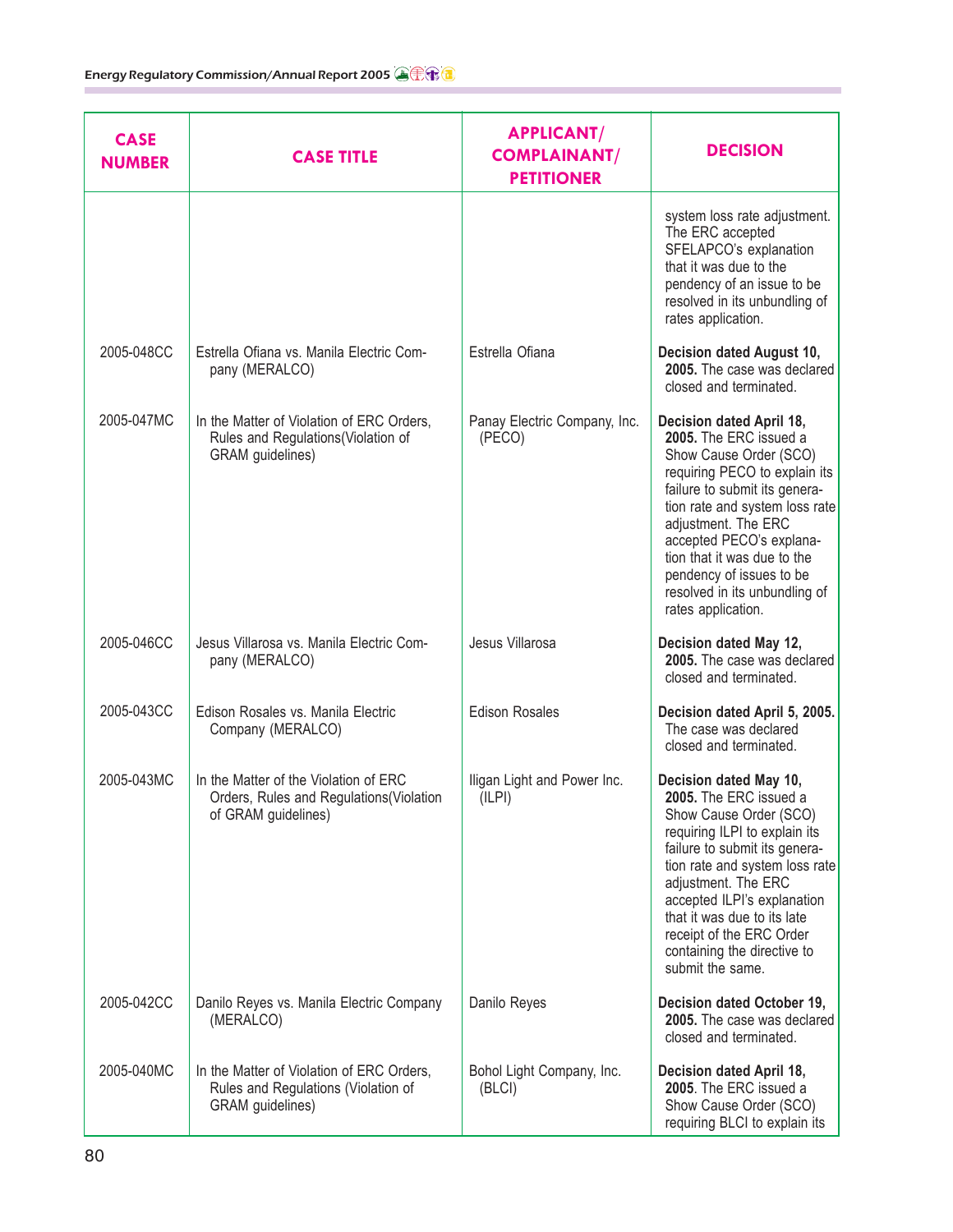| CASE NUMBER | CASE TITLE | APPLICANT/ COMPLAINANT/ PETITIONER | DECISION |
|---|---|---|---|
| | | | system loss rate adjustment. The ERC accepted SFELAPCO's explanation that it was due to the pendency of an issue to be resolved in its unbundling of rates application. |
| 2005-048CC | Estrella Ofiana vs. Manila Electric Company (MERALCO) | Estrella Ofiana | **Decision dated August 10, 2005.** The case was declared closed and terminated. |
| 2005-047MC | In the Matter of Violation of ERC Orders, Rules and Regulations(Violation of GRAM guidelines) | Panay Electric Company, Inc. (PECO) | **Decision dated April 18, 2005.** The ERC issued a Show Cause Order (SCO) requiring PECO to explain its failure to submit its generation rate and system loss rate adjustment. The ERC accepted PECO's explanation that it was due to the pendency of issues to be resolved in its unbundling of rates application. |
| 2005-046CC | Jesus Villarosa vs. Manila Electric Company (MERALCO) | Jesus Villarosa | **Decision dated May 12, 2005.** The case was declared closed and terminated. |
| 2005-043CC | Edison Rosales vs. Manila Electric Company (MERALCO) | Edison Rosales | **Decision dated April 5, 2005.** The case was declared closed and terminated. |
| 2005-043MC | In the Matter of the Violation of ERC Orders, Rules and Regulations(Violation of GRAM guidelines) | Iligan Light and Power Inc. (ILPI) | **Decision dated May 10, 2005.** The ERC issued a Show Cause Order (SCO) requiring ILPI to explain its failure to submit its generation rate and system loss rate adjustment. The ERC accepted ILPI's explanation that it was due to its late receipt of the ERC Order containing the directive to submit the same. |
| 2005-042CC | Danilo Reyes vs. Manila Electric Company (MERALCO) | Danilo Reyes | **Decision dated October 19, 2005.** The case was declared closed and terminated. |
| 2005-040MC | In the Matter of Violation of ERC Orders, Rules and Regulations (Violation of GRAM guidelines) | Bohol Light Company, Inc. (BLCI) | **Decision dated April 18, 2005**. The ERC issued a Show Cause Order (SCO) requiring BLCI to explain its |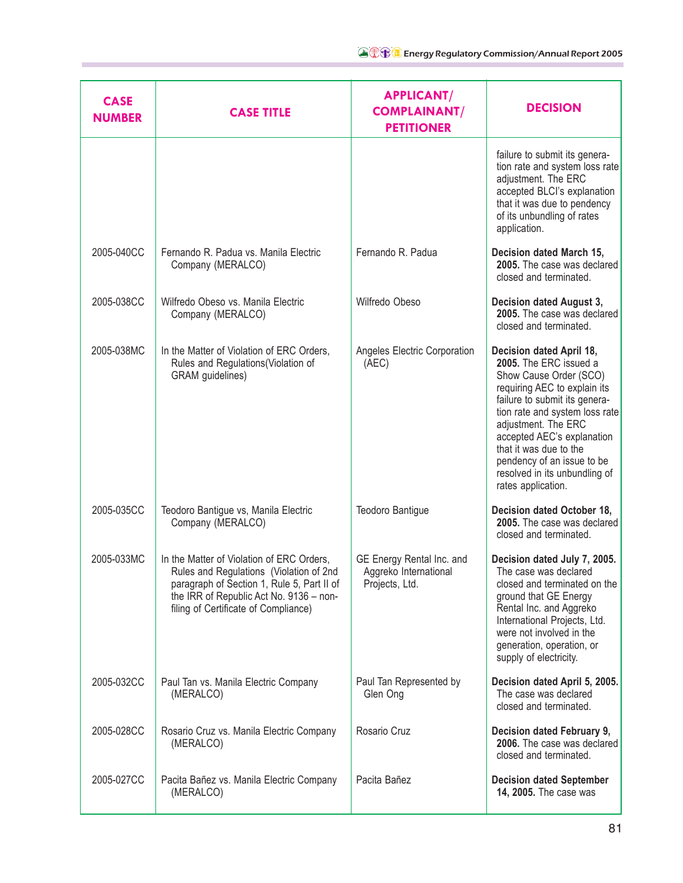| CASE NUMBER | CASE TITLE | APPLICANT/ COMPLAINANT/ PETITIONER | DECISION |
|---|---|---|---|
| | | | failure to submit its generation rate and system loss rate adjustment. The ERC accepted BLCI's explanation that it was due to pendency of its unbundling of rates application. |
| 2005-040CC | Fernando R. Padua vs. Manila Electric Company (MERALCO) | Fernando R. Padua | **Decision dated March 15, 2005.** The case was declared closed and terminated. |
| 2005-038CC | Wilfredo Obeso vs. Manila Electric Company (MERALCO) | Wilfredo Obeso | **Decision dated August 3, 2005.** The case was declared closed and terminated. |
| 2005-038MC | In the Matter of Violation of ERC Orders, Rules and Regulations(Violation of GRAM guidelines) | Angeles Electric Corporation (AEC) | **Decision dated April 18, 2005.** The ERC issued a Show Cause Order (SCO) requiring AEC to explain its failure to submit its generation rate and system loss rate adjustment. The ERC accepted AEC's explanation that it was due to the pendency of an issue to be resolved in its unbundling of rates application. |
| 2005-035CC | Teodoro Bantigue vs, Manila Electric Company (MERALCO) | Teodoro Bantigue | **Decision dated October 18, 2005.** The case was declared closed and terminated. |
| 2005-033MC | In the Matter of Violation of ERC Orders, Rules and Regulations (Violation of 2nd paragraph of Section 1, Rule 5, Part II of the IRR of Republic Act No. 9136 – non-filing of Certificate of Compliance) | GE Energy Rental Inc. and Aggreko International Projects, Ltd. | **Decision dated July 7, 2005.** The case was declared closed and terminated on the ground that GE Energy Rental Inc. and Aggreko International Projects, Ltd. were not involved in the generation, operation, or supply of electricity. |
| 2005-032CC | Paul Tan vs. Manila Electric Company (MERALCO) | Paul Tan Represented by Glen Ong | **Decision dated April 5, 2005.** The case was declared closed and terminated. |
| 2005-028CC | Rosario Cruz vs. Manila Electric Company (MERALCO) | Rosario Cruz | **Decision dated February 9, 2006.** The case was declared closed and terminated. |
| 2005-027CC | Pacita Bañez vs. Manila Electric Company (MERALCO) | Pacita Bañez | **Decision dated September 14, 2005.** The case was |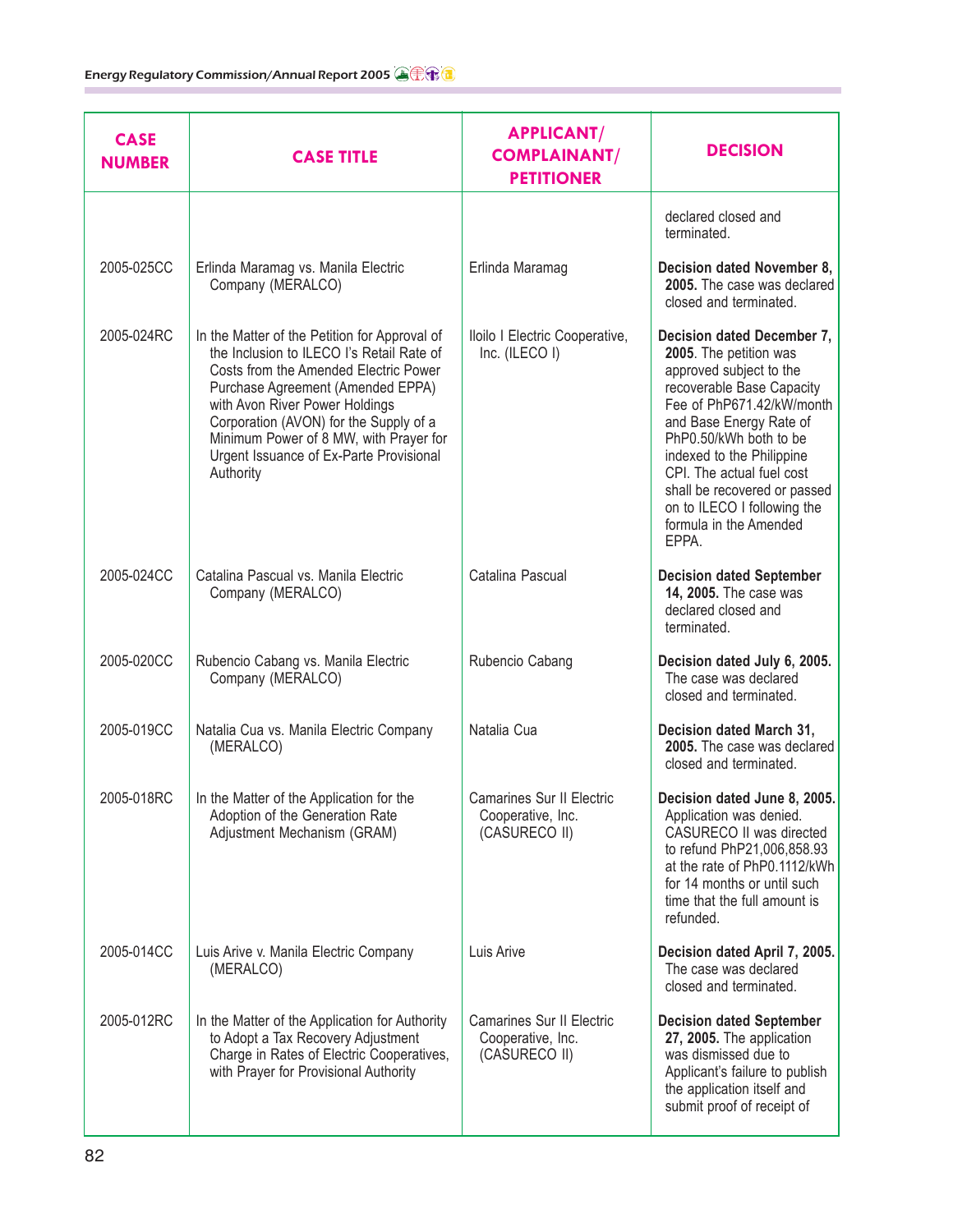| CASE NUMBER | CASE TITLE | APPLICANT/ COMPLAINANT/ PETITIONER | DECISION |
|---|---|---|---|
| | | | declared closed and terminated. |
| 2005-025CC | Erlinda Maramag vs. Manila Electric Company (MERALCO) | Erlinda Maramag | **Decision dated November 8, 2005.** The case was declared closed and terminated. |
| 2005-024RC | In the Matter of the Petition for Approval of the Inclusion to ILECO I's Retail Rate of Costs from the Amended Electric Power Purchase Agreement (Amended EPPA) with Avon River Power Holdings Corporation (AVON) for the Supply of a Minimum Power of 8 MW, with Prayer for Urgent Issuance of Ex-Parte Provisional Authority | Iloilo I Electric Cooperative, Inc. (ILECO I) | **Decision dated December 7, 2005**. The petition was approved subject to the recoverable Base Capacity Fee of PhP671.42/kW/month and Base Energy Rate of PhP0.50/kWh both to be indexed to the Philippine CPI. The actual fuel cost shall be recovered or passed on to ILECO I following the formula in the Amended EPPA. |
| 2005-024CC | Catalina Pascual vs. Manila Electric Company (MERALCO) | Catalina Pascual | **Decision dated September 14, 2005.** The case was declared closed and terminated. |
| 2005-020CC | Rubencio Cabang vs. Manila Electric Company (MERALCO) | Rubencio Cabang | **Decision dated July 6, 2005.** The case was declared closed and terminated. |
| 2005-019CC | Natalia Cua vs. Manila Electric Company (MERALCO) | Natalia Cua | **Decision dated March 31, 2005.** The case was declared closed and terminated. |
| 2005-018RC | In the Matter of the Application for the Adoption of the Generation Rate Adjustment Mechanism (GRAM) | Camarines Sur II Electric Cooperative, Inc. (CASURECO II) | **Decision dated June 8, 2005.** Application was denied. CASURECO II was directed to refund PhP21,006,858.93 at the rate of PhP0.1112/kWh for 14 months or until such time that the full amount is refunded. |
| 2005-014CC | Luis Arive v. Manila Electric Company (MERALCO) | Luis Arive | **Decision dated April 7, 2005.** The case was declared closed and terminated. |
| 2005-012RC | In the Matter of the Application for Authority to Adopt a Tax Recovery Adjustment Charge in Rates of Electric Cooperatives, with Prayer for Provisional Authority | Camarines Sur II Electric Cooperative, Inc. (CASURECO II) | **Decision dated September 27, 2005.** The application was dismissed due to Applicant's failure to publish the application itself and submit proof of receipt of |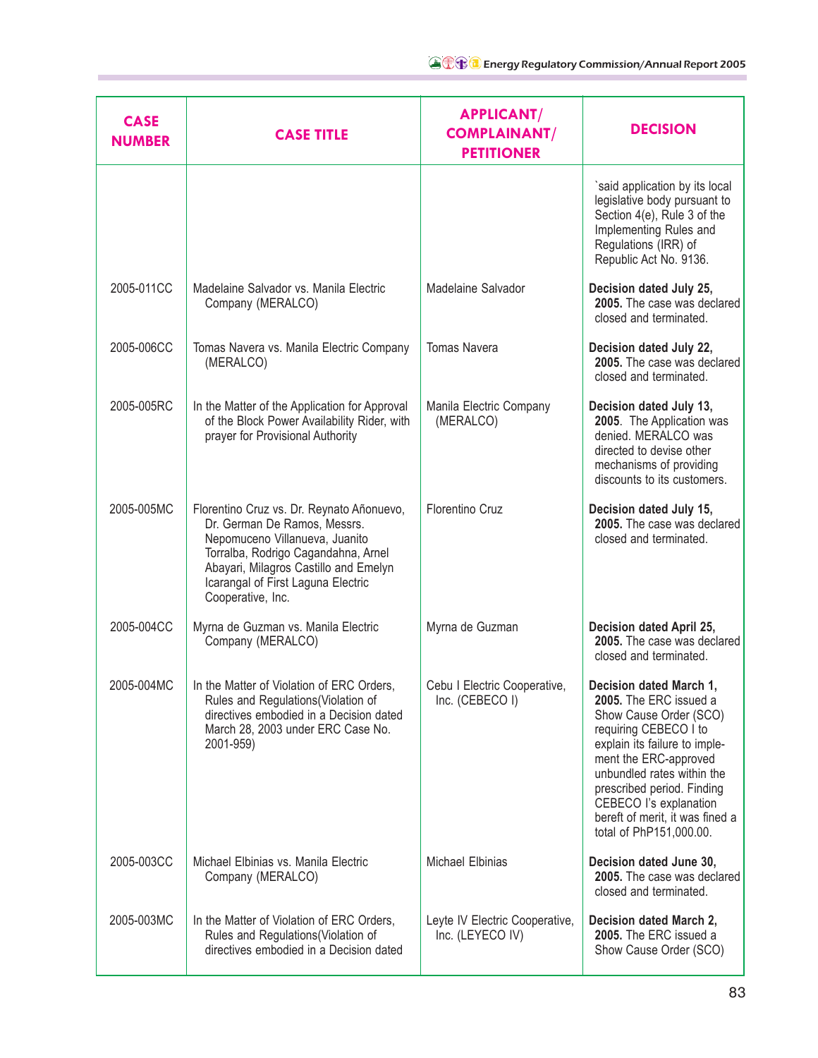| CASE NUMBER | CASE TITLE | APPLICANT/ COMPLAINANT/ PETITIONER | DECISION |
|---|---|---|---|
| | | | `said application by its local legislative body pursuant to Section 4(e), Rule 3 of the Implementing Rules and Regulations (IRR) of Republic Act No. 9136. |
| 2005-011CC | Madelaine Salvador vs. Manila Electric Company (MERALCO) | Madelaine Salvador | **Decision dated July 25, 2005.** The case was declared closed and terminated. |
| 2005-006CC | Tomas Navera vs. Manila Electric Company (MERALCO) | Tomas Navera | **Decision dated July 22, 2005.** The case was declared closed and terminated. |
| 2005-005RC | In the Matter of the Application for Approval of the Block Power Availability Rider, with prayer for Provisional Authority | Manila Electric Company (MERALCO) | **Decision dated July 13, 2005.** The Application was denied. MERALCO was directed to devise other mechanisms of providing discounts to its customers. |
| 2005-005MC | Florentino Cruz vs. Dr. Reynato Añonuevo, Dr. German De Ramos, Messrs. Nepomuceno Villanueva, Juanito Torralba, Rodrigo Cagandahna, Arnel Abayari, Milagros Castillo and Emelyn Icarangal of First Laguna Electric Cooperative, Inc. | Florentino Cruz | **Decision dated July 15, 2005.** The case was declared closed and terminated. |
| 2005-004CC | Myrna de Guzman vs. Manila Electric Company (MERALCO) | Myrna de Guzman | **Decision dated April 25, 2005.** The case was declared closed and terminated. |
| 2005-004MC | In the Matter of Violation of ERC Orders, Rules and Regulations(Violation of directives embodied in a Decision dated March 28, 2003 under ERC Case No. 2001-959) | Cebu I Electric Cooperative, Inc. (CEBECO I) | **Decision dated March 1, 2005.** The ERC issued a Show Cause Order (SCO) requiring CEBECO I to explain its failure to implement the ERC-approved unbundled rates within the prescribed period. Finding CEBECO I's explanation bereft of merit, it was fined a total of PhP151,000.00. |
| 2005-003CC | Michael Elbinias vs. Manila Electric Company (MERALCO) | Michael Elbinias | **Decision dated June 30, 2005.** The case was declared closed and terminated. |
| 2005-003MC | In the Matter of Violation of ERC Orders, Rules and Regulations(Violation of directives embodied in a Decision dated | Leyte IV Electric Cooperative, Inc. (LEYECO IV) | **Decision dated March 2, 2005.** The ERC issued a Show Cause Order (SCO) |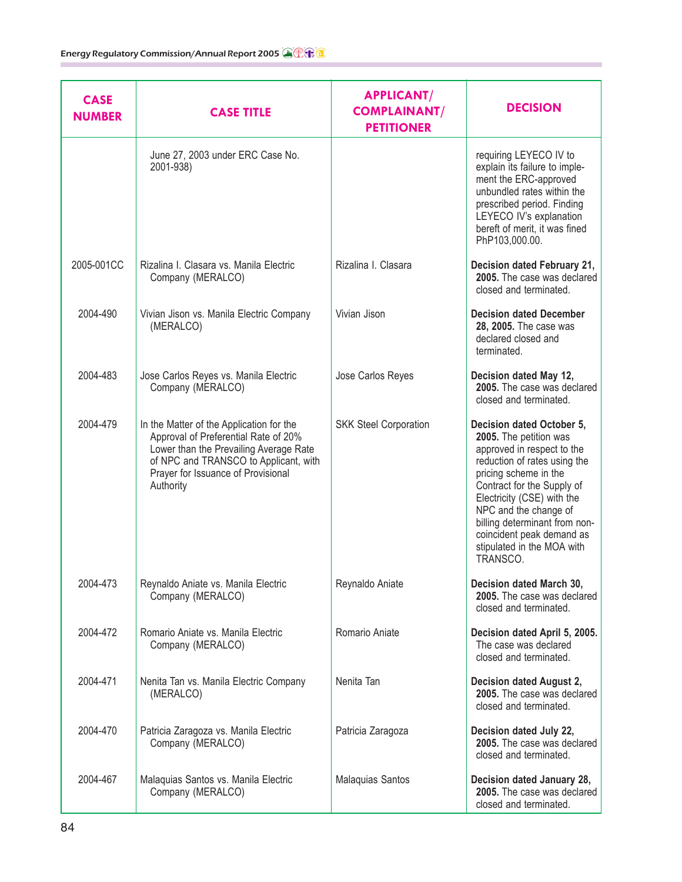| CASE NUMBER | CASE TITLE | APPLICANT/ COMPLAINANT/ PETITIONER | DECISION |
|---|---|---|---|
| | June 27, 2003 under ERC Case No. 2001-938) | | requiring LEYECO IV to explain its failure to implement the ERC-approved unbundled rates within the prescribed period. Finding LEYECO IV's explanation bereft of merit, it was fined PhP103,000.00. |
| 2005-001CC | Rizalina I. Clasara vs. Manila Electric Company (MERALCO) | Rizalina I. Clasara | **Decision dated February 21, 2005.** The case was declared closed and terminated. |
| 2004-490 | Vivian Jison vs. Manila Electric Company (MERALCO) | Vivian Jison | **Decision dated December 28, 2005.** The case was declared closed and terminated. |
| 2004-483 | Jose Carlos Reyes vs. Manila Electric Company (MERALCO) | Jose Carlos Reyes | **Decision dated May 12, 2005.** The case was declared closed and terminated. |
| 2004-479 | In the Matter of the Application for the Approval of Preferential Rate of 20% Lower than the Prevailing Average Rate of NPC and TRANSCO to Applicant, with Prayer for Issuance of Provisional Authority | SKK Steel Corporation | **Decision dated October 5, 2005.** The petition was approved in respect to the reduction of rates using the pricing scheme in the Contract for the Supply of Electricity (CSE) with the NPC and the change of billing determinant from non-coincident peak demand as stipulated in the MOA with TRANSCO. |
| 2004-473 | Reynaldo Aniate vs. Manila Electric Company (MERALCO) | Reynaldo Aniate | **Decision dated March 30, 2005.** The case was declared closed and terminated. |
| 2004-472 | Romario Aniate vs. Manila Electric Company (MERALCO) | Romario Aniate | **Decision dated April 5, 2005.** The case was declared closed and terminated. |
| 2004-471 | Nenita Tan vs. Manila Electric Company (MERALCO) | Nenita Tan | **Decision dated August 2, 2005.** The case was declared closed and terminated. |
| 2004-470 | Patricia Zaragoza vs. Manila Electric Company (MERALCO) | Patricia Zaragoza | **Decision dated July 22, 2005.** The case was declared closed and terminated. |
| 2004-467 | Malaquias Santos vs. Manila Electric Company (MERALCO) | Malaquias Santos | **Decision dated January 28, 2005.** The case was declared closed and terminated. |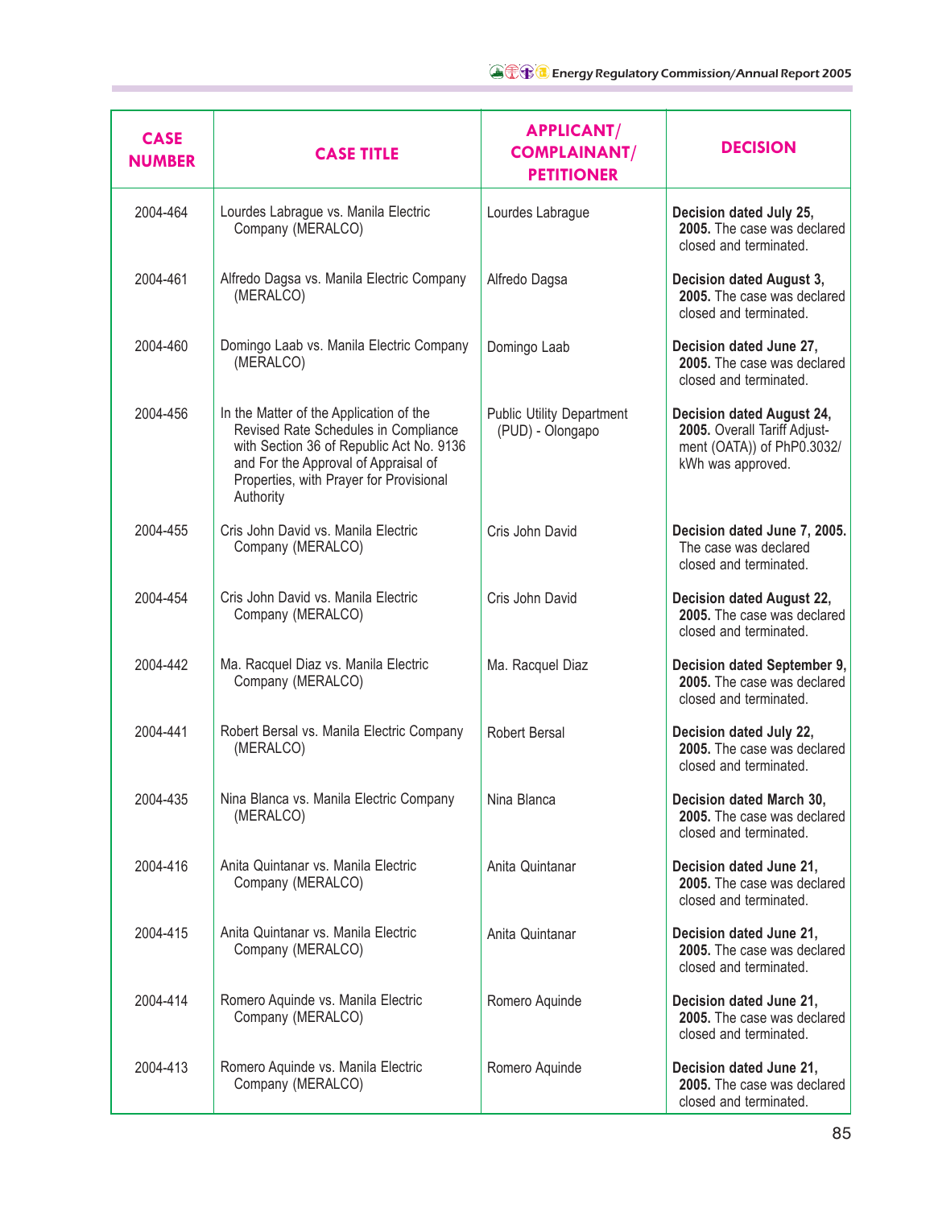| CASE NUMBER | CASE TITLE | APPLICANT/ COMPLAINANT/ PETITIONER | DECISION |
|---|---|---|---|
| 2004-464 | Lourdes Labrague vs. Manila Electric Company (MERALCO) | Lourdes Labrague | **Decision dated July 25, 2005.** The case was declared closed and terminated. |
| 2004-461 | Alfredo Dagsa vs. Manila Electric Company (MERALCO) | Alfredo Dagsa | **Decision dated August 3, 2005.** The case was declared closed and terminated. |
| 2004-460 | Domingo Laab vs. Manila Electric Company (MERALCO) | Domingo Laab | **Decision dated June 27, 2005.** The case was declared closed and terminated. |
| 2004-456 | In the Matter of the Application of the Revised Rate Schedules in Compliance with Section 36 of Republic Act No. 9136 and For the Approval of Appraisal of Properties, with Prayer for Provisional Authority | Public Utility Department (PUD) - Olongapo | **Decision dated August 24, 2005.** Overall Tariff Adjustment (OATA)) of PhP0.3032/ kWh was approved. |
| 2004-455 | Cris John David vs. Manila Electric Company (MERALCO) | Cris John David | **Decision dated June 7, 2005.** The case was declared closed and terminated. |
| 2004-454 | Cris John David vs. Manila Electric Company (MERALCO) | Cris John David | **Decision dated August 22, 2005.** The case was declared closed and terminated. |
| 2004-442 | Ma. Racquel Diaz vs. Manila Electric Company (MERALCO) | Ma. Racquel Diaz | **Decision dated September 9, 2005.** The case was declared closed and terminated. |
| 2004-441 | Robert Bersal vs. Manila Electric Company (MERALCO) | Robert Bersal | **Decision dated July 22, 2005.** The case was declared closed and terminated. |
| 2004-435 | Nina Blanca vs. Manila Electric Company (MERALCO) | Nina Blanca | **Decision dated March 30, 2005.** The case was declared closed and terminated. |
| 2004-416 | Anita Quintanar vs. Manila Electric Company (MERALCO) | Anita Quintanar | **Decision dated June 21, 2005.** The case was declared closed and terminated. |
| 2004-415 | Anita Quintanar vs. Manila Electric Company (MERALCO) | Anita Quintanar | **Decision dated June 21, 2005.** The case was declared closed and terminated. |
| 2004-414 | Romero Aquinde vs. Manila Electric Company (MERALCO) | Romero Aquinde | **Decision dated June 21, 2005.** The case was declared closed and terminated. |
| 2004-413 | Romero Aquinde vs. Manila Electric Company (MERALCO) | Romero Aquinde | **Decision dated June 21, 2005.** The case was declared closed and terminated. |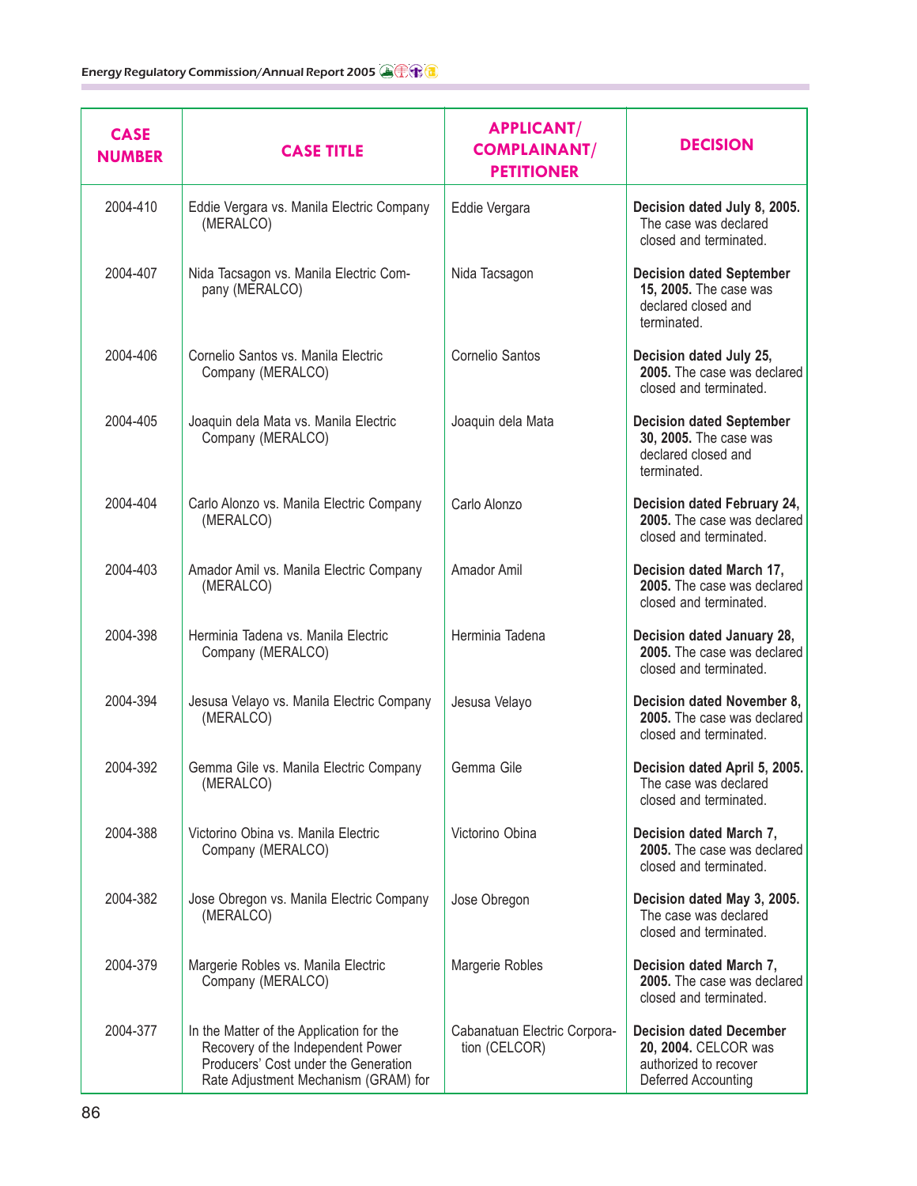| CASE NUMBER | CASE TITLE | APPLICANT/ COMPLAINANT/ PETITIONER | DECISION |
|---|---|---|---|
| 2004-410 | Eddie Vergara vs. Manila Electric Company (MERALCO) | Eddie Vergara | **Decision dated July 8, 2005.** The case was declared closed and terminated. |
| 2004-407 | Nida Tacsagon vs. Manila Electric Company (MERALCO) | Nida Tacsagon | **Decision dated September 15, 2005.** The case was declared closed and terminated. |
| 2004-406 | Cornelio Santos vs. Manila Electric Company (MERALCO) | Cornelio Santos | **Decision dated July 25, 2005.** The case was declared closed and terminated. |
| 2004-405 | Joaquin dela Mata vs. Manila Electric Company (MERALCO) | Joaquin dela Mata | **Decision dated September 30, 2005.** The case was declared closed and terminated. |
| 2004-404 | Carlo Alonzo vs. Manila Electric Company (MERALCO) | Carlo Alonzo | **Decision dated February 24, 2005.** The case was declared closed and terminated. |
| 2004-403 | Amador Amil vs. Manila Electric Company (MERALCO) | Amador Amil | **Decision dated March 17, 2005.** The case was declared closed and terminated. |
| 2004-398 | Herminia Tadena vs. Manila Electric Company (MERALCO) | Herminia Tadena | **Decision dated January 28, 2005.** The case was declared closed and terminated. |
| 2004-394 | Jesusa Velayo vs. Manila Electric Company (MERALCO) | Jesusa Velayo | **Decision dated November 8, 2005.** The case was declared closed and terminated. |
| 2004-392 | Gemma Gile vs. Manila Electric Company (MERALCO) | Gemma Gile | **Decision dated April 5, 2005.** The case was declared closed and terminated. |
| 2004-388 | Victorino Obina vs. Manila Electric Company (MERALCO) | Victorino Obina | **Decision dated March 7, 2005.** The case was declared closed and terminated. |
| 2004-382 | Jose Obregon vs. Manila Electric Company (MERALCO) | Jose Obregon | **Decision dated May 3, 2005.** The case was declared closed and terminated. |
| 2004-379 | Margerie Robles vs. Manila Electric Company (MERALCO) | Margerie Robles | **Decision dated March 7, 2005.** The case was declared closed and terminated. |
| 2004-377 | In the Matter of the Application for the Recovery of the Independent Power Producers' Cost under the Generation Rate Adjustment Mechanism (GRAM) for | Cabanatuan Electric Corporation (CELCOR) | **Decision dated December 20, 2004.** CELCOR was authorized to recover Deferred Accounting |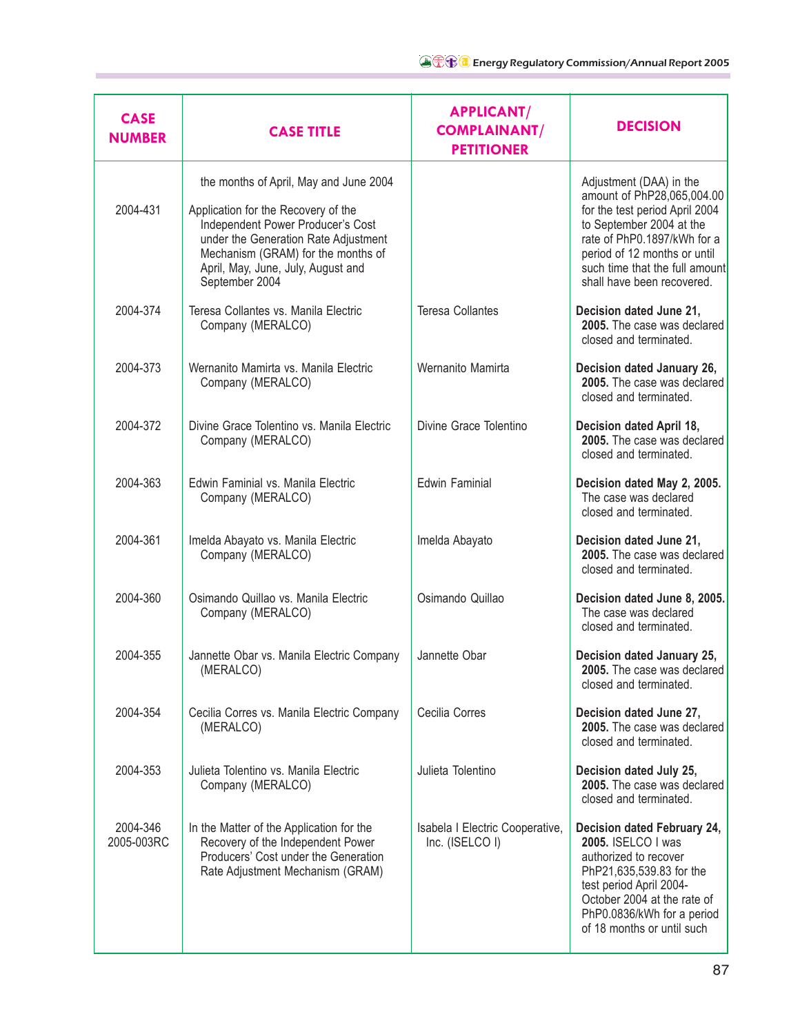| CASE NUMBER | CASE TITLE | APPLICANT/ COMPLAINANT/ PETITIONER | DECISION |
|---|---|---|---|
| | the months of April, May and June 2004 | | Adjustment (DAA) in the amount of PhP28,065,004.00 for the test period April 2004 to September 2004 at the rate of PhP0.1897/kWh for a period of 12 months or until such time that the full amount shall have been recovered. |
| 2004-431 | Application for the Recovery of the Independent Power Producer's Cost under the Generation Rate Adjustment Mechanism (GRAM) for the months of April, May, June, July, August and September 2004 | | |
| 2004-374 | Teresa Collantes vs. Manila Electric Company (MERALCO) | Teresa Collantes | **Decision dated June 21, 2005.** The case was declared closed and terminated. |
| 2004-373 | Wernanito Mamirta vs. Manila Electric Company (MERALCO) | Wernanito Mamirta | **Decision dated January 26, 2005.** The case was declared closed and terminated. |
| 2004-372 | Divine Grace Tolentino vs. Manila Electric Company (MERALCO) | Divine Grace Tolentino | **Decision dated April 18, 2005.** The case was declared closed and terminated. |
| 2004-363 | Edwin Faminial vs. Manila Electric Company (MERALCO) | Edwin Faminial | **Decision dated May 2, 2005.** The case was declared closed and terminated. |
| 2004-361 | Imelda Abayato vs. Manila Electric Company (MERALCO) | Imelda Abayato | **Decision dated June 21, 2005.** The case was declared closed and terminated. |
| 2004-360 | Osimando Quillao vs. Manila Electric Company (MERALCO) | Osimando Quillao | **Decision dated June 8, 2005.** The case was declared closed and terminated. |
| 2004-355 | Jannette Obar vs. Manila Electric Company (MERALCO) | Jannette Obar | **Decision dated January 25, 2005.** The case was declared closed and terminated. |
| 2004-354 | Cecilia Corres vs. Manila Electric Company (MERALCO) | Cecilia Corres | **Decision dated June 27, 2005.** The case was declared closed and terminated. |
| 2004-353 | Julieta Tolentino vs. Manila Electric Company (MERALCO) | Julieta Tolentino | **Decision dated July 25, 2005.** The case was declared closed and terminated. |
| 2004-346 2005-003RC | In the Matter of the Application for the Recovery of the Independent Power Producers' Cost under the Generation Rate Adjustment Mechanism (GRAM) | Isabela I Electric Cooperative, Inc. (ISELCO I) | **Decision dated February 24, 2005.** ISELCO I was authorized to recover PhP21,635,539.83 for the test period April 2004-October 2004 at the rate of PhP0.0836/kWh for a period of 18 months or until such |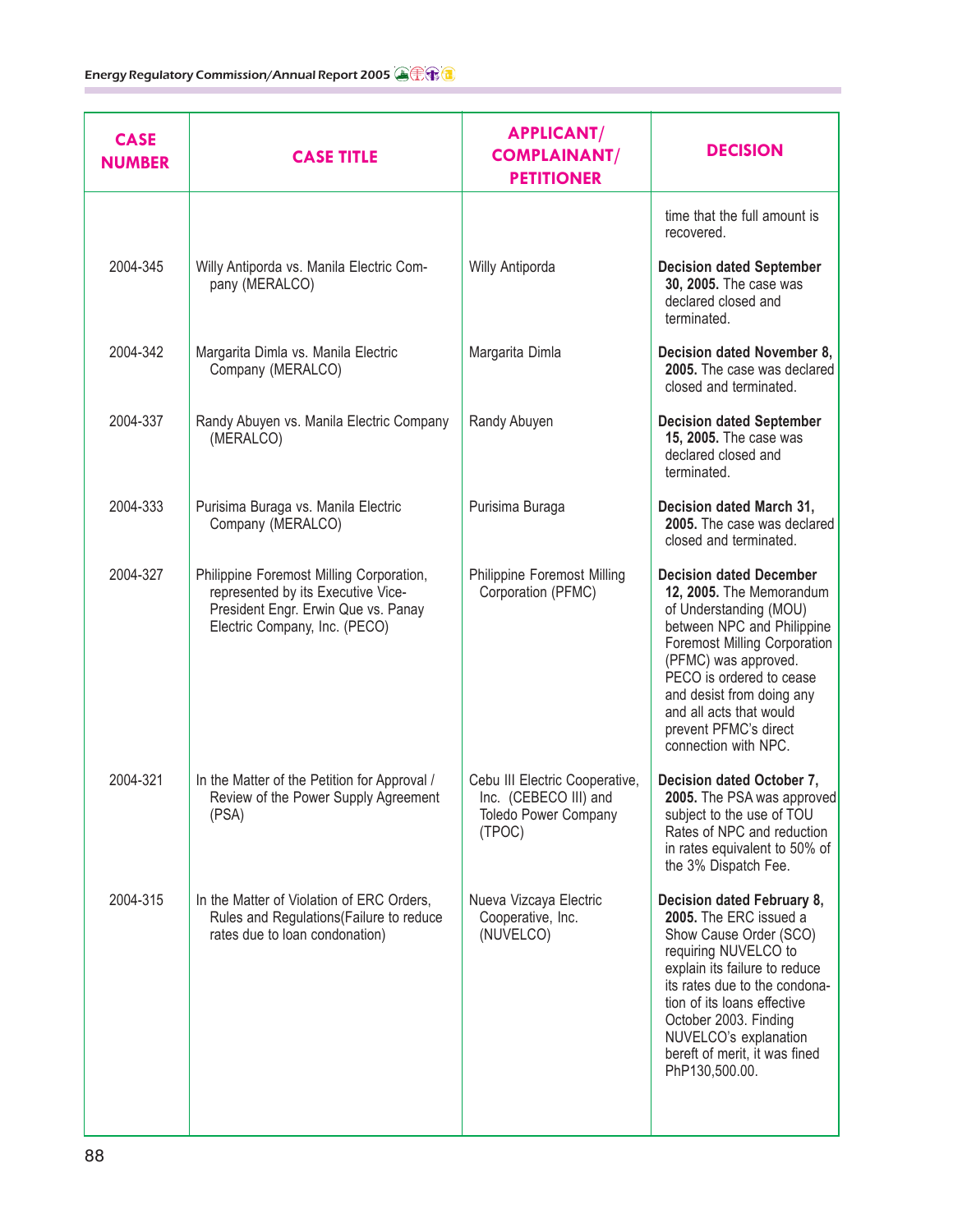| CASE NUMBER | CASE TITLE | APPLICANT/ COMPLAINANT/ PETITIONER | DECISION |
|---|---|---|---|
| | | | time that the full amount is recovered. |
| 2004-345 | Willy Antiporda vs. Manila Electric Company (MERALCO) | Willy Antiporda | **Decision dated September 30, 2005.** The case was declared closed and terminated. |
| 2004-342 | Margarita Dimla vs. Manila Electric Company (MERALCO) | Margarita Dimla | **Decision dated November 8, 2005.** The case was declared closed and terminated. |
| 2004-337 | Randy Abuyen vs. Manila Electric Company (MERALCO) | Randy Abuyen | **Decision dated September 15, 2005.** The case was declared closed and terminated. |
| 2004-333 | Purisima Buraga vs. Manila Electric Company (MERALCO) | Purisima Buraga | **Decision dated March 31, 2005.** The case was declared closed and terminated. |
| 2004-327 | Philippine Foremost Milling Corporation, represented by its Executive Vice-President Engr. Erwin Que vs. Panay Electric Company, Inc. (PECO) | Philippine Foremost Milling Corporation (PFMC) | **Decision dated December 12, 2005.** The Memorandum of Understanding (MOU) between NPC and Philippine Foremost Milling Corporation (PFMC) was approved. PECO is ordered to cease and desist from doing any and all acts that would prevent PFMC's direct connection with NPC. |
| 2004-321 | In the Matter of the Petition for Approval / Review of the Power Supply Agreement (PSA) | Cebu III Electric Cooperative, Inc. (CEBECO III) and Toledo Power Company (TPOC) | **Decision dated October 7, 2005.** The PSA was approved subject to the use of TOU Rates of NPC and reduction in rates equivalent to 50% of the 3% Dispatch Fee. |
| 2004-315 | In the Matter of Violation of ERC Orders, Rules and Regulations(Failure to reduce rates due to loan condonation) | Nueva Vizcaya Electric Cooperative, Inc. (NUVELCO) | **Decision dated February 8, 2005.** The ERC issued a Show Cause Order (SCO) requiring NUVELCO to explain its failure to reduce its rates due to the condonation of its loans effective October 2003. Finding NUVELCO's explanation bereft of merit, it was fined PhP130,500.00. |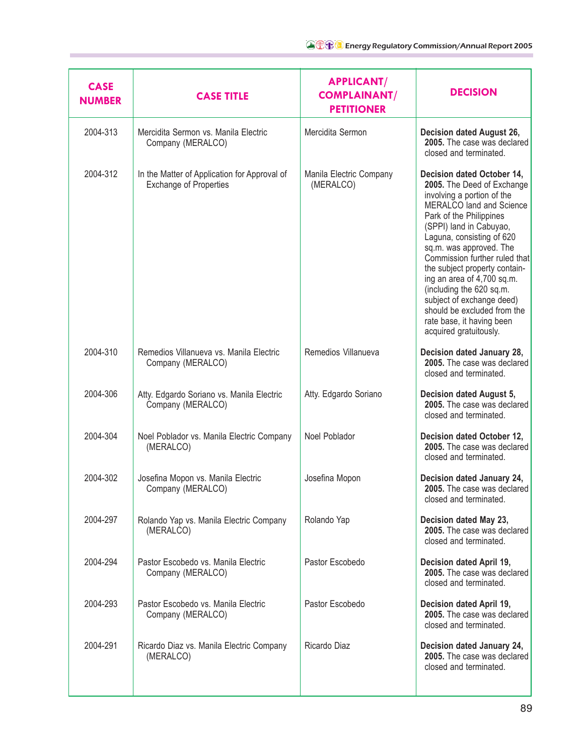| CASE NUMBER | CASE TITLE | APPLICANT/ COMPLAINANT/ PETITIONER | DECISION |
|---|---|---|---|
| 2004-313 | Mercidita Sermon vs. Manila Electric Company (MERALCO) | Mercidita Sermon | **Decision dated August 26, 2005.** The case was declared closed and terminated. |
| 2004-312 | In the Matter of Application for Approval of Exchange of Properties | Manila Electric Company (MERALCO) | **Decision dated October 14, 2005.** The Deed of Exchange involving a portion of the MERALCO land and Science Park of the Philippines (SPPI) land in Cabuyao, Laguna, consisting of 620 sq.m. was approved. The Commission further ruled that the subject property containing an area of 4,700 sq.m. (including the 620 sq.m. subject of exchange deed) should be excluded from the rate base, it having been acquired gratuitously. |
| 2004-310 | Remedios Villanueva vs. Manila Electric Company (MERALCO) | Remedios Villanueva | **Decision dated January 28, 2005.** The case was declared closed and terminated. |
| 2004-306 | Atty. Edgardo Soriano vs. Manila Electric Company (MERALCO) | Atty. Edgardo Soriano | **Decision dated August 5, 2005.** The case was declared closed and terminated. |
| 2004-304 | Noel Poblador vs. Manila Electric Company (MERALCO) | Noel Poblador | **Decision dated October 12, 2005.** The case was declared closed and terminated. |
| 2004-302 | Josefina Mopon vs. Manila Electric Company (MERALCO) | Josefina Mopon | **Decision dated January 24, 2005.** The case was declared closed and terminated. |
| 2004-297 | Rolando Yap vs. Manila Electric Company (MERALCO) | Rolando Yap | **Decision dated May 23, 2005.** The case was declared closed and terminated. |
| 2004-294 | Pastor Escobedo vs. Manila Electric Company (MERALCO) | Pastor Escobedo | **Decision dated April 19, 2005.** The case was declared closed and terminated. |
| 2004-293 | Pastor Escobedo vs. Manila Electric Company (MERALCO) | Pastor Escobedo | **Decision dated April 19, 2005.** The case was declared closed and terminated. |
| 2004-291 | Ricardo Diaz vs. Manila Electric Company (MERALCO) | Ricardo Diaz | **Decision dated January 24, 2005.** The case was declared closed and terminated. |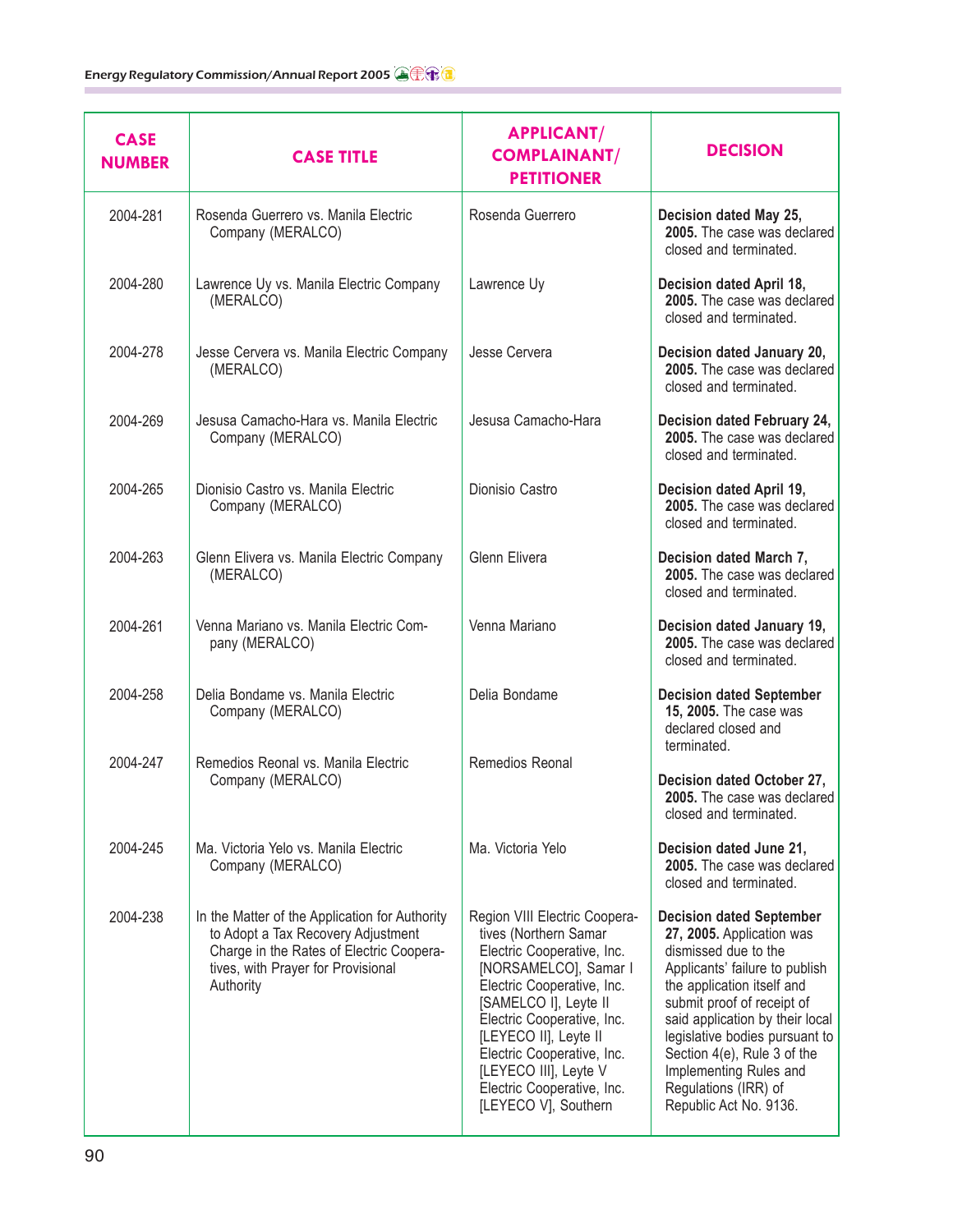| CASE NUMBER | CASE TITLE | APPLICANT/ COMPLAINANT/ PETITIONER | DECISION |
|---|---|---|---|
| 2004-281 | Rosenda Guerrero vs. Manila Electric Company (MERALCO) | Rosenda Guerrero | **Decision dated May 25, 2005.** The case was declared closed and terminated. |
| 2004-280 | Lawrence Uy vs. Manila Electric Company (MERALCO) | Lawrence Uy | **Decision dated April 18, 2005.** The case was declared closed and terminated. |
| 2004-278 | Jesse Cervera vs. Manila Electric Company (MERALCO) | Jesse Cervera | **Decision dated January 20, 2005.** The case was declared closed and terminated. |
| 2004-269 | Jesusa Camacho-Hara vs. Manila Electric Company (MERALCO) | Jesusa Camacho-Hara | **Decision dated February 24, 2005.** The case was declared closed and terminated. |
| 2004-265 | Dionisio Castro vs. Manila Electric Company (MERALCO) | Dionisio Castro | **Decision dated April 19, 2005.** The case was declared closed and terminated. |
| 2004-263 | Glenn Elivera vs. Manila Electric Company (MERALCO) | Glenn Elivera | **Decision dated March 7, 2005.** The case was declared closed and terminated. |
| 2004-261 | Venna Mariano vs. Manila Electric Company (MERALCO) | Venna Mariano | **Decision dated January 19, 2005.** The case was declared closed and terminated. |
| 2004-258 | Delia Bondame vs. Manila Electric Company (MERALCO) | Delia Bondame | **Decision dated September 15, 2005.** The case was declared closed and terminated. |
| 2004-247 | Remedios Reonal vs. Manila Electric Company (MERALCO) | Remedios Reonal | **Decision dated October 27, 2005.** The case was declared closed and terminated. |
| 2004-245 | Ma. Victoria Yelo vs. Manila Electric Company (MERALCO) | Ma. Victoria Yelo | **Decision dated June 21, 2005.** The case was declared closed and terminated. |
| 2004-238 | In the Matter of the Application for Authority to Adopt a Tax Recovery Adjustment Charge in the Rates of Electric Cooperatives, with Prayer for Provisional Authority | Region VIII Electric Cooperatives (Northern Samar Electric Cooperative, Inc. [NORSAMELCO], Samar I Electric Cooperative, Inc. [SAMELCO I], Leyte II Electric Cooperative, Inc. [LEYECO II], Leyte II Electric Cooperative, Inc. [LEYECO III], Leyte V Electric Cooperative, Inc. [LEYECO V], Southern | **Decision dated September 27, 2005.** Application was dismissed due to the Applicants' failure to publish the application itself and submit proof of receipt of said application by their local legislative bodies pursuant to Section 4(e), Rule 3 of the Implementing Rules and Regulations (IRR) of Republic Act No. 9136. |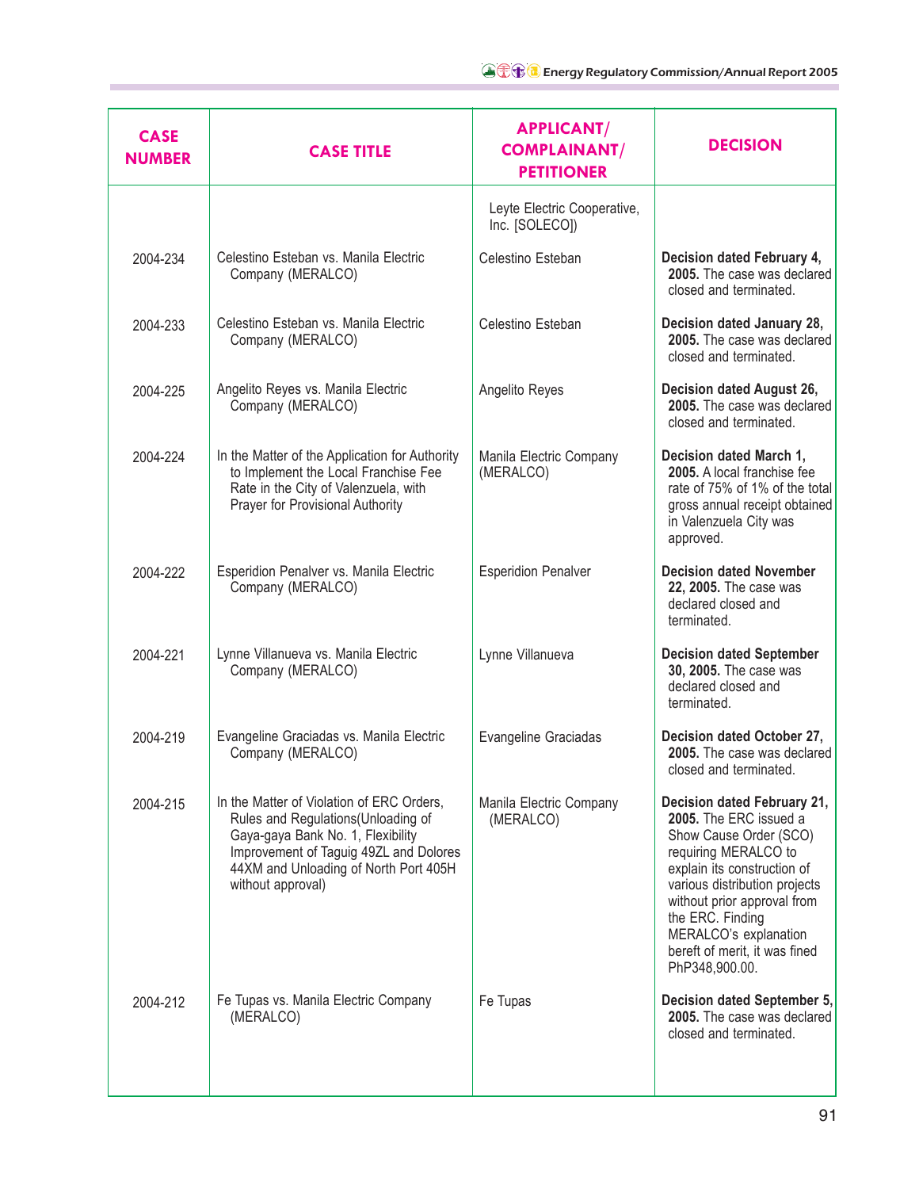| CASE NUMBER | CASE TITLE | APPLICANT/ COMPLAINANT/ PETITIONER | DECISION |
|---|---|---|---|
| | | Leyte Electric Cooperative, Inc. [SOLECO]) | |
| 2004-234 | Celestino Esteban vs. Manila Electric Company (MERALCO) | Celestino Esteban | **Decision dated February 4, 2005.** The case was declared closed and terminated. |
| 2004-233 | Celestino Esteban vs. Manila Electric Company (MERALCO) | Celestino Esteban | **Decision dated January 28, 2005.** The case was declared closed and terminated. |
| 2004-225 | Angelito Reyes vs. Manila Electric Company (MERALCO) | Angelito Reyes | **Decision dated August 26, 2005.** The case was declared closed and terminated. |
| 2004-224 | In the Matter of the Application for Authority to Implement the Local Franchise Fee Rate in the City of Valenzuela, with Prayer for Provisional Authority | Manila Electric Company (MERALCO) | **Decision dated March 1, 2005.** A local franchise fee rate of 75% of 1% of the total gross annual receipt obtained in Valenzuela City was approved. |
| 2004-222 | Esperidion Penalver vs. Manila Electric Company (MERALCO) | Esperidion Penalver | **Decision dated November 22, 2005.** The case was declared closed and terminated. |
| 2004-221 | Lynne Villanueva vs. Manila Electric Company (MERALCO) | Lynne Villanueva | **Decision dated September 30, 2005.** The case was declared closed and terminated. |
| 2004-219 | Evangeline Graciadas vs. Manila Electric Company (MERALCO) | Evangeline Graciadas | **Decision dated October 27, 2005.** The case was declared closed and terminated. |
| 2004-215 | In the Matter of Violation of ERC Orders, Rules and Regulations(Unloading of Gaya-gaya Bank No. 1, Flexibility Improvement of Taguig 49ZL and Dolores 44XM and Unloading of North Port 405H without approval) | Manila Electric Company (MERALCO) | **Decision dated February 21, 2005.** The ERC issued a Show Cause Order (SCO) requiring MERALCO to explain its construction of various distribution projects without prior approval from the ERC. Finding MERALCO's explanation bereft of merit, it was fined PhP348,900.00. |
| 2004-212 | Fe Tupas vs. Manila Electric Company (MERALCO) | Fe Tupas | **Decision dated September 5, 2005.** The case was declared closed and terminated. |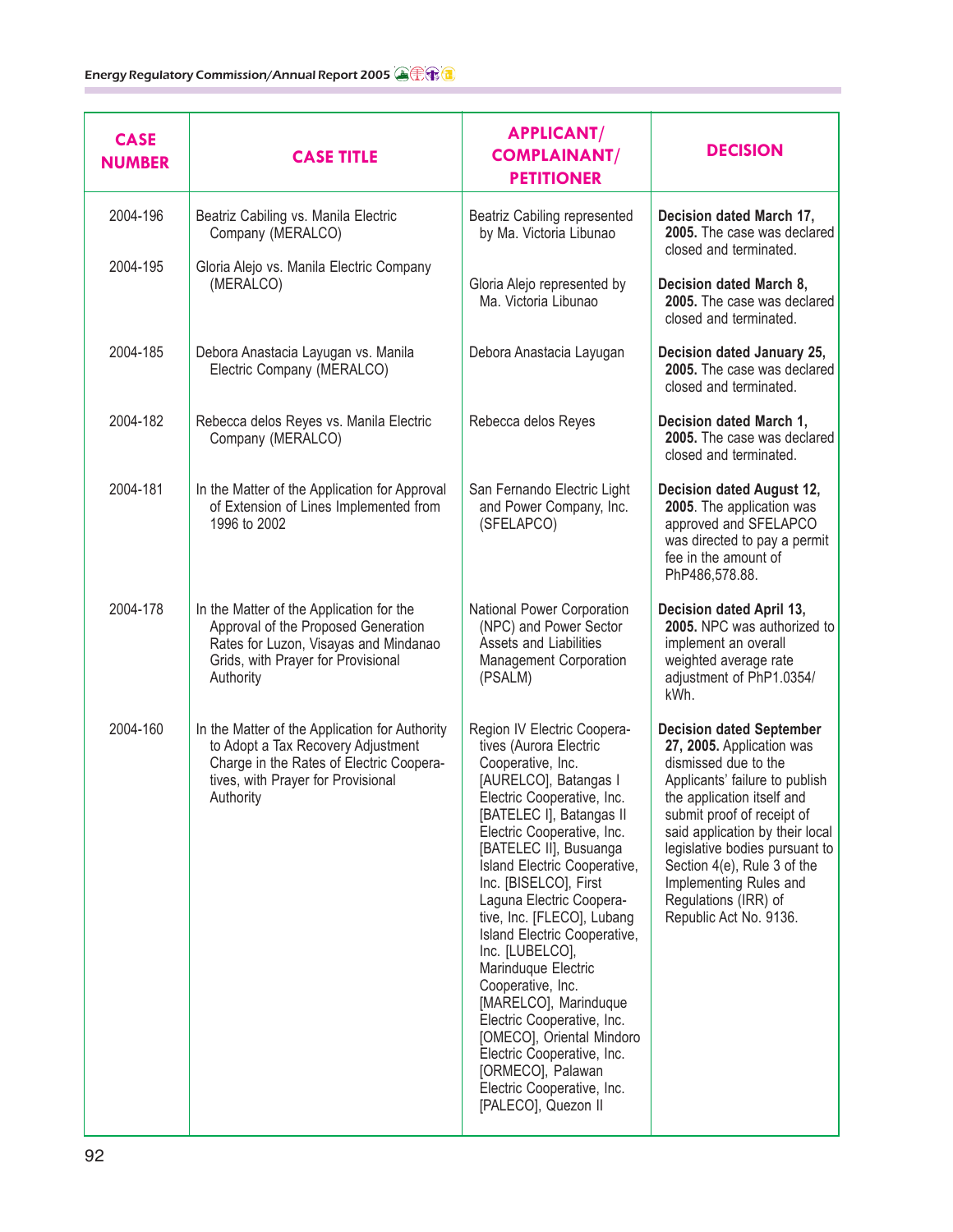| CASE NUMBER | CASE TITLE | APPLICANT/ COMPLAINANT/ PETITIONER | DECISION |
|---|---|---|---|
| 2004-196 | Beatriz Cabiling vs. Manila Electric Company (MERALCO) | Beatriz Cabiling represented by Ma. Victoria Libunao | **Decision dated March 17, 2005.** The case was declared closed and terminated. |
| 2004-195 | Gloria Alejo vs. Manila Electric Company (MERALCO) | Gloria Alejo represented by Ma. Victoria Libunao | **Decision dated March 8, 2005.** The case was declared closed and terminated. |
| 2004-185 | Debora Anastacia Layugan vs. Manila Electric Company (MERALCO) | Debora Anastacia Layugan | **Decision dated January 25, 2005.** The case was declared closed and terminated. |
| 2004-182 | Rebecca delos Reyes vs. Manila Electric Company (MERALCO) | Rebecca delos Reyes | **Decision dated March 1, 2005.** The case was declared closed and terminated. |
| 2004-181 | In the Matter of the Application for Approval of Extension of Lines Implemented from 1996 to 2002 | San Fernando Electric Light and Power Company, Inc. (SFELAPCO) | **Decision dated August 12, 2005**. The application was approved and SFELAPCO was directed to pay a permit fee in the amount of PhP486,578.88. |
| 2004-178 | In the Matter of the Application for the Approval of the Proposed Generation Rates for Luzon, Visayas and Mindanao Grids, with Prayer for Provisional Authority | National Power Corporation (NPC) and Power Sector Assets and Liabilities Management Corporation (PSALM) | **Decision dated April 13, 2005.** NPC was authorized to implement an overall weighted average rate adjustment of PhP1.0354/ kWh. |
| 2004-160 | In the Matter of the Application for Authority to Adopt a Tax Recovery Adjustment Charge in the Rates of Electric Cooperatives, with Prayer for Provisional Authority | Region IV Electric Cooperatives (Aurora Electric Cooperative, Inc. [AURELCO], Batangas I Electric Cooperative, Inc. [BATELEC I], Batangas II Electric Cooperative, Inc. [BATELEC II], Busuanga Island Electric Cooperative, Inc. [BISELCO], First Laguna Electric Cooperative, Inc. [FLECO], Lubang Island Electric Cooperative, Inc. [LUBELCO], Marinduque Electric Cooperative, Inc. [MARELCO], Marinduque Electric Cooperative, Inc. [OMECO], Oriental Mindoro Electric Cooperative, Inc. [ORMECO], Palawan Electric Cooperative, Inc. [PALECO], Quezon II | **Decision dated September 27, 2005.** Application was dismissed due to the Applicants' failure to publish the application itself and submit proof of receipt of said application by their local legislative bodies pursuant to Section 4(e), Rule 3 of the Implementing Rules and Regulations (IRR) of Republic Act No. 9136. |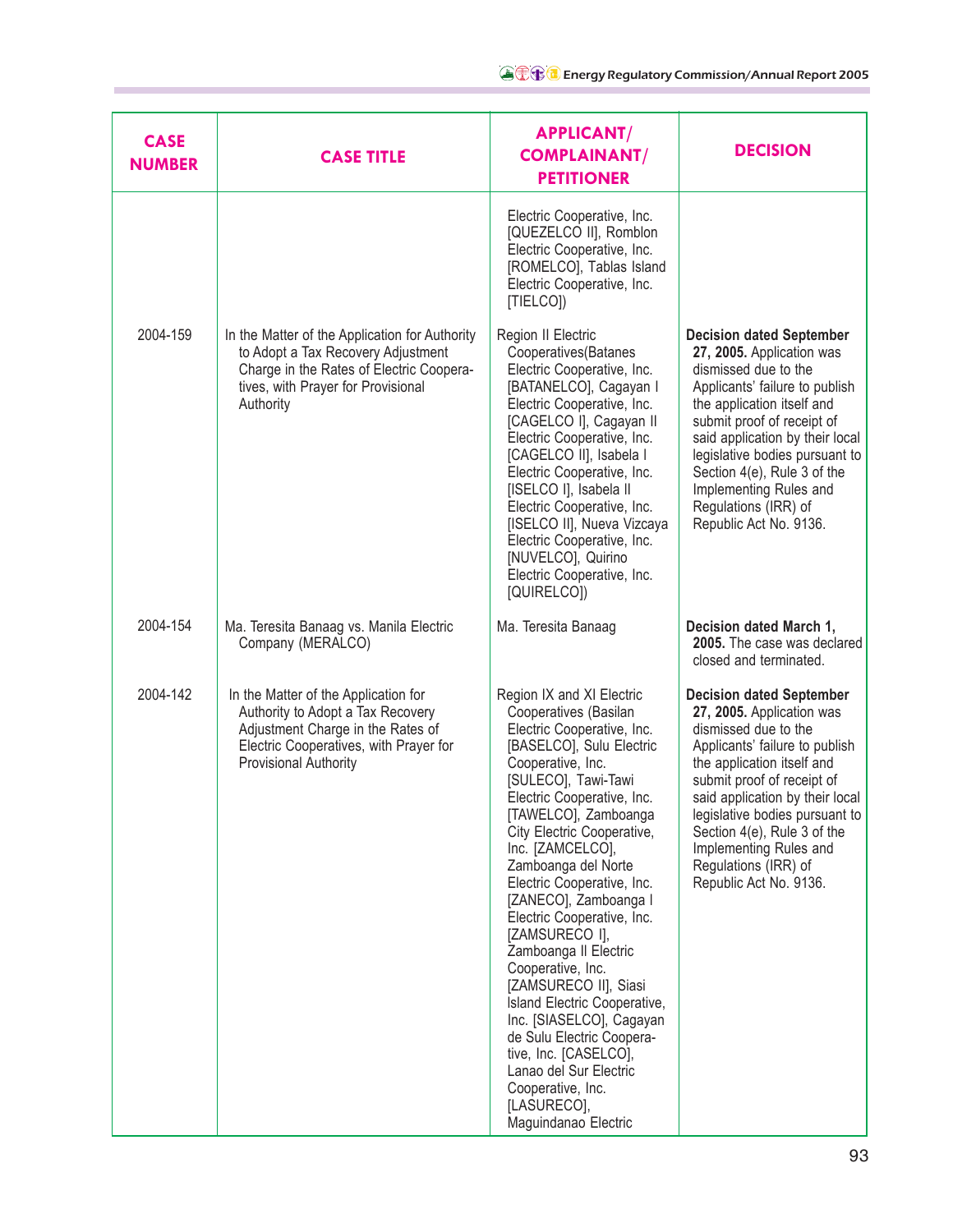| CASE NUMBER | CASE TITLE | APPLICANT/ COMPLAINANT/ PETITIONER | DECISION |
|---|---|---|---|
| | | Electric Cooperative, Inc. [QUEZELCO II], Romblon Electric Cooperative, Inc. [ROMELCO], Tablas Island Electric Cooperative, Inc. [TIELCO]) | |
| 2004-159 | In the Matter of the Application for Authority to Adopt a Tax Recovery Adjustment Charge in the Rates of Electric Cooperatives, with Prayer for Provisional Authority | Region II Electric Cooperatives(Batanes Electric Cooperative, Inc. [BATANELCO], Cagayan I Electric Cooperative, Inc. [CAGELCO I], Cagayan II Electric Cooperative, Inc. [CAGELCO II], Isabela I Electric Cooperative, Inc. [ISELCO I], Isabela II Electric Cooperative, Inc. [ISELCO II], Nueva Vizcaya Electric Cooperative, Inc. [NUVELCO], Quirino Electric Cooperative, Inc. [QUIRELCO]) | **Decision dated September 27, 2005.** Application was dismissed due to the Applicants' failure to publish the application itself and submit proof of receipt of said application by their local legislative bodies pursuant to Section 4(e), Rule 3 of the Implementing Rules and Regulations (IRR) of Republic Act No. 9136. |
| 2004-154 | Ma. Teresita Banaag vs. Manila Electric Company (MERALCO) | Ma. Teresita Banaag | **Decision dated March 1, 2005.** The case was declared closed and terminated. |
| 2004-142 | In the Matter of the Application for Authority to Adopt a Tax Recovery Adjustment Charge in the Rates of Electric Cooperatives, with Prayer for Provisional Authority | Region IX and XI Electric Cooperatives (Basilan Electric Cooperative, Inc. [BASELCO], Sulu Electric Cooperative, Inc. [SULECO], Tawi-Tawi Electric Cooperative, Inc. [TAWELCO], Zamboanga City Electric Cooperative, Inc. [ZAMCELCO], Zamboanga del Norte Electric Cooperative, Inc. [ZANECO], Zamboanga I Electric Cooperative, Inc. [ZAMSURECO I], Zamboanga II Electric Cooperative, Inc. [ZAMSURECO II], Siasi Island Electric Cooperative, Inc. [SIASELCO], Cagayan de Sulu Electric Cooperative, Inc. [CASELCO], Lanao del Sur Electric Cooperative, Inc. [LASURECO], Maguindanao Electric | **Decision dated September 27, 2005.** Application was dismissed due to the Applicants' failure to publish the application itself and submit proof of receipt of said application by their local legislative bodies pursuant to Section 4(e), Rule 3 of the Implementing Rules and Regulations (IRR) of Republic Act No. 9136. |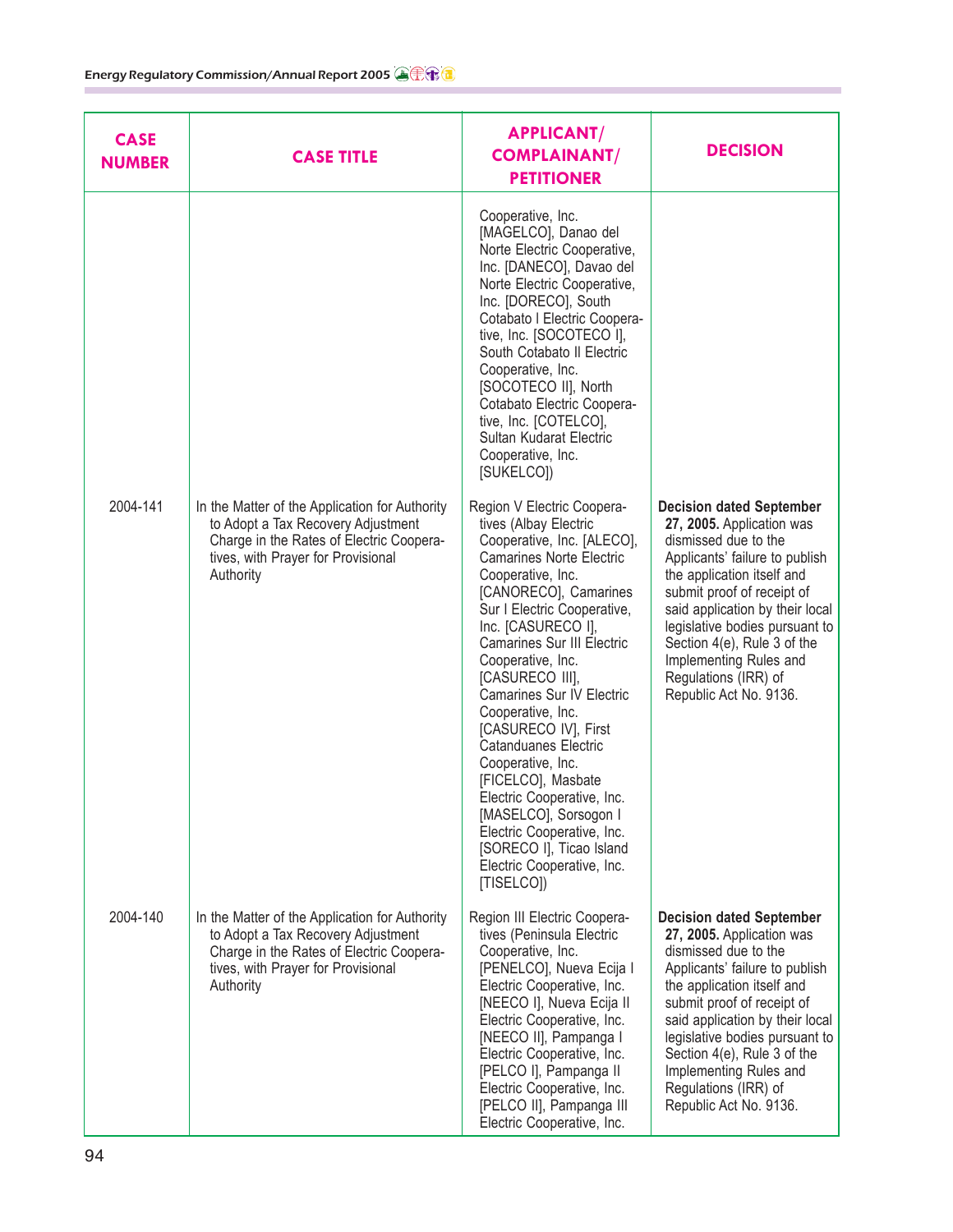| CASE NUMBER | CASE TITLE | APPLICANT/ COMPLAINANT/ PETITIONER | DECISION |
|---|---|---|---|
| | | Cooperative, Inc. [MAGELCO], Danao del Norte Electric Cooperative, Inc. [DANECO], Davao del Norte Electric Cooperative, Inc. [DORECO], South Cotabato I Electric Cooperative, Inc. [SOCOTECO I], South Cotabato II Electric Cooperative, Inc. [SOCOTECO II], North Cotabato Electric Cooperative, Inc. [COTELCO], Sultan Kudarat Electric Cooperative, Inc. [SUKELCO]) | |
| 2004-141 | In the Matter of the Application for Authority to Adopt a Tax Recovery Adjustment Charge in the Rates of Electric Cooperatives, with Prayer for Provisional Authority | Region V Electric Cooperatives (Albay Electric Cooperative, Inc. [ALECO], Camarines Norte Electric Cooperative, Inc. [CANORECO], Camarines Sur I Electric Cooperative, Inc. [CASURECO I], Camarines Sur III Electric Cooperative, Inc. [CASURECO III], Camarines Sur IV Electric Cooperative, Inc. [CASURECO IV], First Catanduanes Electric Cooperative, Inc. [FICELCO], Masbate Electric Cooperative, Inc. [MASELCO], Sorsogon I Electric Cooperative, Inc. [SORECO I], Ticao Island Electric Cooperative, Inc. [TISELCO]) | **Decision dated September 27, 2005.** Application was dismissed due to the Applicants' failure to publish the application itself and submit proof of receipt of said application by their local legislative bodies pursuant to Section 4(e), Rule 3 of the Implementing Rules and Regulations (IRR) of Republic Act No. 9136. |
| 2004-140 | In the Matter of the Application for Authority to Adopt a Tax Recovery Adjustment Charge in the Rates of Electric Cooperatives, with Prayer for Provisional Authority | Region III Electric Cooperatives (Peninsula Electric Cooperative, Inc. [PENELCO], Nueva Ecija I Electric Cooperative, Inc. [NEECO I], Nueva Ecija II Electric Cooperative, Inc. [NEECO II], Pampanga I Electric Cooperative, Inc. [PELCO I], Pampanga II Electric Cooperative, Inc. [PELCO II], Pampanga III Electric Cooperative, Inc. | **Decision dated September 27, 2005.** Application was dismissed due to the Applicants' failure to publish the application itself and submit proof of receipt of said application by their local legislative bodies pursuant to Section 4(e), Rule 3 of the Implementing Rules and Regulations (IRR) of Republic Act No. 9136. |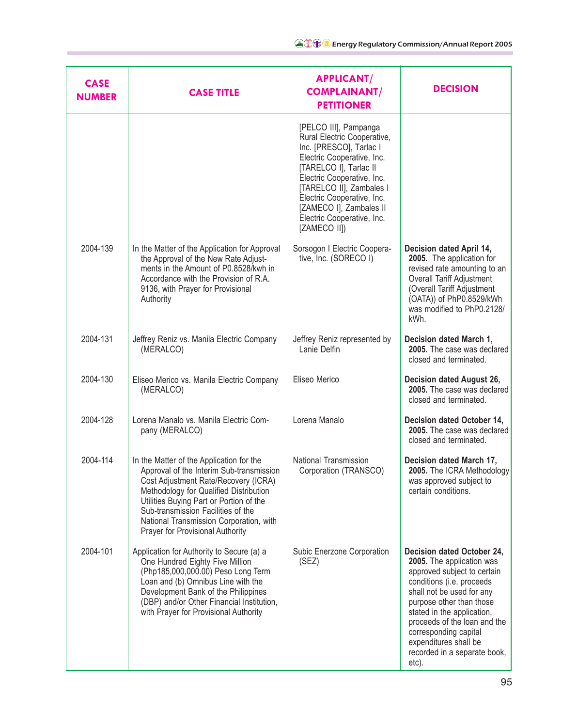| CASE NUMBER | CASE TITLE | APPLICANT/ COMPLAINANT/ PETITIONER | DECISION |
|---|---|---|---|
| | | [PELCO III], Pampanga Rural Electric Cooperative, Inc. [PRESCO], Tarlac I Electric Cooperative, Inc. [TARELCO I], Tarlac II Electric Cooperative, Inc. [TARELCO II], Zambales I Electric Cooperative, Inc. [ZAMECO I], Zambales II Electric Cooperative, Inc. [ZAMECO II]) | |
| 2004-139 | In the Matter of the Application for Approval the Approval of the New Rate Adjustments in the Amount of P0.8528/kwh in Accordance with the Provision of R.A. 9136, with Prayer for Provisional Authority | Sorsogon I Electric Cooperative, Inc. (SORECO I) | **Decision dated April 14, 2005.** The application for revised rate amounting to an Overall Tariff Adjustment (Overall Tariff Adjustment (OATA)) of PhP0.8529/kWh was modified to PhP0.2128/kWh. |
| 2004-131 | Jeffrey Reniz vs. Manila Electric Company (MERALCO) | Jeffrey Reniz represented by Lanie Delfin | **Decision dated March 1, 2005.** The case was declared closed and terminated. |
| 2004-130 | Eliseo Merico vs. Manila Electric Company (MERALCO) | Eliseo Merico | **Decision dated August 26, 2005.** The case was declared closed and terminated. |
| 2004-128 | Lorena Manalo vs. Manila Electric Company (MERALCO) | Lorena Manalo | **Decision dated October 14, 2005.** The case was declared closed and terminated. |
| 2004-114 | In the Matter of the Application for the Approval of the Interim Sub-transmission Cost Adjustment Rate/Recovery (ICRA) Methodology for Qualified Distribution Utilities Buying Part or Portion of the Sub-transmission Facilities of the National Transmission Corporation, with Prayer for Provisional Authority | National Transmission Corporation (TRANSCO) | **Decision dated March 17, 2005.** The ICRA Methodology was approved subject to certain conditions. |
| 2004-101 | Application for Authority to Secure (a) a One Hundred Eighty Five Million (Php185,000,000.00) Peso Long Term Loan and (b) Omnibus Line with the Development Bank of the Philippines (DBP) and/or Other Financial Institution, with Prayer for Provisional Authority | Subic Enerzone Corporation (SEZ) | **Decision dated October 24, 2005.** The application was approved subject to certain conditions (i.e. proceeds shall not be used for any purpose other than those stated in the application, proceeds of the loan and the corresponding capital expenditures shall be recorded in a separate book, etc). |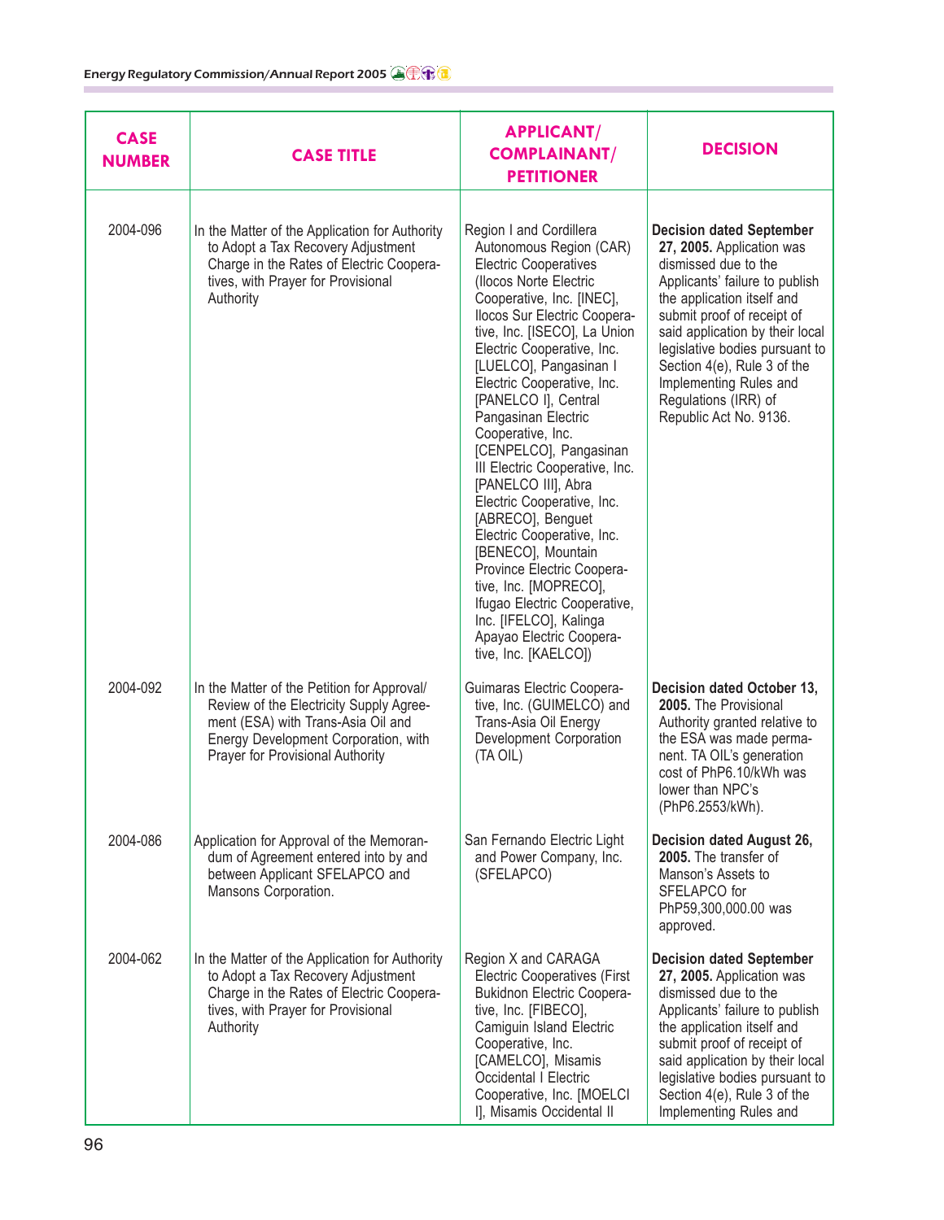| CASE NUMBER | CASE TITLE | APPLICANT/ COMPLAINANT/ PETITIONER | DECISION |
|---|---|---|---|
| 2004-096 | In the Matter of the Application for Authority to Adopt a Tax Recovery Adjustment Charge in the Rates of Electric Cooperatives, with Prayer for Provisional Authority | Region I and Cordillera Autonomous Region (CAR) Electric Cooperatives (Ilocos Norte Electric Cooperative, Inc. [INEC], Ilocos Sur Electric Cooperative, Inc. [ISECO], La Union Electric Cooperative, Inc. [LUELCO], Pangasinan I Electric Cooperative, Inc. [PANELCO I], Central Pangasinan Electric Cooperative, Inc. [CENPELCO], Pangasinan III Electric Cooperative, Inc. [PANELCO III], Abra Electric Cooperative, Inc. [ABRECO], Benguet Electric Cooperative, Inc. [BENECO], Mountain Province Electric Cooperative, Inc. [MOPRECO], Ifugao Electric Cooperative, Inc. [IFELCO], Kalinga Apayao Electric Cooperative, Inc. [KAELCO]) | **Decision dated September 27, 2005.** Application was dismissed due to the Applicants' failure to publish the application itself and submit proof of receipt of said application by their local legislative bodies pursuant to Section 4(e), Rule 3 of the Implementing Rules and Regulations (IRR) of Republic Act No. 9136. |
| 2004-092 | In the Matter of the Petition for Approval/ Review of the Electricity Supply Agreement (ESA) with Trans-Asia Oil and Energy Development Corporation, with Prayer for Provisional Authority | Guimaras Electric Cooperative, Inc. (GUIMELCO) and Trans-Asia Oil Energy Development Corporation (TA OIL) | **Decision dated October 13, 2005.** The Provisional Authority granted relative to the ESA was made permanent. TA OIL's generation cost of PhP6.10/kWh was lower than NPC's (PhP6.2553/kWh). |
| 2004-086 | Application for Approval of the Memorandum of Agreement entered into by and between Applicant SFELAPCO and Mansons Corporation. | San Fernando Electric Light and Power Company, Inc. (SFELAPCO) | **Decision dated August 26, 2005.** The transfer of Manson's Assets to SFELAPCO for PhP59,300,000.00 was approved. |
| 2004-062 | In the Matter of the Application for Authority to Adopt a Tax Recovery Adjustment Charge in the Rates of Electric Cooperatives, with Prayer for Provisional Authority | Region X and CARAGA Electric Cooperatives (First Bukidnon Electric Cooperative, Inc. [FIBECO], Camiguin Island Electric Cooperative, Inc. [CAMELCO], Misamis Occidental I Electric Cooperative, Inc. [MOELCI I], Misamis Occidental II | **Decision dated September 27, 2005.** Application was dismissed due to the Applicants' failure to publish the application itself and submit proof of receipt of said application by their local legislative bodies pursuant to Section 4(e), Rule 3 of the Implementing Rules and |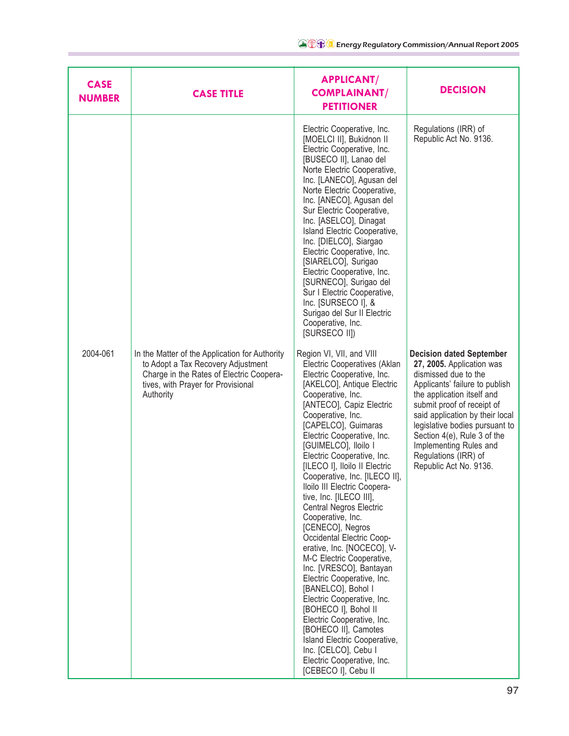| CASE NUMBER | CASE TITLE | APPLICANT/ COMPLAINANT/ PETITIONER | DECISION |
|---|---|---|---|
| | | Electric Cooperative, Inc. [MOELCI II], Bukidnon II Electric Cooperative, Inc. [BUSECO II], Lanao del Norte Electric Cooperative, Inc. [LANECO], Agusan del Norte Electric Cooperative, Inc. [ANECO], Agusan del Sur Electric Cooperative, Inc. [ASELCO], Dinagat Island Electric Cooperative, Inc. [DIELCO], Siargao Electric Cooperative, Inc. [SIARELCO], Surigao Electric Cooperative, Inc. [SURNECO], Surigao del Sur I Electric Cooperative, Inc. [SURSECO I], & Surigao del Sur II Electric Cooperative, Inc. [SURSECO II]) | Regulations (IRR) of Republic Act No. 9136. |
| 2004-061 | In the Matter of the Application for Authority to Adopt a Tax Recovery Adjustment Charge in the Rates of Electric Cooperatives, with Prayer for Provisional Authority | Region VI, VII, and VIII Electric Cooperatives (Aklan Electric Cooperative, Inc. [AKELCO], Antique Electric Cooperative, Inc. [ANTECO], Capiz Electric Cooperative, Inc. [CAPELCO], Guimaras Electric Cooperative, Inc. [GUIMELCO], Iloilo I Electric Cooperative, Inc. [ILECO I], Iloilo II Electric Cooperative, Inc. [ILECO II], Iloilo III Electric Cooperative, Inc. [ILECO III], Central Negros Electric Cooperative, Inc. [CENECO], Negros Occidental Electric Cooperative, Inc. [NOCECO], V-M-C Electric Cooperative, Inc. [VRESCO], Bantayan Electric Cooperative, Inc. [BANELCO], Bohol I Electric Cooperative, Inc. [BOHECO I], Bohol II Electric Cooperative, Inc. [BOHECO II], Camotes Island Electric Cooperative, Inc. [CELCO], Cebu I Electric Cooperative, Inc. [CEBECO I], Cebu II | **Decision dated September 27, 2005.** Application was dismissed due to the Applicants' failure to publish the application itself and submit proof of receipt of said application by their local legislative bodies pursuant to Section 4(e), Rule 3 of the Implementing Rules and Regulations (IRR) of Republic Act No. 9136. |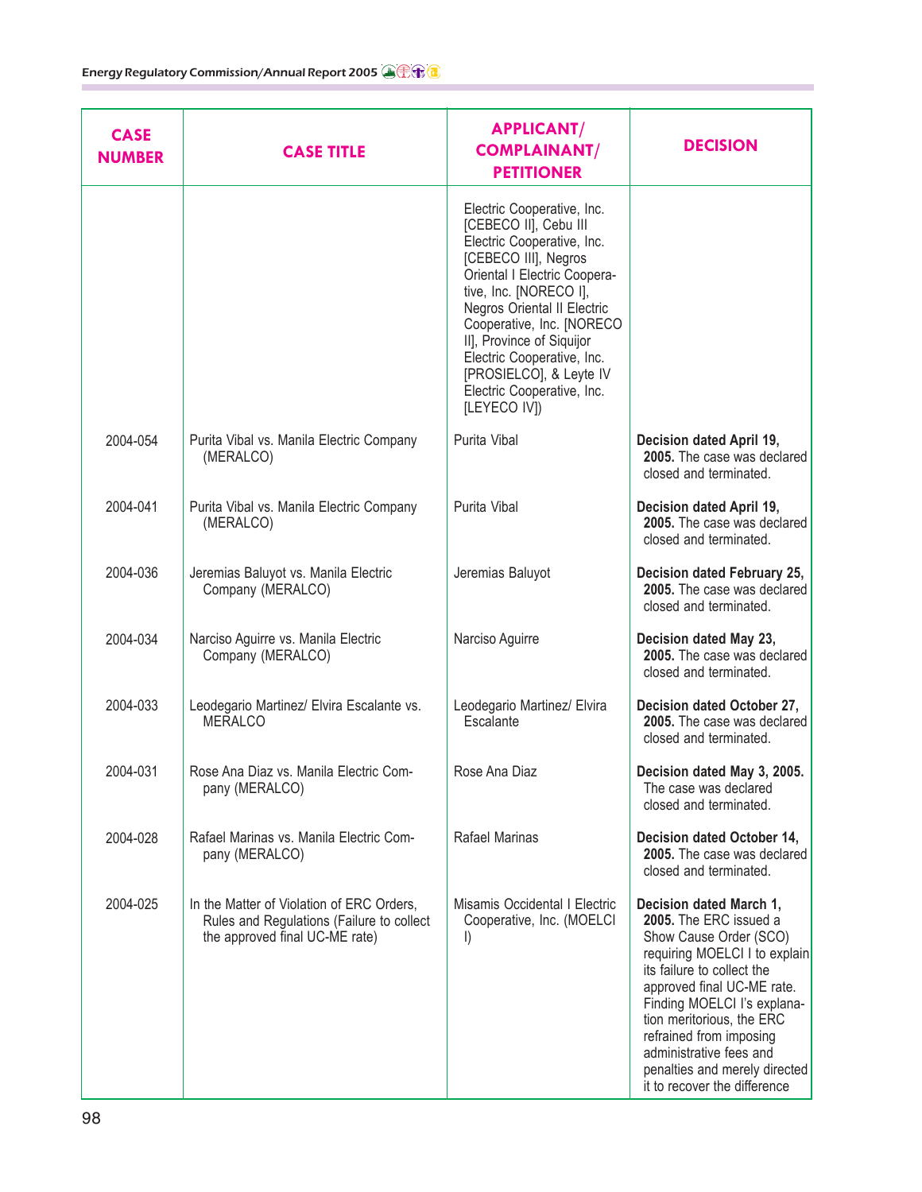| CASE NUMBER | CASE TITLE | APPLICANT/ COMPLAINANT/ PETITIONER | DECISION |
|---|---|---|---|
| | | Electric Cooperative, Inc. [CEBECO II], Cebu III Electric Cooperative, Inc. [CEBECO III], Negros Oriental I Electric Cooperative, Inc. [NORECO I], Negros Oriental II Electric Cooperative, Inc. [NORECO II], Province of Siquijor Electric Cooperative, Inc. [PROSIELCO], & Leyte IV Electric Cooperative, Inc. [LEYECO IV]) | |
| 2004-054 | Purita Vibal vs. Manila Electric Company (MERALCO) | Purita Vibal | **Decision dated April 19, 2005.** The case was declared closed and terminated. |
| 2004-041 | Purita Vibal vs. Manila Electric Company (MERALCO) | Purita Vibal | **Decision dated April 19, 2005.** The case was declared closed and terminated. |
| 2004-036 | Jeremias Baluyot vs. Manila Electric Company (MERALCO) | Jeremias Baluyot | **Decision dated February 25, 2005.** The case was declared closed and terminated. |
| 2004-034 | Narciso Aguirre vs. Manila Electric Company (MERALCO) | Narciso Aguirre | **Decision dated May 23, 2005.** The case was declared closed and terminated. |
| 2004-033 | Leodegario Martinez/ Elvira Escalante vs. MERALCO | Leodegario Martinez/ Elvira Escalante | **Decision dated October 27, 2005.** The case was declared closed and terminated. |
| 2004-031 | Rose Ana Diaz vs. Manila Electric Company (MERALCO) | Rose Ana Diaz | **Decision dated May 3, 2005.** The case was declared closed and terminated. |
| 2004-028 | Rafael Marinas vs. Manila Electric Company (MERALCO) | Rafael Marinas | **Decision dated October 14, 2005.** The case was declared closed and terminated. |
| 2004-025 | In the Matter of Violation of ERC Orders, Rules and Regulations (Failure to collect the approved final UC-ME rate) | Misamis Occidental I Electric Cooperative, Inc. (MOELCI I) | **Decision dated March 1, 2005.** The ERC issued a Show Cause Order (SCO) requiring MOELCI I to explain its failure to collect the approved final UC-ME rate. Finding MOELCI I's explanation meritorious, the ERC refrained from imposing administrative fees and penalties and merely directed it to recover the difference |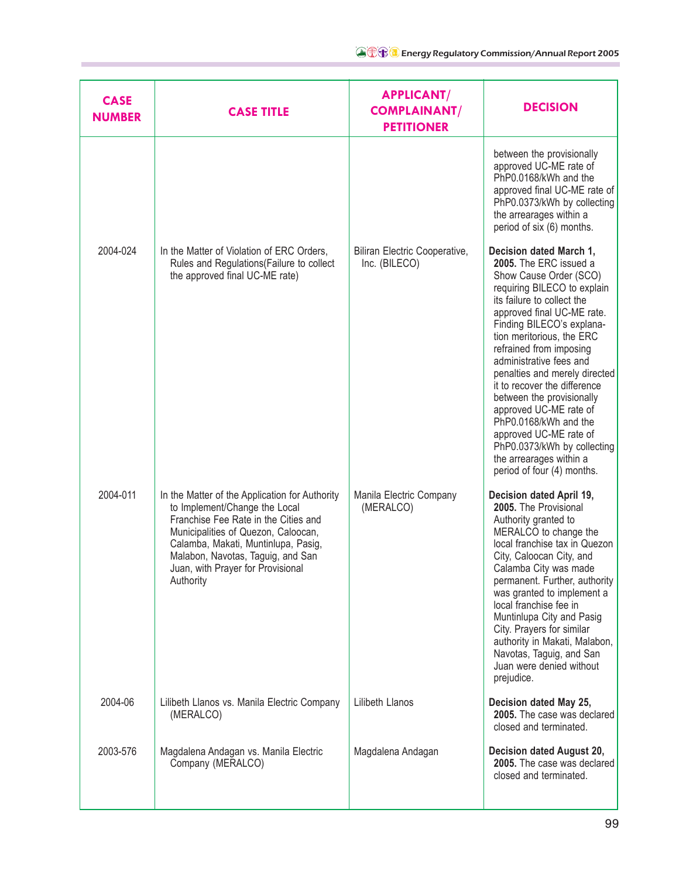| CASE NUMBER | CASE TITLE | APPLICANT/ COMPLAINANT/ PETITIONER | DECISION |
|---|---|---|---|
| | | | between the provisionally approved UC-ME rate of PhP0.0168/kWh and the approved final UC-ME rate of PhP0.0373/kWh by collecting the arrearages within a period of six (6) months. |
| 2004-024 | In the Matter of Violation of ERC Orders, Rules and Regulations(Failure to collect the approved final UC-ME rate) | Biliran Electric Cooperative, Inc. (BILECO) | **Decision dated March 1, 2005.** The ERC issued a Show Cause Order (SCO) requiring BILECO to explain its failure to collect the approved final UC-ME rate. Finding BILECO's explanation meritorious, the ERC refrained from imposing administrative fees and penalties and merely directed it to recover the difference between the provisionally approved UC-ME rate of PhP0.0168/kWh and the approved UC-ME rate of PhP0.0373/kWh by collecting the arrearages within a period of four (4) months. |
| 2004-011 | In the Matter of the Application for Authority to Implement/Change the Local Franchise Fee Rate in the Cities and Municipalities of Quezon, Caloocan, Calamba, Makati, Muntinlupa, Pasig, Malabon, Navotas, Taguig, and San Juan, with Prayer for Provisional Authority | Manila Electric Company (MERALCO) | **Decision dated April 19, 2005.** The Provisional Authority granted to MERALCO to change the local franchise tax in Quezon City, Caloocan City, and Calamba City was made permanent. Further, authority was granted to implement a local franchise fee in Muntinlupa City and Pasig City. Prayers for similar authority in Makati, Malabon, Navotas, Taguig, and San Juan were denied without prejudice. |
| 2004-06 | Lilibeth Llanos vs. Manila Electric Company (MERALCO) | Lilibeth Llanos | **Decision dated May 25, 2005.** The case was declared closed and terminated. |
| 2003-576 | Magdalena Andagan vs. Manila Electric Company (MERALCO) | Magdalena Andagan | **Decision dated August 20, 2005.** The case was declared closed and terminated. |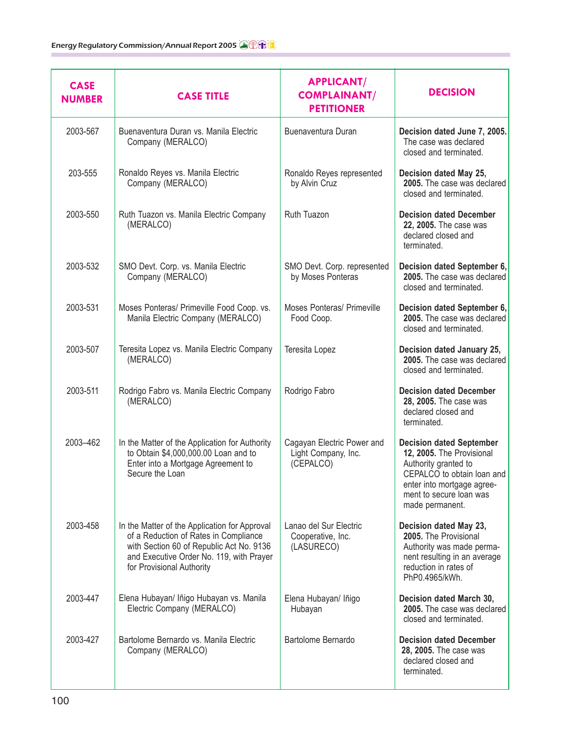| CASE NUMBER | CASE TITLE | APPLICANT/ COMPLAINANT/ PETITIONER | DECISION |
|---|---|---|---|
| 2003-567 | Buenaventura Duran vs. Manila Electric Company (MERALCO) | Buenaventura Duran | **Decision dated June 7, 2005.** The case was declared closed and terminated. |
| 203-555 | Ronaldo Reyes vs. Manila Electric Company (MERALCO) | Ronaldo Reyes represented by Alvin Cruz | **Decision dated May 25, 2005.** The case was declared closed and terminated. |
| 2003-550 | Ruth Tuazon vs. Manila Electric Company (MERALCO) | Ruth Tuazon | **Decision dated December 22, 2005.** The case was declared closed and terminated. |
| 2003-532 | SMO Devt. Corp. vs. Manila Electric Company (MERALCO) | SMO Devt. Corp. represented by Moses Ponteras | **Decision dated September 6, 2005.** The case was declared closed and terminated. |
| 2003-531 | Moses Ponteras/ Primeville Food Coop. vs. Manila Electric Company (MERALCO) | Moses Ponteras/ Primeville Food Coop. | **Decision dated September 6, 2005.** The case was declared closed and terminated. |
| 2003-507 | Teresita Lopez vs. Manila Electric Company (MERALCO) | Teresita Lopez | **Decision dated January 25, 2005.** The case was declared closed and terminated. |
| 2003-511 | Rodrigo Fabro vs. Manila Electric Company (MERALCO) | Rodrigo Fabro | **Decision dated December 28, 2005.** The case was declared closed and terminated. |
| 2003–462 | In the Matter of the Application for Authority to Obtain $4,000,000.00 Loan and to Enter into a Mortgage Agreement to Secure the Loan | Cagayan Electric Power and Light Company, Inc. (CEPALCO) | **Decision dated September 12, 2005.** The Provisional Authority granted to CEPALCO to obtain loan and enter into mortgage agreement to secure loan was made permanent. |
| 2003-458 | In the Matter of the Application for Approval of a Reduction of Rates in Compliance with Section 60 of Republic Act No. 9136 and Executive Order No. 119, with Prayer for Provisional Authority | Lanao del Sur Electric Cooperative, Inc. (LASURECO) | **Decision dated May 23, 2005.** The Provisional Authority was made permanent resulting in an average reduction in rates of PhP0.4965/kWh. |
| 2003-447 | Elena Hubayan/ Iñigo Hubayan vs. Manila Electric Company (MERALCO) | Elena Hubayan/ Iñigo Hubayan | **Decision dated March 30, 2005.** The case was declared closed and terminated. |
| 2003-427 | Bartolome Bernardo vs. Manila Electric Company (MERALCO) | Bartolome Bernardo | **Decision dated December 28, 2005.** The case was declared closed and terminated. |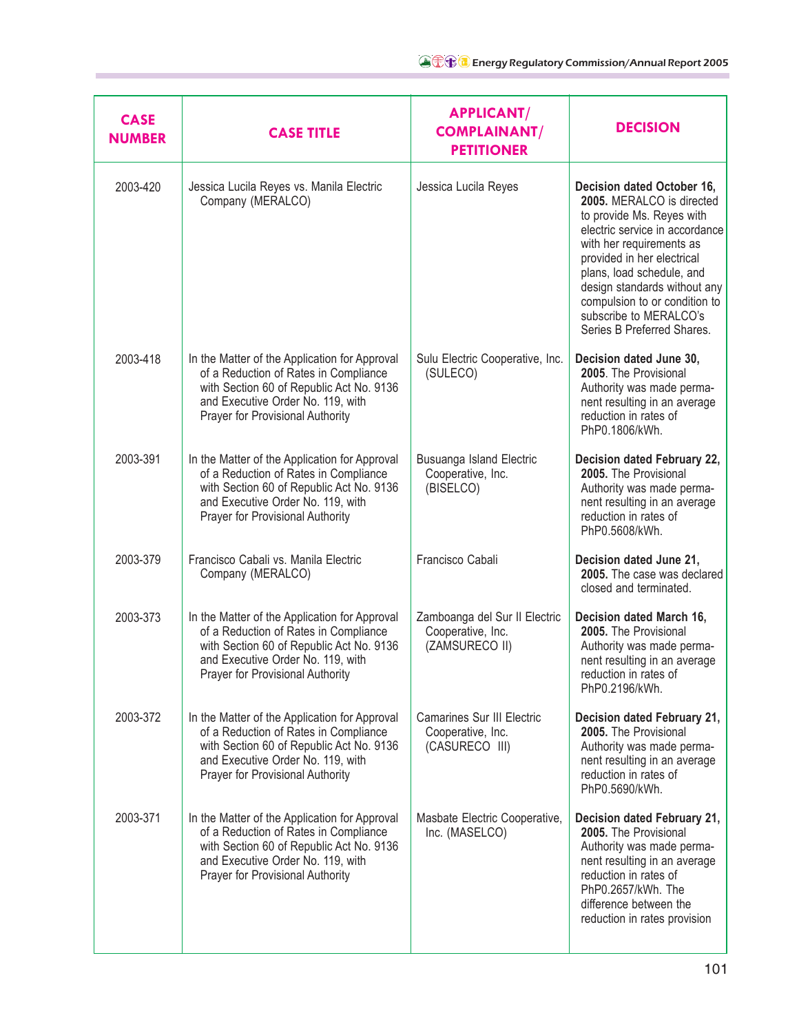| CASE NUMBER | CASE TITLE | APPLICANT/ COMPLAINANT/ PETITIONER | DECISION |
|---|---|---|---|
| 2003-420 | Jessica Lucila Reyes vs. Manila Electric Company (MERALCO) | Jessica Lucila Reyes | **Decision dated October 16, 2005.** MERALCO is directed to provide Ms. Reyes with electric service in accordance with her requirements as provided in her electrical plans, load schedule, and design standards without any compulsion to or condition to subscribe to MERALCO's Series B Preferred Shares. |
| 2003-418 | In the Matter of the Application for Approval of a Reduction of Rates in Compliance with Section 60 of Republic Act No. 9136 and Executive Order No. 119, with Prayer for Provisional Authority | Sulu Electric Cooperative, Inc. (SULECO) | **Decision dated June 30, 2005**. The Provisional Authority was made permanent resulting in an average reduction in rates of PhP0.1806/kWh. |
| 2003-391 | In the Matter of the Application for Approval of a Reduction of Rates in Compliance with Section 60 of Republic Act No. 9136 and Executive Order No. 119, with Prayer for Provisional Authority | Busuanga Island Electric Cooperative, Inc. (BISELCO) | **Decision dated February 22, 2005.** The Provisional Authority was made permanent resulting in an average reduction in rates of PhP0.5608/kWh. |
| 2003-379 | Francisco Cabali vs. Manila Electric Company (MERALCO) | Francisco Cabali | **Decision dated June 21, 2005.** The case was declared closed and terminated. |
| 2003-373 | In the Matter of the Application for Approval of a Reduction of Rates in Compliance with Section 60 of Republic Act No. 9136 and Executive Order No. 119, with Prayer for Provisional Authority | Zamboanga del Sur II Electric Cooperative, Inc. (ZAMSURECO II) | **Decision dated March 16, 2005.** The Provisional Authority was made permanent resulting in an average reduction in rates of PhP0.2196/kWh. |
| 2003-372 | In the Matter of the Application for Approval of a Reduction of Rates in Compliance with Section 60 of Republic Act No. 9136 and Executive Order No. 119, with Prayer for Provisional Authority | Camarines Sur III Electric Cooperative, Inc. (CASURECO III) | **Decision dated February 21, 2005.** The Provisional Authority was made permanent resulting in an average reduction in rates of PhP0.5690/kWh. |
| 2003-371 | In the Matter of the Application for Approval of a Reduction of Rates in Compliance with Section 60 of Republic Act No. 9136 and Executive Order No. 119, with Prayer for Provisional Authority | Masbate Electric Cooperative, Inc. (MASELCO) | **Decision dated February 21, 2005.** The Provisional Authority was made permanent resulting in an average reduction in rates of PhP0.2657/kWh. The difference between the reduction in rates provision |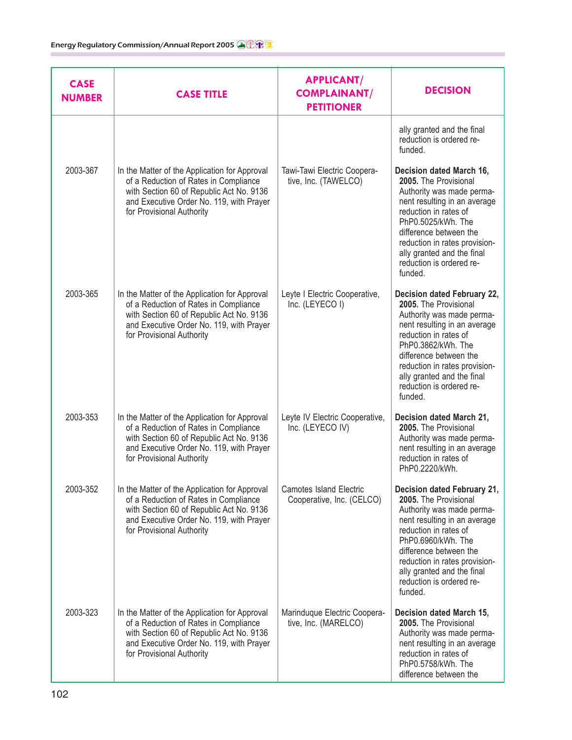| CASE NUMBER | CASE TITLE | APPLICANT/ COMPLAINANT/ PETITIONER | DECISION |
|---|---|---|---|
| | | | ally granted and the final reduction is ordered re-funded. |
| 2003-367 | In the Matter of the Application for Approval of a Reduction of Rates in Compliance with Section 60 of Republic Act No. 9136 and Executive Order No. 119, with Prayer for Provisional Authority | Tawi-Tawi Electric Coopera-tive, Inc. (TAWELCO) | **Decision dated March 16, 2005.** The Provisional Authority was made perma-nent resulting in an average reduction in rates of PhP0.5025/kWh. The difference between the reduction in rates provision-ally granted and the final reduction is ordered re-funded. |
| 2003-365 | In the Matter of the Application for Approval of a Reduction of Rates in Compliance with Section 60 of Republic Act No. 9136 and Executive Order No. 119, with Prayer for Provisional Authority | Leyte I Electric Cooperative, Inc. (LEYECO I) | **Decision dated February 22, 2005.** The Provisional Authority was made perma-nent resulting in an average reduction in rates of PhP0.3862/kWh. The difference between the reduction in rates provision-ally granted and the final reduction is ordered re-funded. |
| 2003-353 | In the Matter of the Application for Approval of a Reduction of Rates in Compliance with Section 60 of Republic Act No. 9136 and Executive Order No. 119, with Prayer for Provisional Authority | Leyte IV Electric Cooperative, Inc. (LEYECO IV) | **Decision dated March 21, 2005.** The Provisional Authority was made perma-nent resulting in an average reduction in rates of PhP0.2220/kWh. |
| 2003-352 | In the Matter of the Application for Approval of a Reduction of Rates in Compliance with Section 60 of Republic Act No. 9136 and Executive Order No. 119, with Prayer for Provisional Authority | Camotes Island Electric Cooperative, Inc. (CELCO) | **Decision dated February 21, 2005.** The Provisional Authority was made perma-nent resulting in an average reduction in rates of PhP0.6960/kWh. The difference between the reduction in rates provision-ally granted and the final reduction is ordered re-funded. |
| 2003-323 | In the Matter of the Application for Approval of a Reduction of Rates in Compliance with Section 60 of Republic Act No. 9136 and Executive Order No. 119, with Prayer for Provisional Authority | Marinduque Electric Coopera-tive, Inc. (MARELCO) | **Decision dated March 15, 2005.** The Provisional Authority was made perma-nent resulting in an average reduction in rates of PhP0.5758/kWh. The difference between the |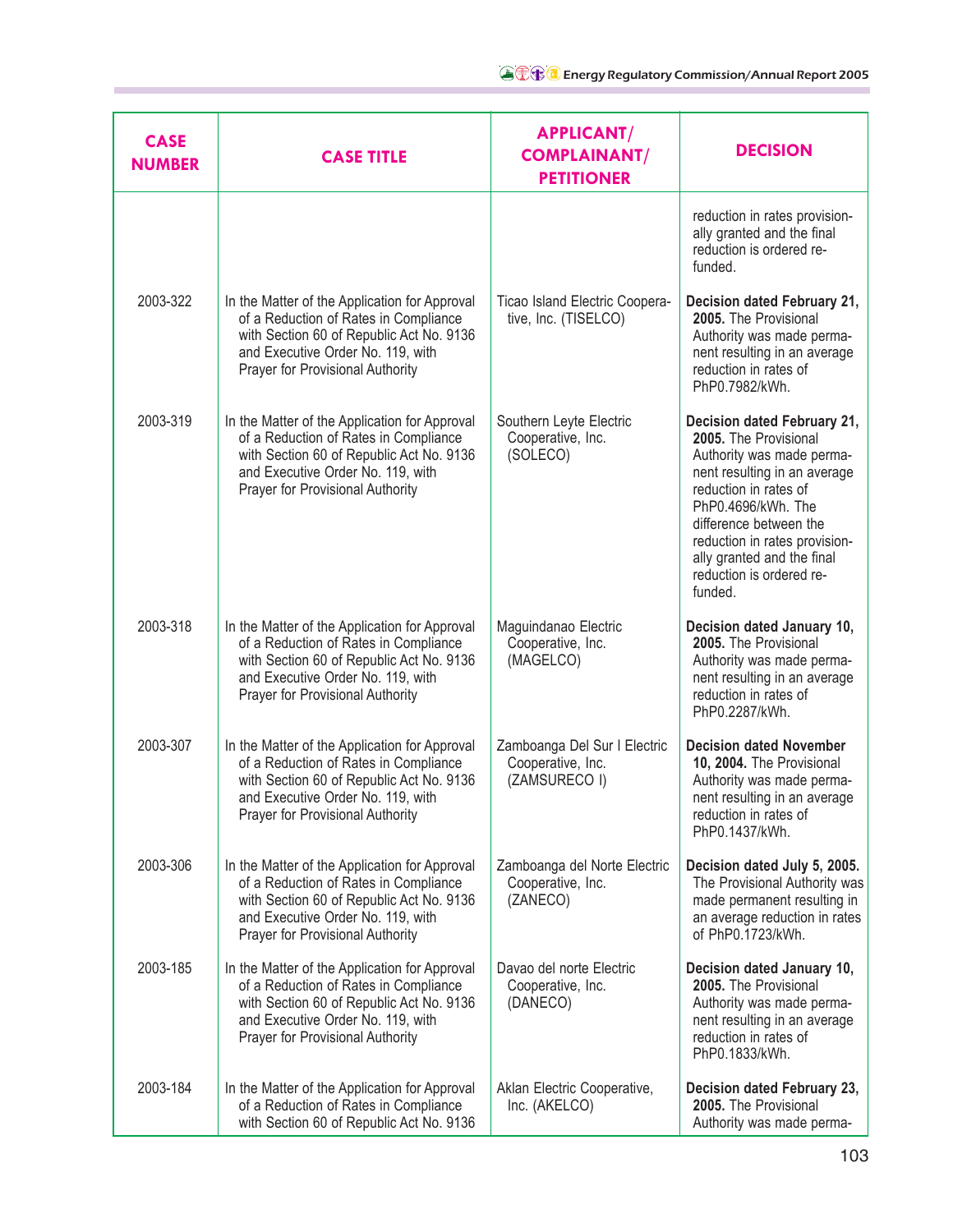| CASE NUMBER | CASE TITLE | APPLICANT/ COMPLAINANT/ PETITIONER | DECISION |
|---|---|---|---|
| | | | reduction in rates provisionally granted and the final reduction is ordered refunded. |
| 2003-322 | In the Matter of the Application for Approval of a Reduction of Rates in Compliance with Section 60 of Republic Act No. 9136 and Executive Order No. 119, with Prayer for Provisional Authority | Ticao Island Electric Cooperative, Inc. (TISELCO) | **Decision dated February 21, 2005.** The Provisional Authority was made permanent resulting in an average reduction in rates of PhP0.7982/kWh. |
| 2003-319 | In the Matter of the Application for Approval of a Reduction of Rates in Compliance with Section 60 of Republic Act No. 9136 and Executive Order No. 119, with Prayer for Provisional Authority | Southern Leyte Electric Cooperative, Inc. (SOLECO) | **Decision dated February 21, 2005.** The Provisional Authority was made permanent resulting in an average reduction in rates of PhP0.4696/kWh. The difference between the reduction in rates provisionally granted and the final reduction is ordered refunded. |
| 2003-318 | In the Matter of the Application for Approval of a Reduction of Rates in Compliance with Section 60 of Republic Act No. 9136 and Executive Order No. 119, with Prayer for Provisional Authority | Maguindanao Electric Cooperative, Inc. (MAGELCO) | **Decision dated January 10, 2005.** The Provisional Authority was made permanent resulting in an average reduction in rates of PhP0.2287/kWh. |
| 2003-307 | In the Matter of the Application for Approval of a Reduction of Rates in Compliance with Section 60 of Republic Act No. 9136 and Executive Order No. 119, with Prayer for Provisional Authority | Zamboanga Del Sur I Electric Cooperative, Inc. (ZAMSURECO I) | **Decision dated November 10, 2004.** The Provisional Authority was made permanent resulting in an average reduction in rates of PhP0.1437/kWh. |
| 2003-306 | In the Matter of the Application for Approval of a Reduction of Rates in Compliance with Section 60 of Republic Act No. 9136 and Executive Order No. 119, with Prayer for Provisional Authority | Zamboanga del Norte Electric Cooperative, Inc. (ZANECO) | **Decision dated July 5, 2005.** The Provisional Authority was made permanent resulting in an average reduction in rates of PhP0.1723/kWh. |
| 2003-185 | In the Matter of the Application for Approval of a Reduction of Rates in Compliance with Section 60 of Republic Act No. 9136 and Executive Order No. 119, with Prayer for Provisional Authority | Davao del norte Electric Cooperative, Inc. (DANECO) | **Decision dated January 10, 2005.** The Provisional Authority was made permanent resulting in an average reduction in rates of PhP0.1833/kWh. |
| 2003-184 | In the Matter of the Application for Approval of a Reduction of Rates in Compliance with Section 60 of Republic Act No. 9136 | Aklan Electric Cooperative, Inc. (AKELCO) | **Decision dated February 23, 2005.** The Provisional Authority was made perma- |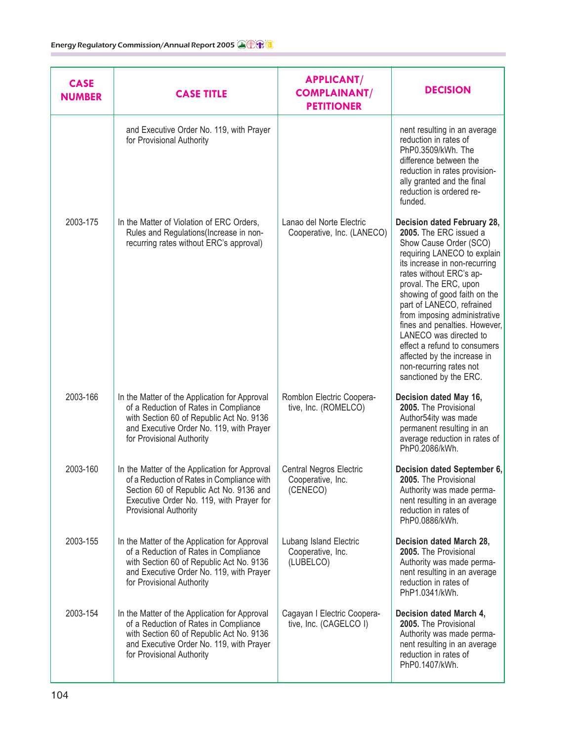| CASE NUMBER | CASE TITLE | APPLICANT/ COMPLAINANT/ PETITIONER | DECISION |
|---|---|---|---|
| | and Executive Order No. 119, with Prayer for Provisional Authority | | nent resulting in an average reduction in rates of PhP0.3509/kWh. The difference between the reduction in rates provisionally granted and the final reduction is ordered refunded. |
| 2003-175 | In the Matter of Violation of ERC Orders, Rules and Regulations(Increase in non-recurring rates without ERC's approval) | Lanao del Norte Electric Cooperative, Inc. (LANECO) | **Decision dated February 28, 2005.** The ERC issued a Show Cause Order (SCO) requiring LANECO to explain its increase in non-recurring rates without ERC's approval. The ERC, upon showing of good faith on the part of LANECO, refrained from imposing administrative fines and penalties. However, LANECO was directed to effect a refund to consumers affected by the increase in non-recurring rates not sanctioned by the ERC. |
| 2003-166 | In the Matter of the Application for Approval of a Reduction of Rates in Compliance with Section 60 of Republic Act No. 9136 and Executive Order No. 119, with Prayer for Provisional Authority | Romblon Electric Cooperative, Inc. (ROMELCO) | **Decision dated May 16, 2005.** The Provisional Author54ity was made permanent resulting in an average reduction in rates of PhP0.2086/kWh. |
| 2003-160 | In the Matter of the Application for Approval of a Reduction of Rates in Compliance with Section 60 of Republic Act No. 9136 and Executive Order No. 119, with Prayer for Provisional Authority | Central Negros Electric Cooperative, Inc. (CENECO) | **Decision dated September 6, 2005.** The Provisional Authority was made permanent resulting in an average reduction in rates of PhP0.0886/kWh. |
| 2003-155 | In the Matter of the Application for Approval of a Reduction of Rates in Compliance with Section 60 of Republic Act No. 9136 and Executive Order No. 119, with Prayer for Provisional Authority | Lubang Island Electric Cooperative, Inc. (LUBELCO) | **Decision dated March 28, 2005.** The Provisional Authority was made permanent resulting in an average reduction in rates of PhP1.0341/kWh. |
| 2003-154 | In the Matter of the Application for Approval of a Reduction of Rates in Compliance with Section 60 of Republic Act No. 9136 and Executive Order No. 119, with Prayer for Provisional Authority | Cagayan I Electric Cooperative, Inc. (CAGELCO I) | **Decision dated March 4, 2005.** The Provisional Authority was made permanent resulting in an average reduction in rates of PhP0.1407/kWh. |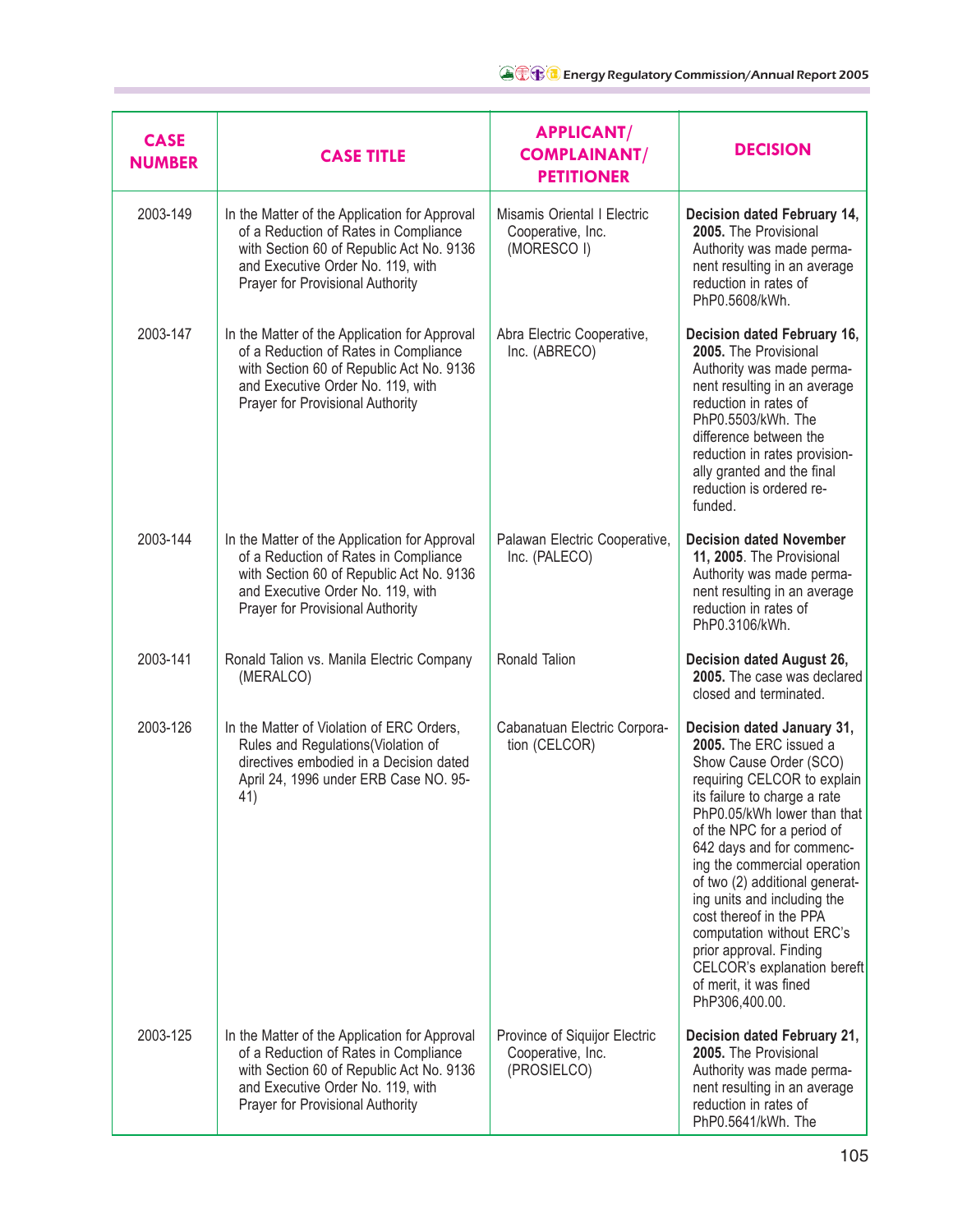| CASE NUMBER | CASE TITLE | APPLICANT/ COMPLAINANT/ PETITIONER | DECISION |
|---|---|---|---|
| 2003-149 | In the Matter of the Application for Approval of a Reduction of Rates in Compliance with Section 60 of Republic Act No. 9136 and Executive Order No. 119, with Prayer for Provisional Authority | Misamis Oriental I Electric Cooperative, Inc. (MORESCO I) | **Decision dated February 14, 2005.** The Provisional Authority was made permanent resulting in an average reduction in rates of PhP0.5608/kWh. |
| 2003-147 | In the Matter of the Application for Approval of a Reduction of Rates in Compliance with Section 60 of Republic Act No. 9136 and Executive Order No. 119, with Prayer for Provisional Authority | Abra Electric Cooperative, Inc. (ABRECO) | **Decision dated February 16, 2005.** The Provisional Authority was made permanent resulting in an average reduction in rates of PhP0.5503/kWh. The difference between the reduction in rates provisionally granted and the final reduction is ordered refunded. |
| 2003-144 | In the Matter of the Application for Approval of a Reduction of Rates in Compliance with Section 60 of Republic Act No. 9136 and Executive Order No. 119, with Prayer for Provisional Authority | Palawan Electric Cooperative, Inc. (PALECO) | **Decision dated November 11, 2005**. The Provisional Authority was made permanent resulting in an average reduction in rates of PhP0.3106/kWh. |
| 2003-141 | Ronald Talion vs. Manila Electric Company (MERALCO) | Ronald Talion | **Decision dated August 26, 2005.** The case was declared closed and terminated. |
| 2003-126 | In the Matter of Violation of ERC Orders, Rules and Regulations(Violation of directives embodied in a Decision dated April 24, 1996 under ERB Case NO. 95-41) | Cabanatuan Electric Corporation (CELCOR) | **Decision dated January 31, 2005.** The ERC issued a Show Cause Order (SCO) requiring CELCOR to explain its failure to charge a rate PhP0.05/kWh lower than that of the NPC for a period of 642 days and for commencing the commercial operation of two (2) additional generating units and including the cost thereof in the PPA computation without ERC's prior approval. Finding CELCOR's explanation bereft of merit, it was fined PhP306,400.00. |
| 2003-125 | In the Matter of the Application for Approval of a Reduction of Rates in Compliance with Section 60 of Republic Act No. 9136 and Executive Order No. 119, with Prayer for Provisional Authority | Province of Siquijor Electric Cooperative, Inc. (PROSIELCO) | **Decision dated February 21, 2005.** The Provisional Authority was made permanent resulting in an average reduction in rates of PhP0.5641/kWh. The |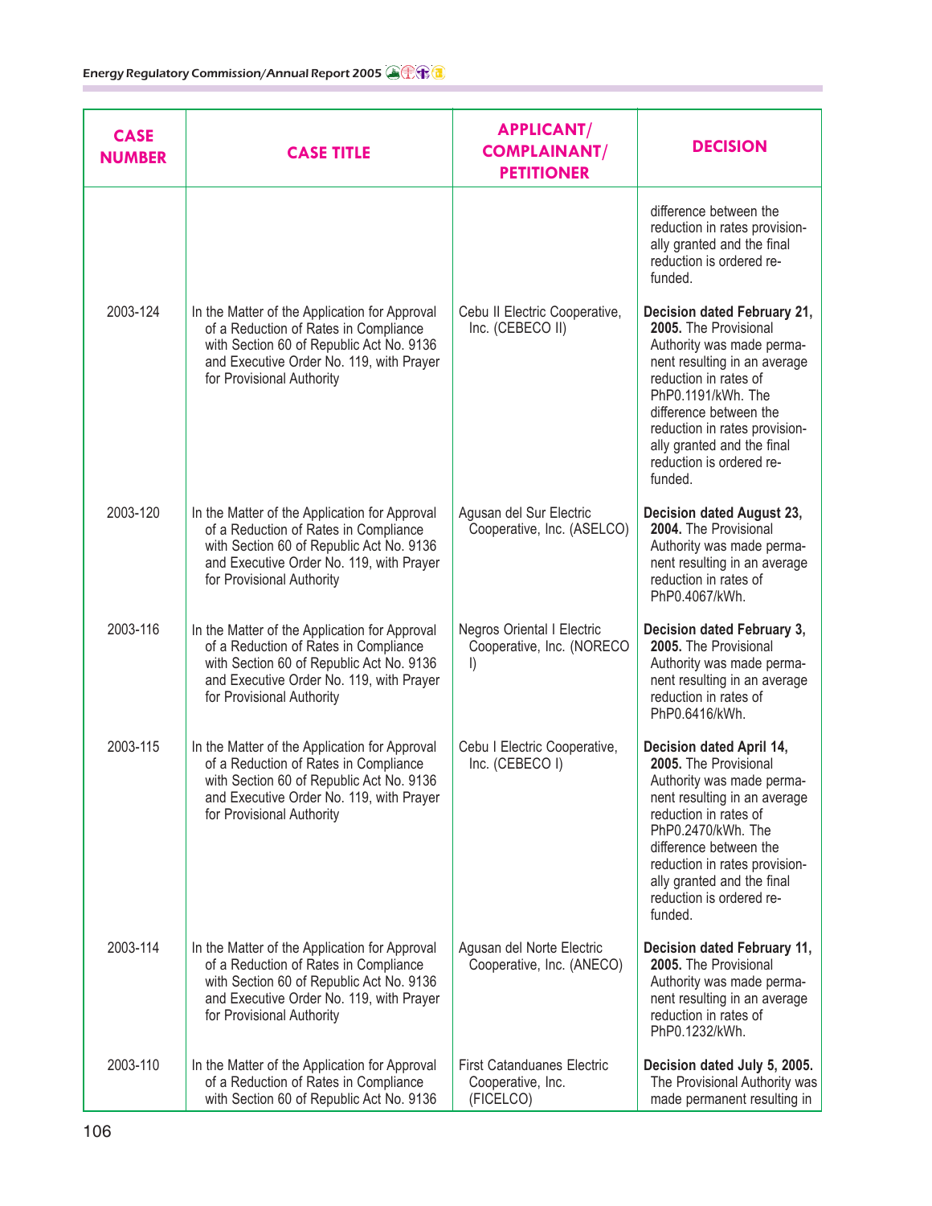| CASE NUMBER | CASE TITLE | APPLICANT/ COMPLAINANT/ PETITIONER | DECISION |
|---|---|---|---|
| | | | difference between the reduction in rates provisionally granted and the final reduction is ordered refunded. |
| 2003-124 | In the Matter of the Application for Approval of a Reduction of Rates in Compliance with Section 60 of Republic Act No. 9136 and Executive Order No. 119, with Prayer for Provisional Authority | Cebu II Electric Cooperative, Inc. (CEBECO II) | **Decision dated February 21, 2005.** The Provisional Authority was made permanent resulting in an average reduction in rates of PhP0.1191/kWh. The difference between the reduction in rates provisionally granted and the final reduction is ordered refunded. |
| 2003-120 | In the Matter of the Application for Approval of a Reduction of Rates in Compliance with Section 60 of Republic Act No. 9136 and Executive Order No. 119, with Prayer for Provisional Authority | Agusan del Sur Electric Cooperative, Inc. (ASELCO) | **Decision dated August 23, 2004.** The Provisional Authority was made permanent resulting in an average reduction in rates of PhP0.4067/kWh. |
| 2003-116 | In the Matter of the Application for Approval of a Reduction of Rates in Compliance with Section 60 of Republic Act No. 9136 and Executive Order No. 119, with Prayer for Provisional Authority | Negros Oriental I Electric Cooperative, Inc. (NORECO I) | **Decision dated February 3, 2005.** The Provisional Authority was made permanent resulting in an average reduction in rates of PhP0.6416/kWh. |
| 2003-115 | In the Matter of the Application for Approval of a Reduction of Rates in Compliance with Section 60 of Republic Act No. 9136 and Executive Order No. 119, with Prayer for Provisional Authority | Cebu I Electric Cooperative, Inc. (CEBECO I) | **Decision dated April 14, 2005.** The Provisional Authority was made permanent resulting in an average reduction in rates of PhP0.2470/kWh. The difference between the reduction in rates provisionally granted and the final reduction is ordered refunded. |
| 2003-114 | In the Matter of the Application for Approval of a Reduction of Rates in Compliance with Section 60 of Republic Act No. 9136 and Executive Order No. 119, with Prayer for Provisional Authority | Agusan del Norte Electric Cooperative, Inc. (ANECO) | **Decision dated February 11, 2005.** The Provisional Authority was made permanent resulting in an average reduction in rates of PhP0.1232/kWh. |
| 2003-110 | In the Matter of the Application for Approval of a Reduction of Rates in Compliance with Section 60 of Republic Act No. 9136 | First Catanduanes Electric Cooperative, Inc. (FICELCO) | **Decision dated July 5, 2005.** The Provisional Authority was made permanent resulting in |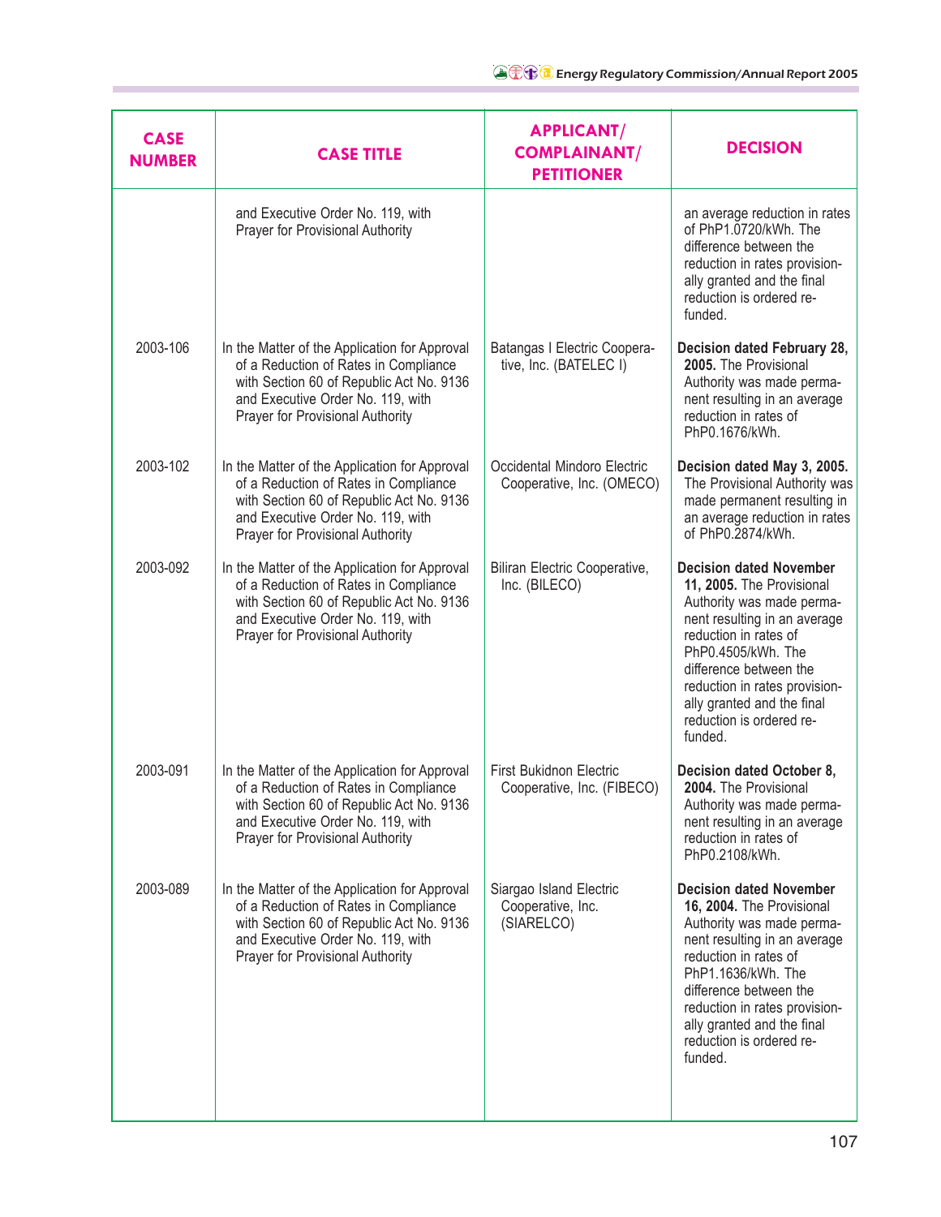| CASE NUMBER | CASE TITLE | APPLICANT/ COMPLAINANT/ PETITIONER | DECISION |
|---|---|---|---|
| | and Executive Order No. 119, with Prayer for Provisional Authority | | an average reduction in rates of PhP1.0720/kWh. The difference between the reduction in rates provisionally granted and the final reduction is ordered refunded. |
| 2003-106 | In the Matter of the Application for Approval of a Reduction of Rates in Compliance with Section 60 of Republic Act No. 9136 and Executive Order No. 119, with Prayer for Provisional Authority | Batangas I Electric Cooperative, Inc. (BATELEC I) | **Decision dated February 28, 2005.** The Provisional Authority was made permanent resulting in an average reduction in rates of PhP0.1676/kWh. |
| 2003-102 | In the Matter of the Application for Approval of a Reduction of Rates in Compliance with Section 60 of Republic Act No. 9136 and Executive Order No. 119, with Prayer for Provisional Authority | Occidental Mindoro Electric Cooperative, Inc. (OMECO) | **Decision dated May 3, 2005.** The Provisional Authority was made permanent resulting in an average reduction in rates of PhP0.2874/kWh. |
| 2003-092 | In the Matter of the Application for Approval of a Reduction of Rates in Compliance with Section 60 of Republic Act No. 9136 and Executive Order No. 119, with Prayer for Provisional Authority | Biliran Electric Cooperative, Inc. (BILECO) | **Decision dated November 11, 2005.** The Provisional Authority was made permanent resulting in an average reduction in rates of PhP0.4505/kWh. The difference between the reduction in rates provisionally granted and the final reduction is ordered refunded. |
| 2003-091 | In the Matter of the Application for Approval of a Reduction of Rates in Compliance with Section 60 of Republic Act No. 9136 and Executive Order No. 119, with Prayer for Provisional Authority | First Bukidnon Electric Cooperative, Inc. (FIBECO) | **Decision dated October 8, 2004.** The Provisional Authority was made permanent resulting in an average reduction in rates of PhP0.2108/kWh. |
| 2003-089 | In the Matter of the Application for Approval of a Reduction of Rates in Compliance with Section 60 of Republic Act No. 9136 and Executive Order No. 119, with Prayer for Provisional Authority | Siargao Island Electric Cooperative, Inc. (SIARELCO) | **Decision dated November 16, 2004.** The Provisional Authority was made permanent resulting in an average reduction in rates of PhP1.1636/kWh. The difference between the reduction in rates provisionally granted and the final reduction is ordered refunded. |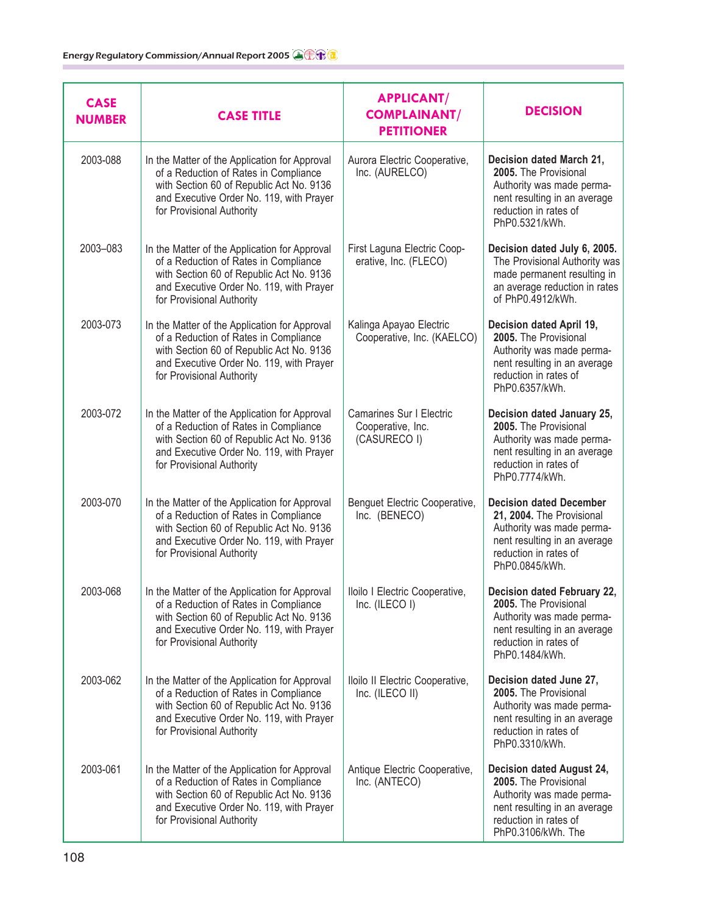| CASE NUMBER | CASE TITLE | APPLICANT/ COMPLAINANT/ PETITIONER | DECISION |
|---|---|---|---|
| 2003-088 | In the Matter of the Application for Approval of a Reduction of Rates in Compliance with Section 60 of Republic Act No. 9136 and Executive Order No. 119, with Prayer for Provisional Authority | Aurora Electric Cooperative, Inc. (AURELCO) | **Decision dated March 21, 2005.** The Provisional Authority was made permanent resulting in an average reduction in rates of PhP0.5321/kWh. |
| 2003–083 | In the Matter of the Application for Approval of a Reduction of Rates in Compliance with Section 60 of Republic Act No. 9136 and Executive Order No. 119, with Prayer for Provisional Authority | First Laguna Electric Cooperative, Inc. (FLECO) | **Decision dated July 6, 2005.** The Provisional Authority was made permanent resulting in an average reduction in rates of PhP0.4912/kWh. |
| 2003-073 | In the Matter of the Application for Approval of a Reduction of Rates in Compliance with Section 60 of Republic Act No. 9136 and Executive Order No. 119, with Prayer for Provisional Authority | Kalinga Apayao Electric Cooperative, Inc. (KAELCO) | **Decision dated April 19, 2005.** The Provisional Authority was made permanent resulting in an average reduction in rates of PhP0.6357/kWh. |
| 2003-072 | In the Matter of the Application for Approval of a Reduction of Rates in Compliance with Section 60 of Republic Act No. 9136 and Executive Order No. 119, with Prayer for Provisional Authority | Camarines Sur I Electric Cooperative, Inc. (CASURECO I) | **Decision dated January 25, 2005.** The Provisional Authority was made permanent resulting in an average reduction in rates of PhP0.7774/kWh. |
| 2003-070 | In the Matter of the Application for Approval of a Reduction of Rates in Compliance with Section 60 of Republic Act No. 9136 and Executive Order No. 119, with Prayer for Provisional Authority | Benguet Electric Cooperative, Inc. (BENECO) | **Decision dated December 21, 2004.** The Provisional Authority was made permanent resulting in an average reduction in rates of PhP0.0845/kWh. |
| 2003-068 | In the Matter of the Application for Approval of a Reduction of Rates in Compliance with Section 60 of Republic Act No. 9136 and Executive Order No. 119, with Prayer for Provisional Authority | Iloilo I Electric Cooperative, Inc. (ILECO I) | **Decision dated February 22, 2005.** The Provisional Authority was made permanent resulting in an average reduction in rates of PhP0.1484/kWh. |
| 2003-062 | In the Matter of the Application for Approval of a Reduction of Rates in Compliance with Section 60 of Republic Act No. 9136 and Executive Order No. 119, with Prayer for Provisional Authority | Iloilo II Electric Cooperative, Inc. (ILECO II) | **Decision dated June 27, 2005.** The Provisional Authority was made permanent resulting in an average reduction in rates of PhP0.3310/kWh. |
| 2003-061 | In the Matter of the Application for Approval of a Reduction of Rates in Compliance with Section 60 of Republic Act No. 9136 and Executive Order No. 119, with Prayer for Provisional Authority | Antique Electric Cooperative, Inc. (ANTECO) | **Decision dated August 24, 2005.** The Provisional Authority was made permanent resulting in an average reduction in rates of PhP0.3106/kWh. The |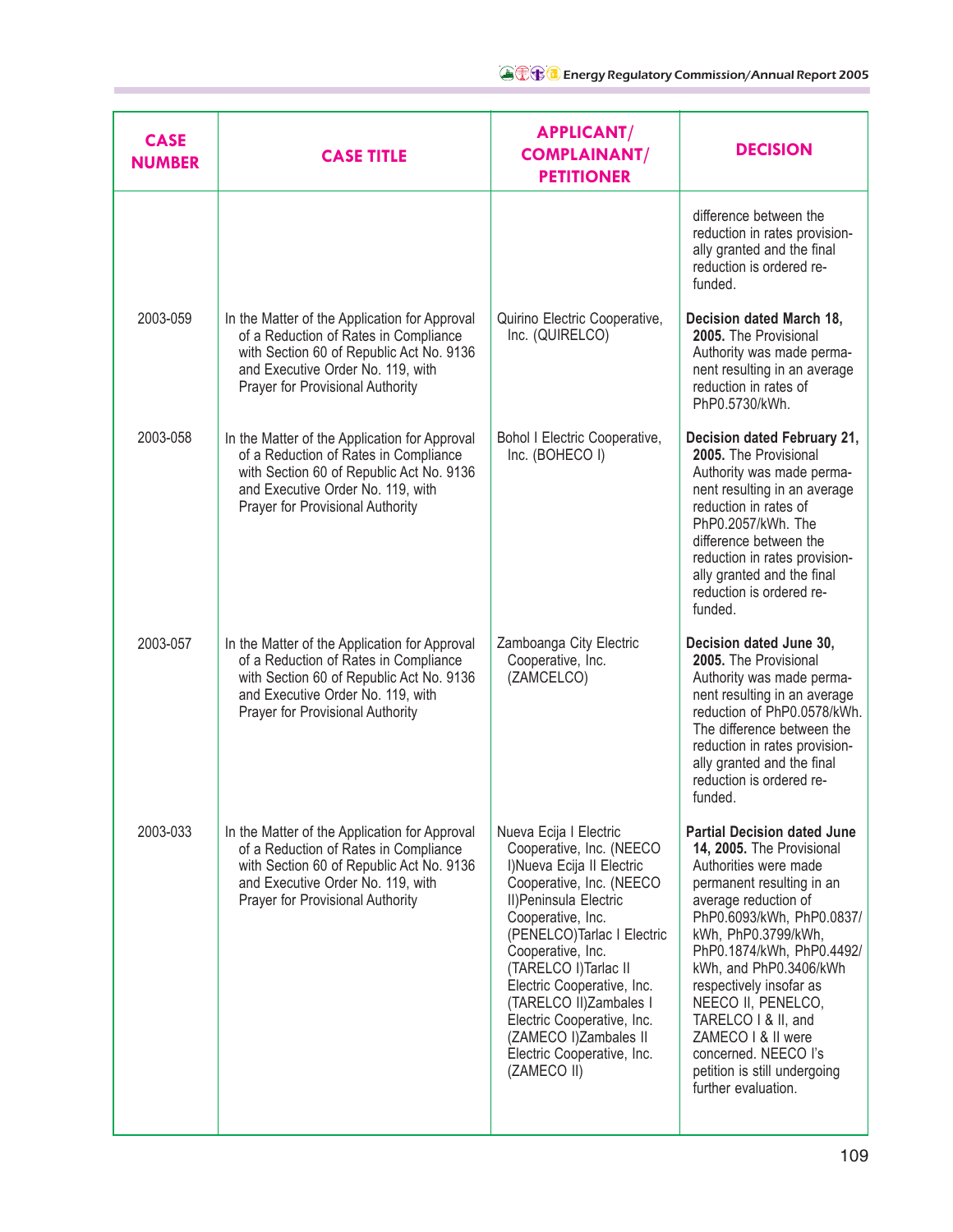| CASE NUMBER | CASE TITLE | APPLICANT/ COMPLAINANT/ PETITIONER | DECISION |
| --- | --- | --- | --- |
| | | | difference between the reduction in rates provisionally granted and the final reduction is ordered refunded. |
| 2003-059 | In the Matter of the Application for Approval of a Reduction of Rates in Compliance with Section 60 of Republic Act No. 9136 and Executive Order No. 119, with Prayer for Provisional Authority | Quirino Electric Cooperative, Inc. (QUIRELCO) | **Decision dated March 18, 2005.** The Provisional Authority was made permanent resulting in an average reduction in rates of PhP0.5730/kWh. |
| 2003-058 | In the Matter of the Application for Approval of a Reduction of Rates in Compliance with Section 60 of Republic Act No. 9136 and Executive Order No. 119, with Prayer for Provisional Authority | Bohol I Electric Cooperative, Inc. (BOHECO I) | **Decision dated February 21, 2005.** The Provisional Authority was made permanent resulting in an average reduction in rates of PhP0.2057/kWh. The difference between the reduction in rates provisionally granted and the final reduction is ordered refunded. |
| 2003-057 | In the Matter of the Application for Approval of a Reduction of Rates in Compliance with Section 60 of Republic Act No. 9136 and Executive Order No. 119, with Prayer for Provisional Authority | Zamboanga City Electric Cooperative, Inc. (ZAMCELCO) | **Decision dated June 30, 2005.** The Provisional Authority was made permanent resulting in an average reduction of PhP0.0578/kWh. The difference between the reduction in rates provisionally granted and the final reduction is ordered refunded. |
| 2003-033 | In the Matter of the Application for Approval of a Reduction of Rates in Compliance with Section 60 of Republic Act No. 9136 and Executive Order No. 119, with Prayer for Provisional Authority | Nueva Ecija I Electric Cooperative, Inc. (NEECO I)Nueva Ecija II Electric Cooperative, Inc. (NEECO II)Peninsula Electric Cooperative, Inc. (PENELCO)Tarlac I Electric Cooperative, Inc. (TARELCO I)Tarlac II Electric Cooperative, Inc. (TARELCO II)Zambales I Electric Cooperative, Inc. (ZAMECO I)Zambales II Electric Cooperative, Inc. (ZAMECO II) | **Partial Decision dated June 14, 2005.** The Provisional Authorities were made permanent resulting in an average reduction of PhP0.6093/kWh, PhP0.0837/kWh, PhP0.3799/kWh, PhP0.1874/kWh, PhP0.4492/kWh, and PhP0.3406/kWh respectively insofar as NEECO II, PENELCO, TARELCO I & II, and ZAMECO I & II were concerned. NEECO I's petition is still undergoing further evaluation. |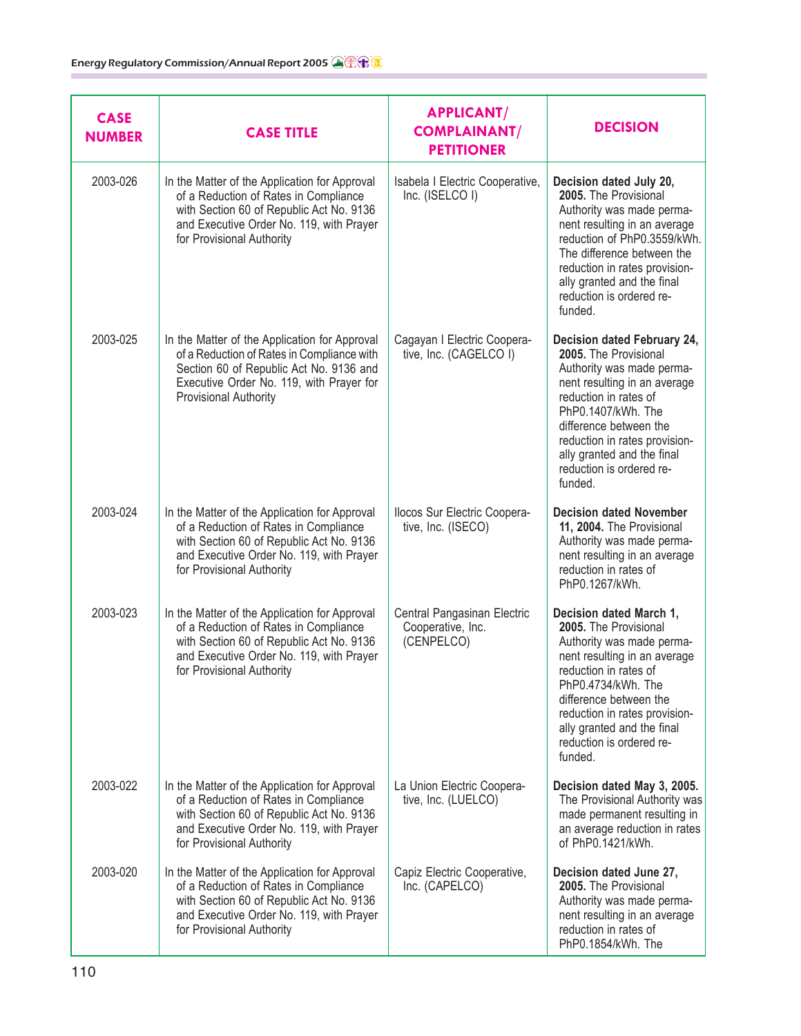| CASE NUMBER | CASE TITLE | APPLICANT/ COMPLAINANT/ PETITIONER | DECISION |
|---|---|---|---|
| 2003-026 | In the Matter of the Application for Approval of a Reduction of Rates in Compliance with Section 60 of Republic Act No. 9136 and Executive Order No. 119, with Prayer for Provisional Authority | Isabela I Electric Cooperative, Inc. (ISELCO I) | **Decision dated July 20, 2005.** The Provisional Authority was made permanent resulting in an average reduction of PhP0.3559/kWh. The difference between the reduction in rates provisionally granted and the final reduction is ordered refunded. |
| 2003-025 | In the Matter of the Application for Approval of a Reduction of Rates in Compliance with Section 60 of Republic Act No. 9136 and Executive Order No. 119, with Prayer for Provisional Authority | Cagayan I Electric Cooperative, Inc. (CAGELCO I) | **Decision dated February 24, 2005.** The Provisional Authority was made permanent resulting in an average reduction in rates of PhP0.1407/kWh. The difference between the reduction in rates provisionally granted and the final reduction is ordered refunded. |
| 2003-024 | In the Matter of the Application for Approval of a Reduction of Rates in Compliance with Section 60 of Republic Act No. 9136 and Executive Order No. 119, with Prayer for Provisional Authority | Ilocos Sur Electric Cooperative, Inc. (ISECO) | **Decision dated November 11, 2004.** The Provisional Authority was made permanent resulting in an average reduction in rates of PhP0.1267/kWh. |
| 2003-023 | In the Matter of the Application for Approval of a Reduction of Rates in Compliance with Section 60 of Republic Act No. 9136 and Executive Order No. 119, with Prayer for Provisional Authority | Central Pangasinan Electric Cooperative, Inc. (CENPELCO) | **Decision dated March 1, 2005.** The Provisional Authority was made permanent resulting in an average reduction in rates of PhP0.4734/kWh. The difference between the reduction in rates provisionally granted and the final reduction is ordered refunded. |
| 2003-022 | In the Matter of the Application for Approval of a Reduction of Rates in Compliance with Section 60 of Republic Act No. 9136 and Executive Order No. 119, with Prayer for Provisional Authority | La Union Electric Cooperative, Inc. (LUELCO) | **Decision dated May 3, 2005.** The Provisional Authority was made permanent resulting in an average reduction in rates of PhP0.1421/kWh. |
| 2003-020 | In the Matter of the Application for Approval of a Reduction of Rates in Compliance with Section 60 of Republic Act No. 9136 and Executive Order No. 119, with Prayer for Provisional Authority | Capiz Electric Cooperative, Inc. (CAPELCO) | **Decision dated June 27, 2005.** The Provisional Authority was made permanent resulting in an average reduction in rates of PhP0.1854/kWh. The |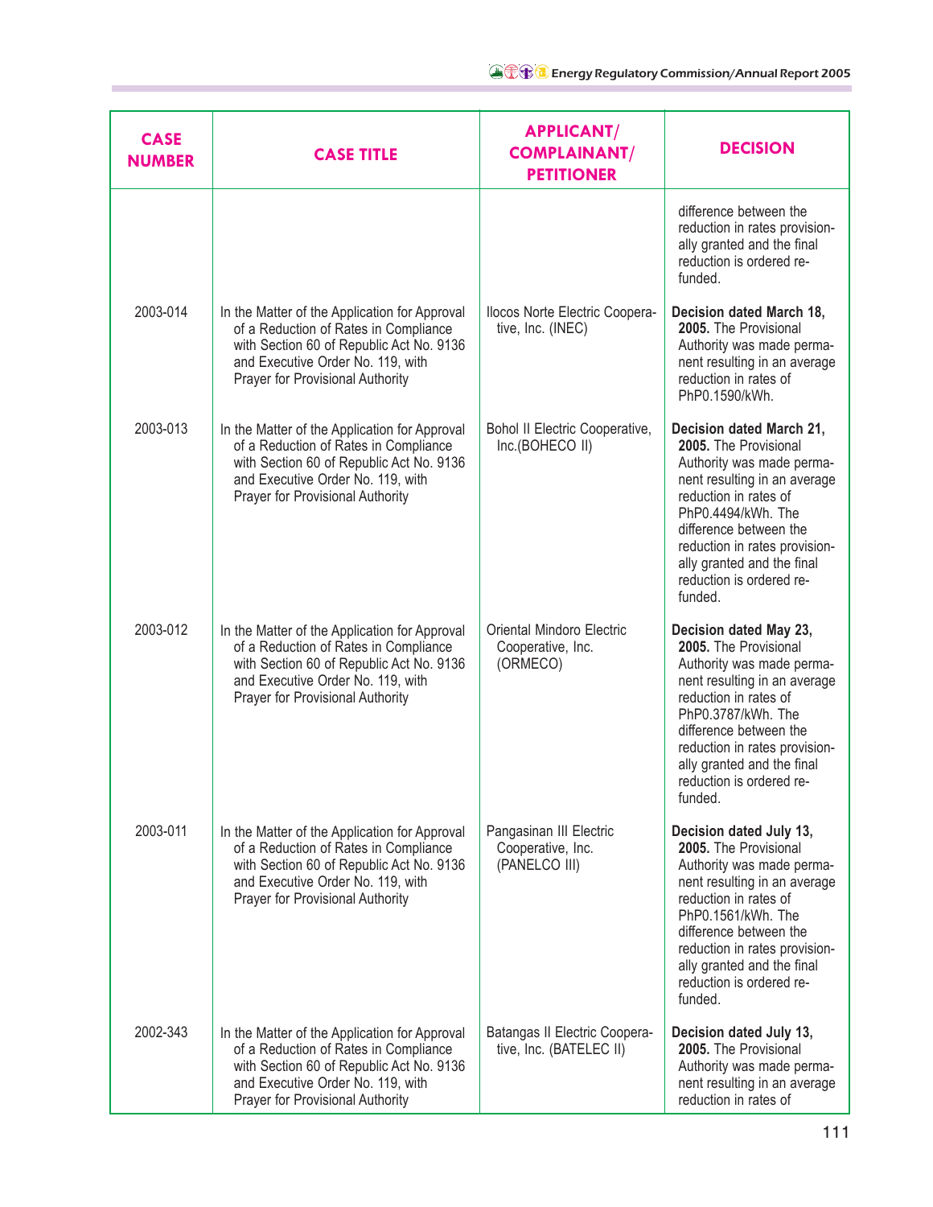| CASE NUMBER | CASE TITLE | APPLICANT/ COMPLAINANT/ PETITIONER | DECISION |
|---|---|---|---|
| | | | difference between the reduction in rates provisionally granted and the final reduction is ordered refunded. |
| 2003-014 | In the Matter of the Application for Approval of a Reduction of Rates in Compliance with Section 60 of Republic Act No. 9136 and Executive Order No. 119, with Prayer for Provisional Authority | Ilocos Norte Electric Cooperative, Inc. (INEC) | **Decision dated March 18, 2005.** The Provisional Authority was made permanent resulting in an average reduction in rates of PhP0.1590/kWh. |
| 2003-013 | In the Matter of the Application for Approval of a Reduction of Rates in Compliance with Section 60 of Republic Act No. 9136 and Executive Order No. 119, with Prayer for Provisional Authority | Bohol II Electric Cooperative, Inc.(BOHECO II) | **Decision dated March 21, 2005.** The Provisional Authority was made permanent resulting in an average reduction in rates of PhP0.4494/kWh. The difference between the reduction in rates provisionally granted and the final reduction is ordered refunded. |
| 2003-012 | In the Matter of the Application for Approval of a Reduction of Rates in Compliance with Section 60 of Republic Act No. 9136 and Executive Order No. 119, with Prayer for Provisional Authority | Oriental Mindoro Electric Cooperative, Inc. (ORMECO) | **Decision dated May 23, 2005.** The Provisional Authority was made permanent resulting in an average reduction in rates of PhP0.3787/kWh. The difference between the reduction in rates provisionally granted and the final reduction is ordered refunded. |
| 2003-011 | In the Matter of the Application for Approval of a Reduction of Rates in Compliance with Section 60 of Republic Act No. 9136 and Executive Order No. 119, with Prayer for Provisional Authority | Pangasinan III Electric Cooperative, Inc. (PANELCO III) | **Decision dated July 13, 2005.** The Provisional Authority was made permanent resulting in an average reduction in rates of PhP0.1561/kWh. The difference between the reduction in rates provisionally granted and the final reduction is ordered refunded. |
| 2002-343 | In the Matter of the Application for Approval of a Reduction of Rates in Compliance with Section 60 of Republic Act No. 9136 and Executive Order No. 119, with Prayer for Provisional Authority | Batangas II Electric Cooperative, Inc. (BATELEC II) | **Decision dated July 13, 2005.** The Provisional Authority was made permanent resulting in an average reduction in rates of |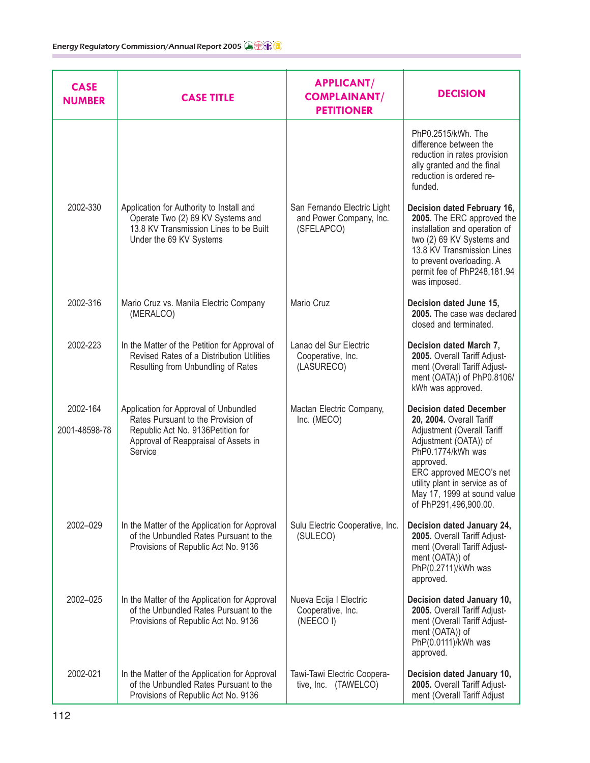| CASE NUMBER | CASE TITLE | APPLICANT/ COMPLAINANT/ PETITIONER | DECISION |
|---|---|---|---|
| | | | PhP0.2515/kWh. The difference between the reduction in rates provision ally granted and the final reduction is ordered re-funded. |
| 2002-330 | Application for Authority to Install and Operate Two (2) 69 KV Systems and 13.8 KV Transmission Lines to be Built Under the 69 KV Systems | San Fernando Electric Light and Power Company, Inc. (SFELAPCO) | **Decision dated February 16, 2005.** The ERC approved the installation and operation of two (2) 69 KV Systems and 13.8 KV Transmission Lines to prevent overloading. A permit fee of PhP248,181.94 was imposed. |
| 2002-316 | Mario Cruz vs. Manila Electric Company (MERALCO) | Mario Cruz | **Decision dated June 15, 2005.** The case was declared closed and terminated. |
| 2002-223 | In the Matter of the Petition for Approval of Revised Rates of a Distribution Utilities Resulting from Unbundling of Rates | Lanao del Sur Electric Cooperative, Inc. (LASURECO) | **Decision dated March 7, 2005.** Overall Tariff Adjust-ment (Overall Tariff Adjust-ment (OATA)) of PhP0.8106/ kWh was approved. |
| 2002-164<br>2001-48598-78 | Application for Approval of Unbundled Rates Pursuant to the Provision of Republic Act No. 9136Petition for Approval of Reappraisal of Assets in Service | Mactan Electric Company, Inc. (MECO) | **Decision dated December 20, 2004.** Overall Tariff Adjustment (Overall Tariff Adjustment (OATA)) of PhP0.1774/kWh was approved.<br>ERC approved MECO's net utility plant in service as of May 17, 1999 at sound value of PhP291,496,900.00. |
| 2002–029 | In the Matter of the Application for Approval of the Unbundled Rates Pursuant to the Provisions of Republic Act No. 9136 | Sulu Electric Cooperative, Inc. (SULECO) | **Decision dated January 24, 2005.** Overall Tariff Adjust-ment (Overall Tariff Adjust-ment (OATA)) of PhP(0.2711)/kWh was approved. |
| 2002–025 | In the Matter of the Application for Approval of the Unbundled Rates Pursuant to the Provisions of Republic Act No. 9136 | Nueva Ecija I Electric Cooperative, Inc. (NEECO I) | **Decision dated January 10, 2005.** Overall Tariff Adjust-ment (Overall Tariff Adjust-ment (OATA)) of PhP(0.0111)/kWh was approved. |
| 2002-021 | In the Matter of the Application for Approval of the Unbundled Rates Pursuant to the Provisions of Republic Act No. 9136 | Tawi-Tawi Electric Coopera-tive, Inc. (TAWELCO) | **Decision dated January 10, 2005.** Overall Tariff Adjust-ment (Overall Tariff Adjust |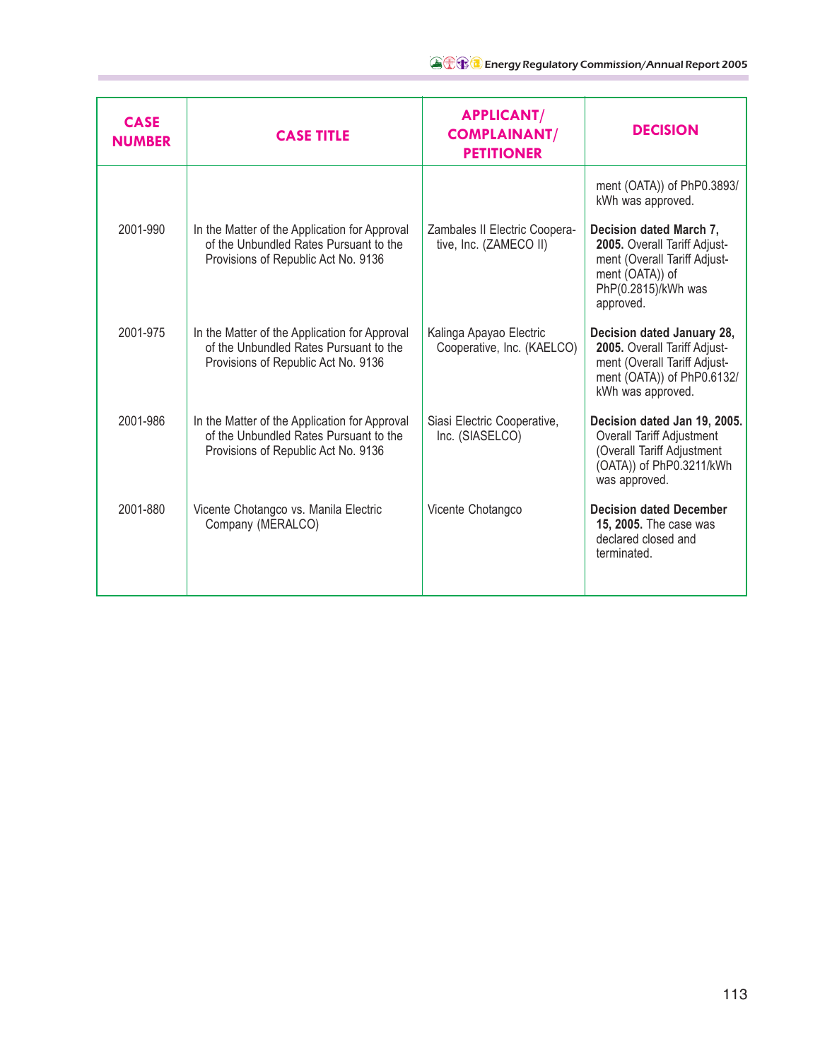| CASE NUMBER | CASE TITLE | APPLICANT/ COMPLAINANT/ PETITIONER | DECISION |
|---|---|---|---|
| | | | ment (OATA)) of PhP0.3893/ kWh was approved. |
| 2001-990 | In the Matter of the Application for Approval of the Unbundled Rates Pursuant to the Provisions of Republic Act No. 9136 | Zambales II Electric Cooperative, Inc. (ZAMECO II) | **Decision dated March 7, 2005.** Overall Tariff Adjustment (Overall Tariff Adjustment (OATA)) of PhP(0.2815)/kWh was approved. |
| 2001-975 | In the Matter of the Application for Approval of the Unbundled Rates Pursuant to the Provisions of Republic Act No. 9136 | Kalinga Apayao Electric Cooperative, Inc. (KAELCO) | **Decision dated January 28, 2005.** Overall Tariff Adjustment (Overall Tariff Adjustment (OATA)) of PhP0.6132/ kWh was approved. |
| 2001-986 | In the Matter of the Application for Approval of the Unbundled Rates Pursuant to the Provisions of Republic Act No. 9136 | Siasi Electric Cooperative, Inc. (SIASELCO) | **Decision dated Jan 19, 2005.** Overall Tariff Adjustment (Overall Tariff Adjustment (OATA)) of PhP0.3211/kWh was approved. |
| 2001-880 | Vicente Chotangco vs. Manila Electric Company (MERALCO) | Vicente Chotangco | **Decision dated December 15, 2005.** The case was declared closed and terminated. |